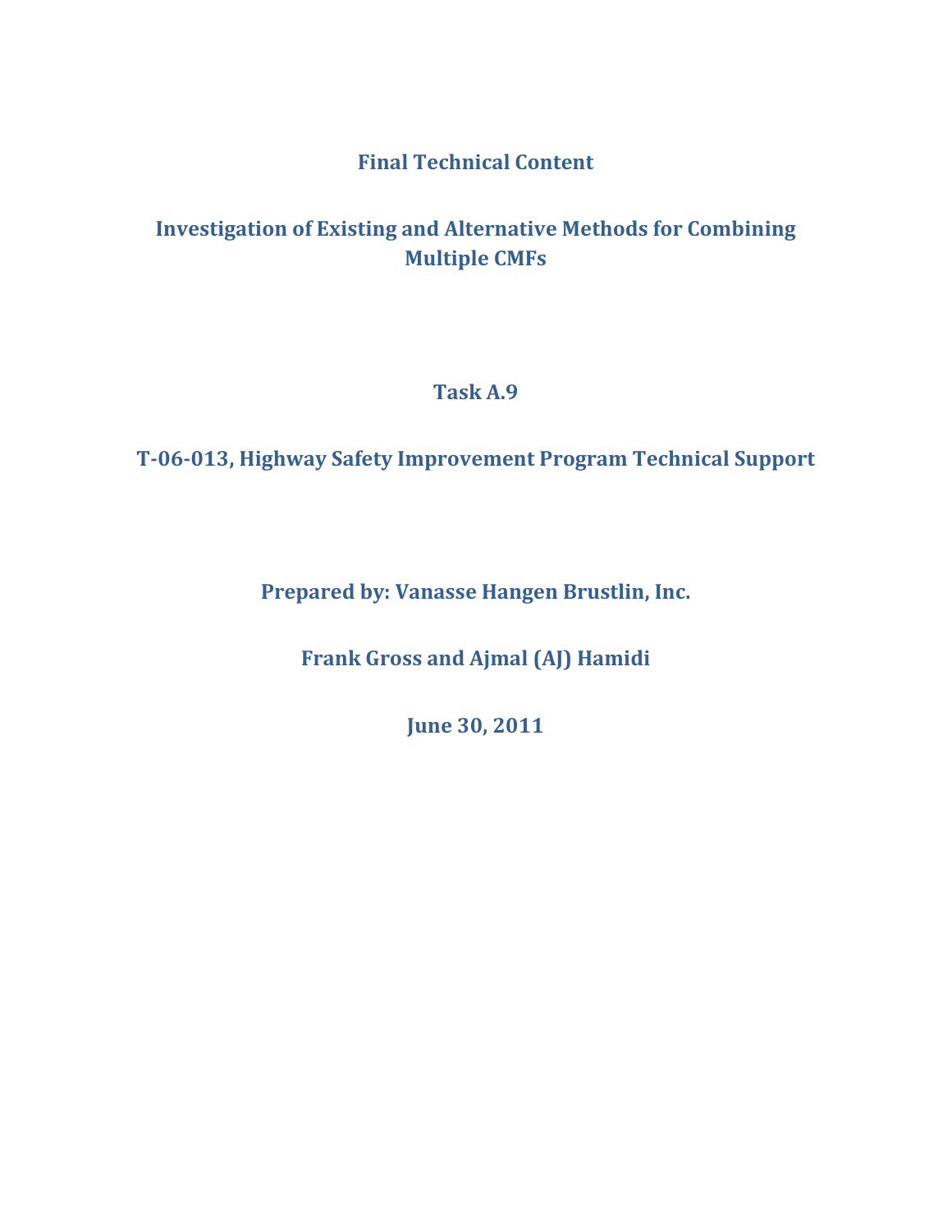# Final Technical Content

## Investigation of Existing and Alternative Methods for Combining Multiple CMFs

### Task A.9

### T-06-013, Highway Safety Improvement Program Technical Support

**Prepared by: Vanasse Hangen Brustlin, Inc.**

**Frank Gross and Ajmal (AJ) Hamidi**

**June 30, 2011**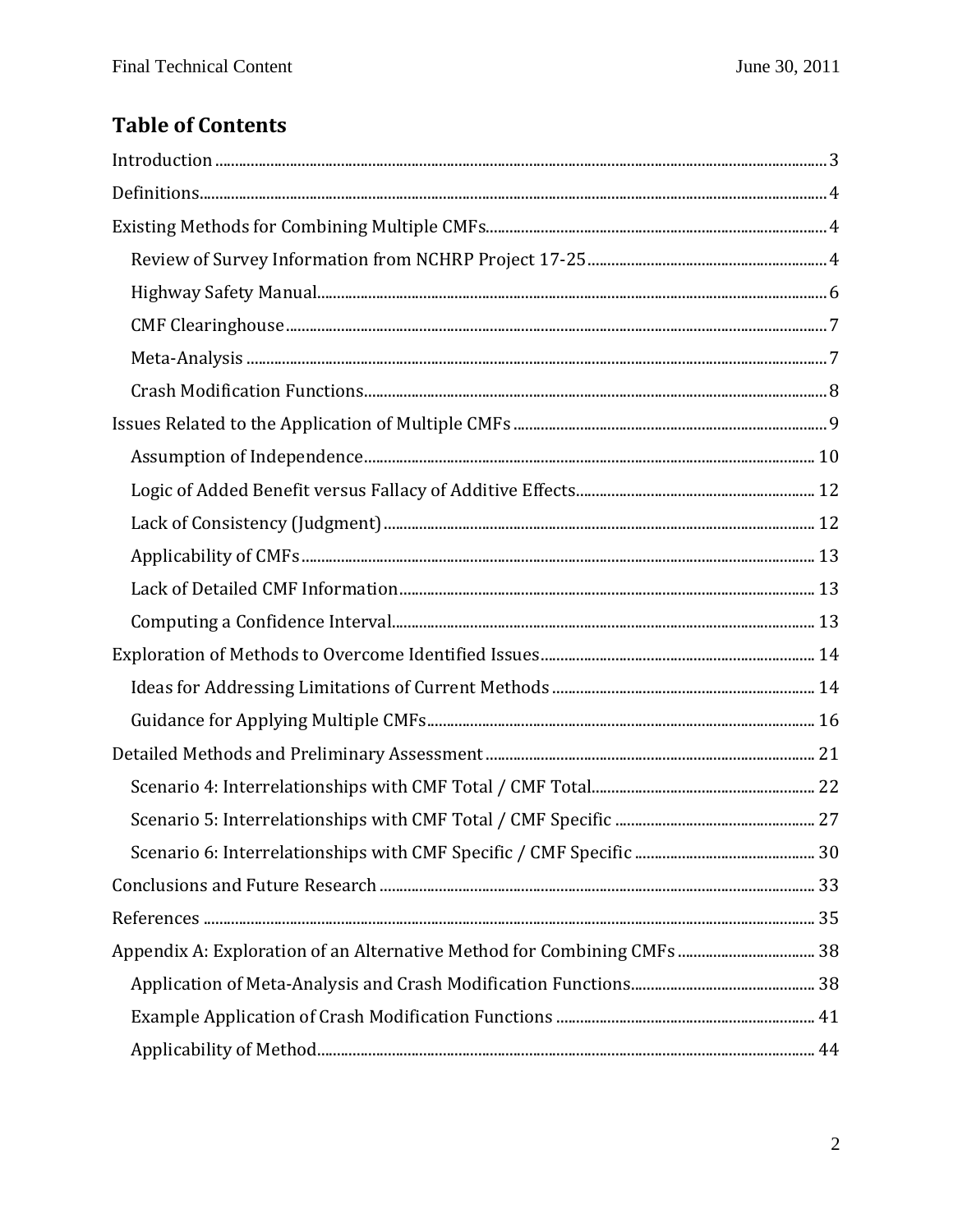## Table of Contents

Introduction ..... 3

Definitions ..... 4

Existing Methods for Combining Multiple CMFs ..... 4

- Review of Survey Information from NCHRP Project 17-25 ..... 4
- Highway Safety Manual ..... 6
- CMF Clearinghouse ..... 7
- Meta-Analysis ..... 7
- Crash Modification Functions ..... 8

Issues Related to the Application of Multiple CMFs ..... 9

- Assumption of Independence ..... 10
- Logic of Added Benefit versus Fallacy of Additive Effects ..... 12
- Lack of Consistency (Judgment) ..... 12
- Applicability of CMFs ..... 13
- Lack of Detailed CMF Information ..... 13
- Computing a Confidence Interval ..... 13

Exploration of Methods to Overcome Identified Issues ..... 14

- Ideas for Addressing Limitations of Current Methods ..... 14
- Guidance for Applying Multiple CMFs ..... 16

Detailed Methods and Preliminary Assessment ..... 21

- Scenario 4: Interrelationships with CMF Total / CMF Total ..... 22
- Scenario 5: Interrelationships with CMF Total / CMF Specific ..... 27
- Scenario 6: Interrelationships with CMF Specific / CMF Specific ..... 30

Conclusions and Future Research ..... 33

References ..... 35

Appendix A: Exploration of an Alternative Method for Combining CMFs ..... 38

- Application of Meta-Analysis and Crash Modification Functions ..... 38
- Example Application of Crash Modification Functions ..... 41
- Applicability of Method ..... 44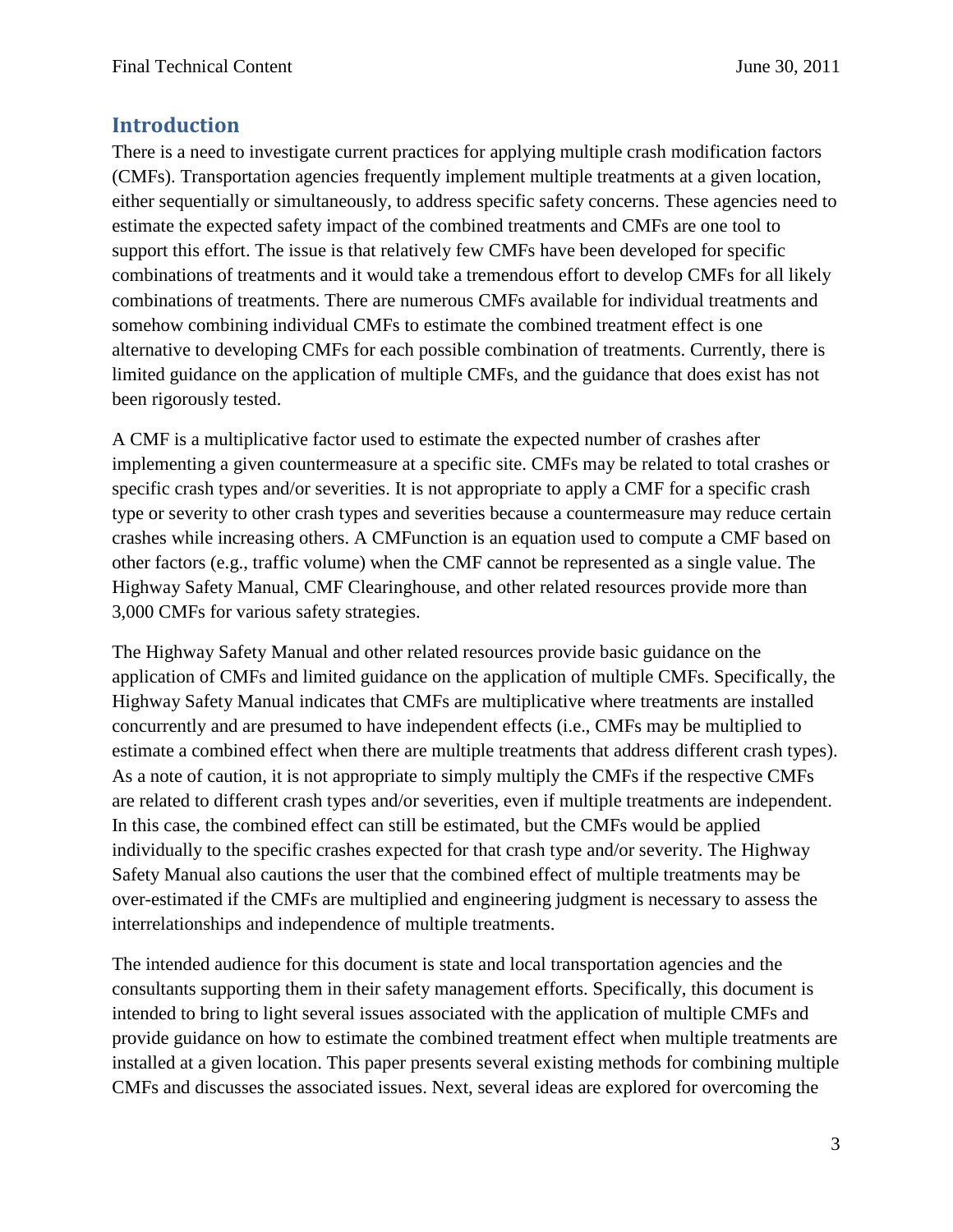## Introduction

There is a need to investigate current practices for applying multiple crash modification factors (CMFs). Transportation agencies frequently implement multiple treatments at a given location, either sequentially or simultaneously, to address specific safety concerns. These agencies need to estimate the expected safety impact of the combined treatments and CMFs are one tool to support this effort. The issue is that relatively few CMFs have been developed for specific combinations of treatments and it would take a tremendous effort to develop CMFs for all likely combinations of treatments. There are numerous CMFs available for individual treatments and somehow combining individual CMFs to estimate the combined treatment effect is one alternative to developing CMFs for each possible combination of treatments. Currently, there is limited guidance on the application of multiple CMFs, and the guidance that does exist has not been rigorously tested.

A CMF is a multiplicative factor used to estimate the expected number of crashes after implementing a given countermeasure at a specific site. CMFs may be related to total crashes or specific crash types and/or severities. It is not appropriate to apply a CMF for a specific crash type or severity to other crash types and severities because a countermeasure may reduce certain crashes while increasing others. A CMFunction is an equation used to compute a CMF based on other factors (e.g., traffic volume) when the CMF cannot be represented as a single value. The Highway Safety Manual, CMF Clearinghouse, and other related resources provide more than 3,000 CMFs for various safety strategies.

The Highway Safety Manual and other related resources provide basic guidance on the application of CMFs and limited guidance on the application of multiple CMFs. Specifically, the Highway Safety Manual indicates that CMFs are multiplicative where treatments are installed concurrently and are presumed to have independent effects (i.e., CMFs may be multiplied to estimate a combined effect when there are multiple treatments that address different crash types). As a note of caution, it is not appropriate to simply multiply the CMFs if the respective CMFs are related to different crash types and/or severities, even if multiple treatments are independent. In this case, the combined effect can still be estimated, but the CMFs would be applied individually to the specific crashes expected for that crash type and/or severity. The Highway Safety Manual also cautions the user that the combined effect of multiple treatments may be over-estimated if the CMFs are multiplied and engineering judgment is necessary to assess the interrelationships and independence of multiple treatments.

The intended audience for this document is state and local transportation agencies and the consultants supporting them in their safety management efforts. Specifically, this document is intended to bring to light several issues associated with the application of multiple CMFs and provide guidance on how to estimate the combined treatment effect when multiple treatments are installed at a given location. This paper presents several existing methods for combining multiple CMFs and discusses the associated issues. Next, several ideas are explored for overcoming the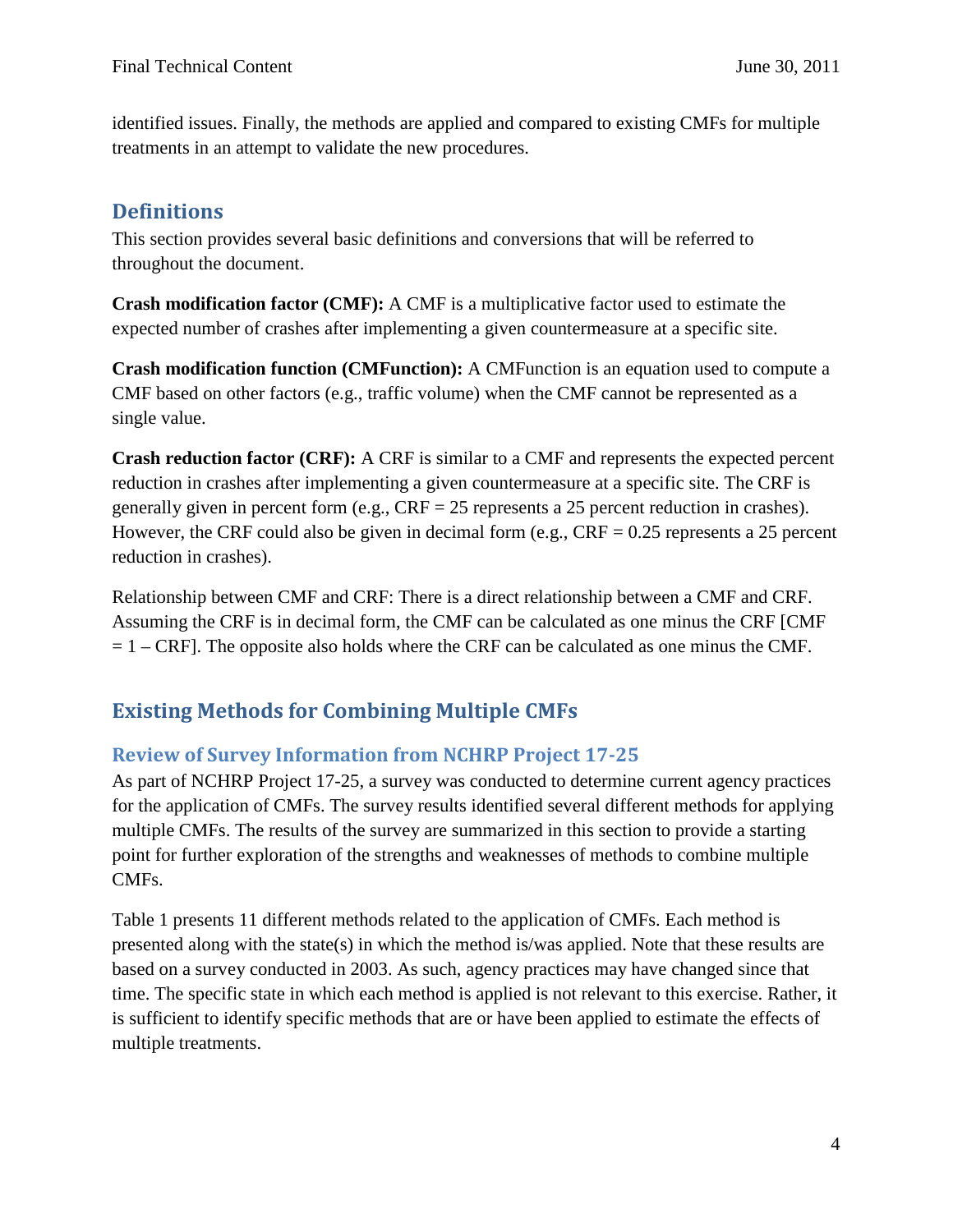identified issues. Finally, the methods are applied and compared to existing CMFs for multiple treatments in an attempt to validate the new procedures.

## Definitions

This section provides several basic definitions and conversions that will be referred to throughout the document.

**Crash modification factor (CMF):** A CMF is a multiplicative factor used to estimate the expected number of crashes after implementing a given countermeasure at a specific site.

**Crash modification function (CMFunction):** A CMFunction is an equation used to compute a CMF based on other factors (e.g., traffic volume) when the CMF cannot be represented as a single value.

**Crash reduction factor (CRF):** A CRF is similar to a CMF and represents the expected percent reduction in crashes after implementing a given countermeasure at a specific site. The CRF is generally given in percent form (e.g., CRF = 25 represents a 25 percent reduction in crashes). However, the CRF could also be given in decimal form (e.g., CRF = 0.25 represents a 25 percent reduction in crashes).

Relationship between CMF and CRF: There is a direct relationship between a CMF and CRF. Assuming the CRF is in decimal form, the CMF can be calculated as one minus the CRF [CMF = 1 – CRF]. The opposite also holds where the CRF can be calculated as one minus the CMF.

## Existing Methods for Combining Multiple CMFs

### Review of Survey Information from NCHRP Project 17-25

As part of NCHRP Project 17-25, a survey was conducted to determine current agency practices for the application of CMFs. The survey results identified several different methods for applying multiple CMFs. The results of the survey are summarized in this section to provide a starting point for further exploration of the strengths and weaknesses of methods to combine multiple CMFs.

Table 1 presents 11 different methods related to the application of CMFs. Each method is presented along with the state(s) in which the method is/was applied. Note that these results are based on a survey conducted in 2003. As such, agency practices may have changed since that time. The specific state in which each method is applied is not relevant to this exercise. Rather, it is sufficient to identify specific methods that are or have been applied to estimate the effects of multiple treatments.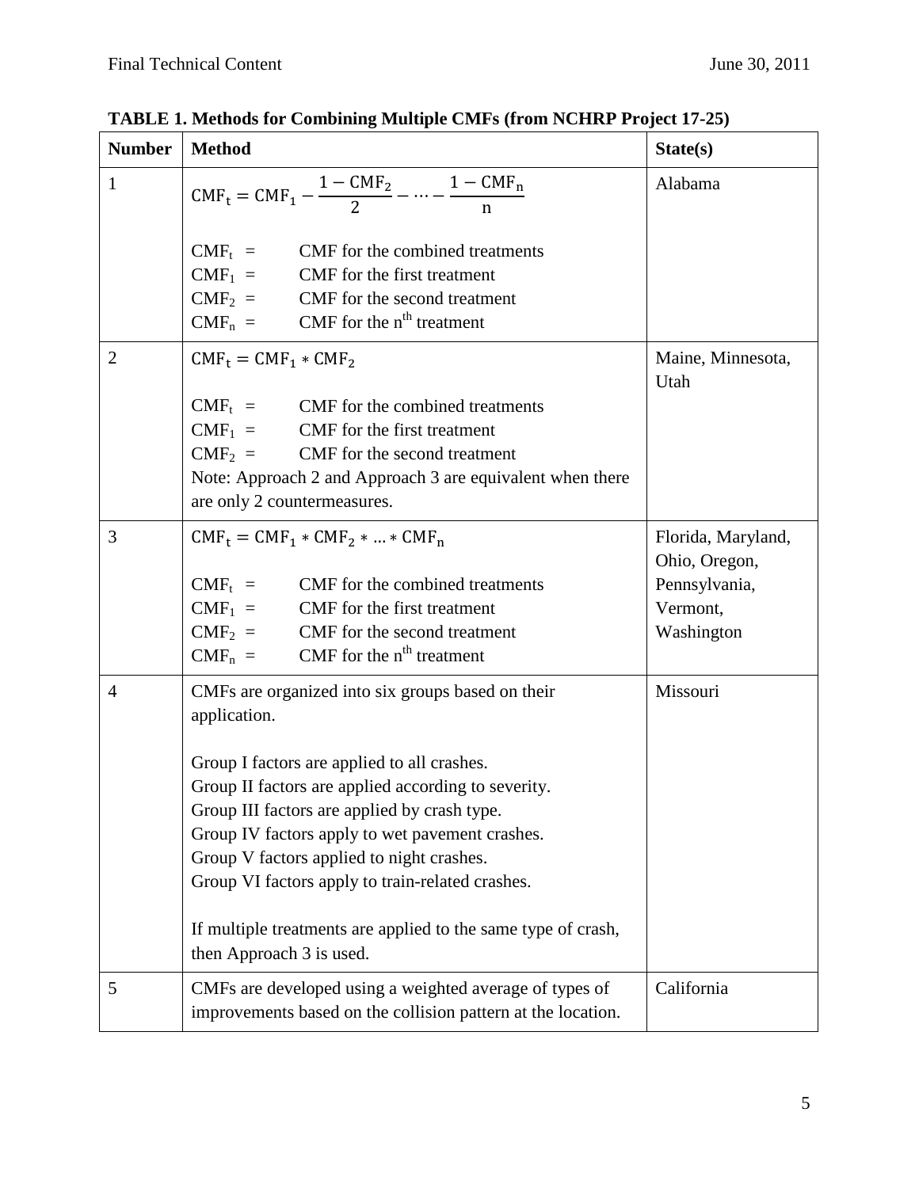**TABLE 1. Methods for Combining Multiple CMFs (from NCHRP Project 17-25)**

| Number | Method | State(s) |
|---|---|---|
| 1 | $\text{CMF}_t = \text{CMF}_1 - \frac{1 - \text{CMF}_2}{2} - \cdots - \frac{1 - \text{CMF}_n}{n}$<br><br>$\text{CMF}_t$ = CMF for the combined treatments<br>$\text{CMF}_1$ = CMF for the first treatment<br>$\text{CMF}_2$ = CMF for the second treatment<br>$\text{CMF}_n$ = CMF for the $n^{th}$ treatment | Alabama |
| 2 | $\text{CMF}_t = \text{CMF}_1 * \text{CMF}_2$<br><br>$\text{CMF}_t$ = CMF for the combined treatments<br>$\text{CMF}_1$ = CMF for the first treatment<br>$\text{CMF}_2$ = CMF for the second treatment<br>Note: Approach 2 and Approach 3 are equivalent when there are only 2 countermeasures. | Maine, Minnesota, Utah |
| 3 | $\text{CMF}_t = \text{CMF}_1 * \text{CMF}_2 * \ldots * \text{CMF}_n$<br><br>$\text{CMF}_t$ = CMF for the combined treatments<br>$\text{CMF}_1$ = CMF for the first treatment<br>$\text{CMF}_2$ = CMF for the second treatment<br>$\text{CMF}_n$ = CMF for the $n^{th}$ treatment | Florida, Maryland, Ohio, Oregon, Pennsylvania, Vermont, Washington |
| 4 | CMFs are organized into six groups based on their application.<br><br>Group I factors are applied to all crashes.<br>Group II factors are applied according to severity.<br>Group III factors are applied by crash type.<br>Group IV factors apply to wet pavement crashes.<br>Group V factors applied to night crashes.<br>Group VI factors apply to train-related crashes.<br><br>If multiple treatments are applied to the same type of crash, then Approach 3 is used. | Missouri |
| 5 | CMFs are developed using a weighted average of types of improvements based on the collision pattern at the location. | California |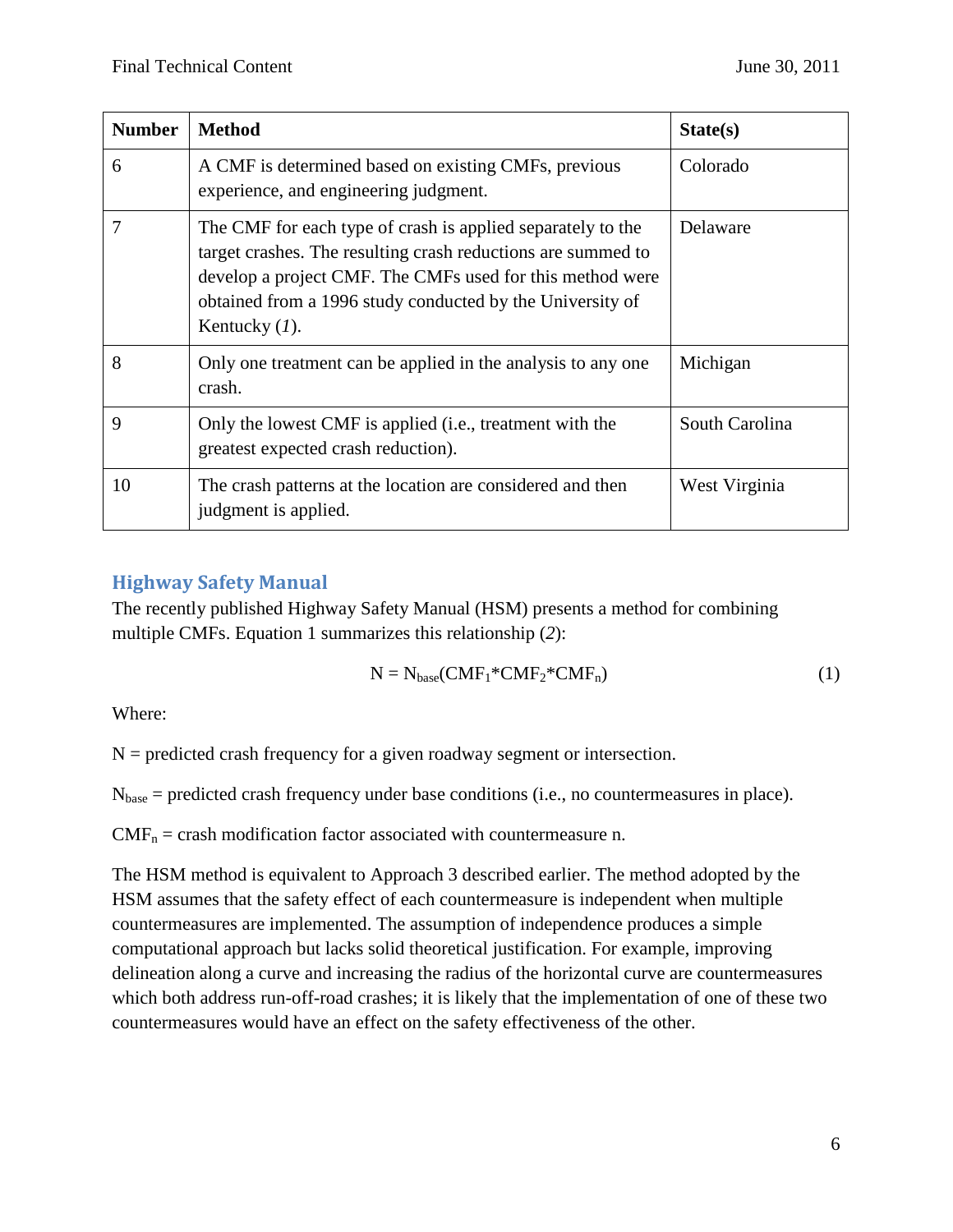| Number | Method | State(s) |
| --- | --- | --- |
| 6 | A CMF is determined based on existing CMFs, previous experience, and engineering judgment. | Colorado |
| 7 | The CMF for each type of crash is applied separately to the target crashes. The resulting crash reductions are summed to develop a project CMF. The CMFs used for this method were obtained from a 1996 study conducted by the University of Kentucky (*1*). | Delaware |
| 8 | Only one treatment can be applied in the analysis to any one crash. | Michigan |
| 9 | Only the lowest CMF is applied (i.e., treatment with the greatest expected crash reduction). | South Carolina |
| 10 | The crash patterns at the location are considered and then judgment is applied. | West Virginia |

## Highway Safety Manual

The recently published Highway Safety Manual (HSM) presents a method for combining multiple CMFs. Equation 1 summarizes this relationship (*2*):

$$N = N_{base}(CMF_1 * CMF_2 * CMF_n) \quad (1)$$

Where:

$N$ = predicted crash frequency for a given roadway segment or intersection.

$N_{base}$ = predicted crash frequency under base conditions (i.e., no countermeasures in place).

$CMF_n$ = crash modification factor associated with countermeasure n.

The HSM method is equivalent to Approach 3 described earlier. The method adopted by the HSM assumes that the safety effect of each countermeasure is independent when multiple countermeasures are implemented. The assumption of independence produces a simple computational approach but lacks solid theoretical justification. For example, improving delineation along a curve and increasing the radius of the horizontal curve are countermeasures which both address run-off-road crashes; it is likely that the implementation of one of these two countermeasures would have an effect on the safety effectiveness of the other.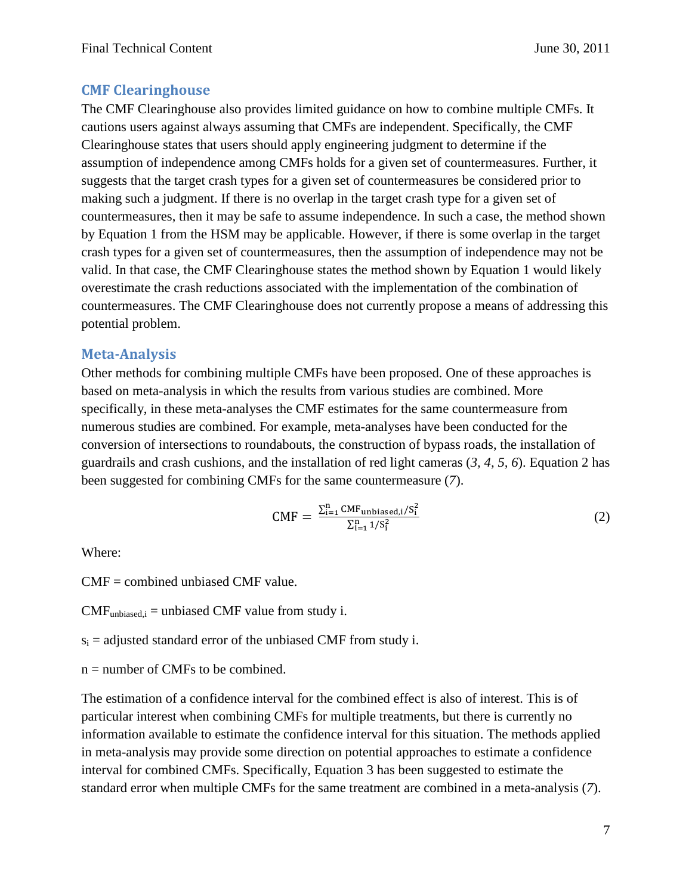## CMF Clearinghouse

The CMF Clearinghouse also provides limited guidance on how to combine multiple CMFs. It cautions users against always assuming that CMFs are independent. Specifically, the CMF Clearinghouse states that users should apply engineering judgment to determine if the assumption of independence among CMFs holds for a given set of countermeasures. Further, it suggests that the target crash types for a given set of countermeasures be considered prior to making such a judgment. If there is no overlap in the target crash type for a given set of countermeasures, then it may be safe to assume independence. In such a case, the method shown by Equation 1 from the HSM may be applicable. However, if there is some overlap in the target crash types for a given set of countermeasures, then the assumption of independence may not be valid. In that case, the CMF Clearinghouse states the method shown by Equation 1 would likely overestimate the crash reductions associated with the implementation of the combination of countermeasures. The CMF Clearinghouse does not currently propose a means of addressing this potential problem.

## Meta-Analysis

Other methods for combining multiple CMFs have been proposed. One of these approaches is based on meta-analysis in which the results from various studies are combined. More specifically, in these meta-analyses the CMF estimates for the same countermeasure from numerous studies are combined. For example, meta-analyses have been conducted for the conversion of intersections to roundabouts, the construction of bypass roads, the installation of guardrails and crash cushions, and the installation of red light cameras (*3*, *4*, *5*, *6*). Equation 2 has been suggested for combining CMFs for the same countermeasure (*7*).

$$\mathrm{CMF} = \frac{\sum_{i=1}^{n} \mathrm{CMF}_{\mathrm{unbiased},i}/S_i^2}{\sum_{i=1}^{n} 1/S_i^2} \tag{2}$$

Where:

CMF = combined unbiased CMF value.

$\mathrm{CMF}_{\mathrm{unbiased},i}$ = unbiased CMF value from study i.

$s_i$ = adjusted standard error of the unbiased CMF from study i.

n = number of CMFs to be combined.

The estimation of a confidence interval for the combined effect is also of interest. This is of particular interest when combining CMFs for multiple treatments, but there is currently no information available to estimate the confidence interval for this situation. The methods applied in meta-analysis may provide some direction on potential approaches to estimate a confidence interval for combined CMFs. Specifically, Equation 3 has been suggested to estimate the standard error when multiple CMFs for the same treatment are combined in a meta-analysis (*7*).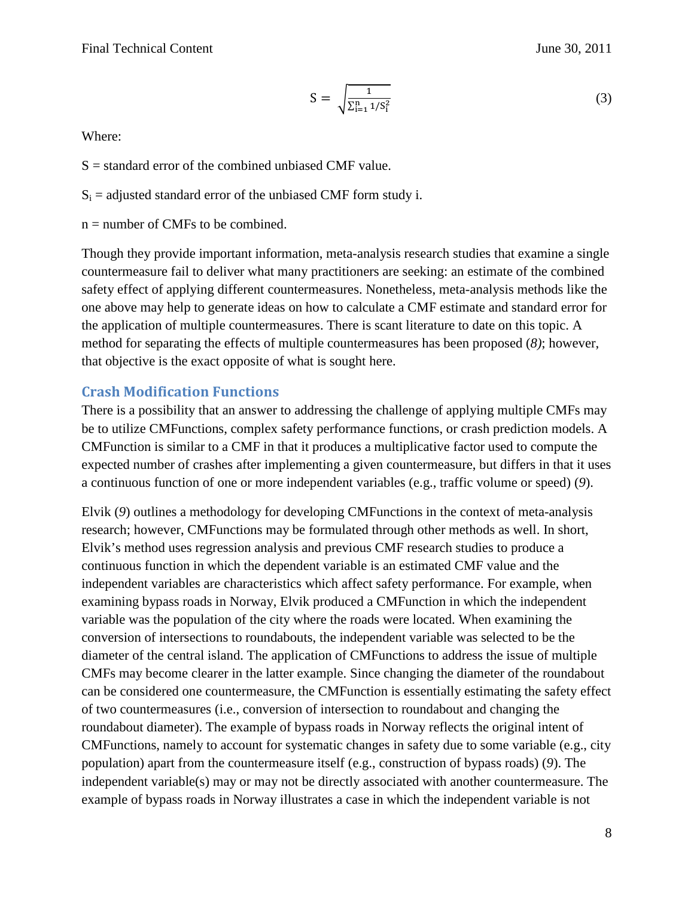$$S = \sqrt{\frac{1}{\sum_{i=1}^{n} 1/S_i^2}} \tag{3}$$

Where:

S = standard error of the combined unbiased CMF value.

$S_i$ = adjusted standard error of the unbiased CMF form study i.

n = number of CMFs to be combined.

Though they provide important information, meta-analysis research studies that examine a single countermeasure fail to deliver what many practitioners are seeking: an estimate of the combined safety effect of applying different countermeasures. Nonetheless, meta-analysis methods like the one above may help to generate ideas on how to calculate a CMF estimate and standard error for the application of multiple countermeasures. There is scant literature to date on this topic. A method for separating the effects of multiple countermeasures has been proposed (*8)*; however, that objective is the exact opposite of what is sought here.

## Crash Modification Functions

There is a possibility that an answer to addressing the challenge of applying multiple CMFs may be to utilize CMFunctions, complex safety performance functions, or crash prediction models. A CMFunction is similar to a CMF in that it produces a multiplicative factor used to compute the expected number of crashes after implementing a given countermeasure, but differs in that it uses a continuous function of one or more independent variables (e.g., traffic volume or speed) (*9*).

Elvik (*9*) outlines a methodology for developing CMFunctions in the context of meta-analysis research; however, CMFunctions may be formulated through other methods as well. In short, Elvik's method uses regression analysis and previous CMF research studies to produce a continuous function in which the dependent variable is an estimated CMF value and the independent variables are characteristics which affect safety performance. For example, when examining bypass roads in Norway, Elvik produced a CMFunction in which the independent variable was the population of the city where the roads were located. When examining the conversion of intersections to roundabouts, the independent variable was selected to be the diameter of the central island. The application of CMFunctions to address the issue of multiple CMFs may become clearer in the latter example. Since changing the diameter of the roundabout can be considered one countermeasure, the CMFunction is essentially estimating the safety effect of two countermeasures (i.e., conversion of intersection to roundabout and changing the roundabout diameter). The example of bypass roads in Norway reflects the original intent of CMFunctions, namely to account for systematic changes in safety due to some variable (e.g., city population) apart from the countermeasure itself (e.g., construction of bypass roads) (*9*). The independent variable(s) may or may not be directly associated with another countermeasure. The example of bypass roads in Norway illustrates a case in which the independent variable is not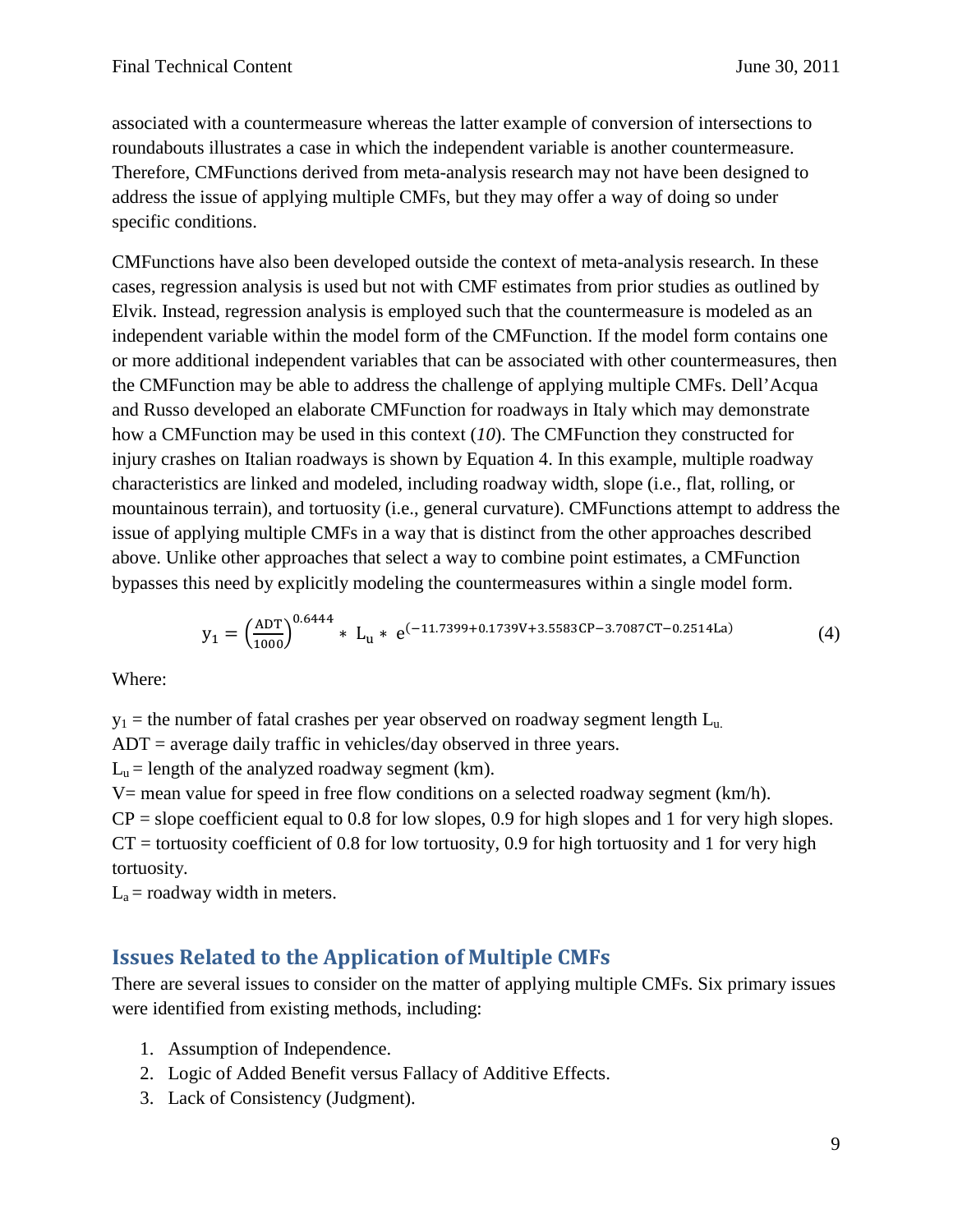associated with a countermeasure whereas the latter example of conversion of intersections to roundabouts illustrates a case in which the independent variable is another countermeasure. Therefore, CMFunctions derived from meta-analysis research may not have been designed to address the issue of applying multiple CMFs, but they may offer a way of doing so under specific conditions.

CMFunctions have also been developed outside the context of meta-analysis research. In these cases, regression analysis is used but not with CMF estimates from prior studies as outlined by Elvik. Instead, regression analysis is employed such that the countermeasure is modeled as an independent variable within the model form of the CMFunction. If the model form contains one or more additional independent variables that can be associated with other countermeasures, then the CMFunction may be able to address the challenge of applying multiple CMFs. Dell'Acqua and Russo developed an elaborate CMFunction for roadways in Italy which may demonstrate how a CMFunction may be used in this context (*10*). The CMFunction they constructed for injury crashes on Italian roadways is shown by Equation 4. In this example, multiple roadway characteristics are linked and modeled, including roadway width, slope (i.e., flat, rolling, or mountainous terrain), and tortuosity (i.e., general curvature). CMFunctions attempt to address the issue of applying multiple CMFs in a way that is distinct from the other approaches described above. Unlike other approaches that select a way to combine point estimates, a CMFunction bypasses this need by explicitly modeling the countermeasures within a single model form.

$$y_1 = \left(\frac{ADT}{1000}\right)^{0.6444} * L_u * e^{(-11.7399+0.1739V+3.5583CP-3.7087CT-0.2514La)} \tag{4}$$

Where:

$y_1$ = the number of fatal crashes per year observed on roadway segment length $L_u$.
ADT = average daily traffic in vehicles/day observed in three years.
$L_u$ = length of the analyzed roadway segment (km).
V= mean value for speed in free flow conditions on a selected roadway segment (km/h).
CP = slope coefficient equal to 0.8 for low slopes, 0.9 for high slopes and 1 for very high slopes.
CT = tortuosity coefficient of 0.8 for low tortuosity, 0.9 for high tortuosity and 1 for very high tortuosity.
$L_a$ = roadway width in meters.

## Issues Related to the Application of Multiple CMFs

There are several issues to consider on the matter of applying multiple CMFs. Six primary issues were identified from existing methods, including:

1. Assumption of Independence.
2. Logic of Added Benefit versus Fallacy of Additive Effects.
3. Lack of Consistency (Judgment).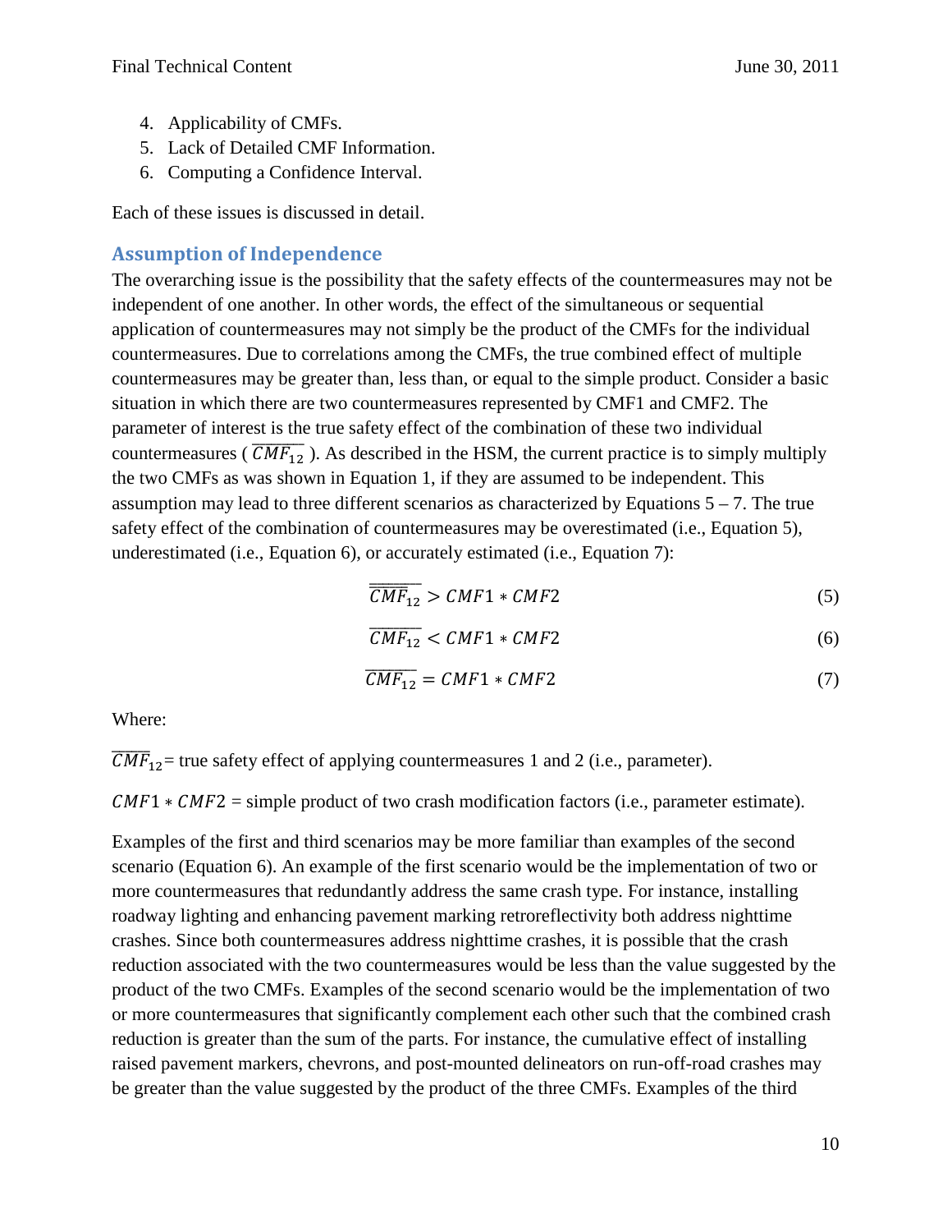4. Applicability of CMFs.
5. Lack of Detailed CMF Information.
6. Computing a Confidence Interval.

Each of these issues is discussed in detail.

## Assumption of Independence

The overarching issue is the possibility that the safety effects of the countermeasures may not be independent of one another. In other words, the effect of the simultaneous or sequential application of countermeasures may not simply be the product of the CMFs for the individual countermeasures. Due to correlations among the CMFs, the true combined effect of multiple countermeasures may be greater than, less than, or equal to the simple product. Consider a basic situation in which there are two countermeasures represented by CMF1 and CMF2. The parameter of interest is the true safety effect of the combination of these two individual countermeasures ( $\overline{CMF_{12}}$ ). As described in the HSM, the current practice is to simply multiply the two CMFs as was shown in Equation 1, if they are assumed to be independent. This assumption may lead to three different scenarios as characterized by Equations 5 – 7. The true safety effect of the combination of countermeasures may be overestimated (i.e., Equation 5), underestimated (i.e., Equation 6), or accurately estimated (i.e., Equation 7):

$$\overline{CMF_{12}} > CMF1 * CMF2 \tag{5}$$

$$\overline{CMF_{12}} < CMF1 * CMF2 \tag{6}$$

$$\overline{CMF_{12}} = CMF1 * CMF2 \tag{7}$$

Where:

$\overline{CMF}_{12}$= true safety effect of applying countermeasures 1 and 2 (i.e., parameter).

$CMF1 * CMF2$ = simple product of two crash modification factors (i.e., parameter estimate).

Examples of the first and third scenarios may be more familiar than examples of the second scenario (Equation 6). An example of the first scenario would be the implementation of two or more countermeasures that redundantly address the same crash type. For instance, installing roadway lighting and enhancing pavement marking retroreflectivity both address nighttime crashes. Since both countermeasures address nighttime crashes, it is possible that the crash reduction associated with the two countermeasures would be less than the value suggested by the product of the two CMFs. Examples of the second scenario would be the implementation of two or more countermeasures that significantly complement each other such that the combined crash reduction is greater than the sum of the parts. For instance, the cumulative effect of installing raised pavement markers, chevrons, and post-mounted delineators on run-off-road crashes may be greater than the value suggested by the product of the three CMFs. Examples of the third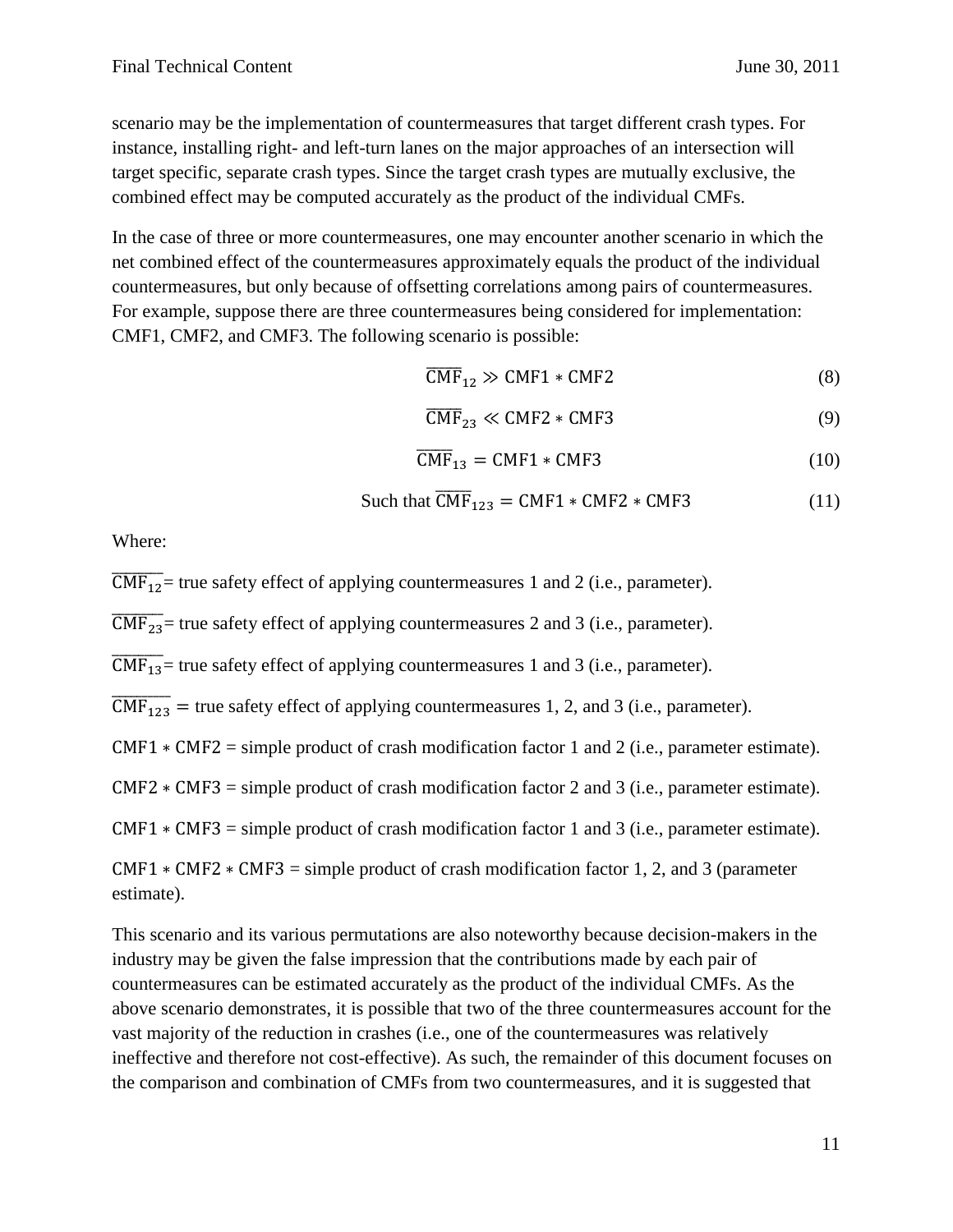scenario may be the implementation of countermeasures that target different crash types. For instance, installing right- and left-turn lanes on the major approaches of an intersection will target specific, separate crash types. Since the target crash types are mutually exclusive, the combined effect may be computed accurately as the product of the individual CMFs.

In the case of three or more countermeasures, one may encounter another scenario in which the net combined effect of the countermeasures approximately equals the product of the individual countermeasures, but only because of offsetting correlations among pairs of countermeasures. For example, suppose there are three countermeasures being considered for implementation: CMF1, CMF2, and CMF3. The following scenario is possible:

$$\overline{\text{CMF}}_{12} \gg \text{CMF1} * \text{CMF2} \tag{8}$$

$$\overline{\text{CMF}}_{23} \ll \text{CMF2} * \text{CMF3} \tag{9}$$

$$\overline{\text{CMF}}_{13} = \text{CMF1} * \text{CMF3} \tag{10}$$

$$\text{Such that } \overline{\text{CMF}}_{123} = \text{CMF1} * \text{CMF2} * \text{CMF3} \tag{11}$$

Where:

$\overline{\text{CMF}}_{12}$ = true safety effect of applying countermeasures 1 and 2 (i.e., parameter).

$\overline{\text{CMF}}_{23}$ = true safety effect of applying countermeasures 2 and 3 (i.e., parameter).

$\overline{\text{CMF}}_{13}$ = true safety effect of applying countermeasures 1 and 3 (i.e., parameter).

$\overline{\text{CMF}}_{123}$ = true safety effect of applying countermeasures 1, 2, and 3 (i.e., parameter).

$\text{CMF1} * \text{CMF2}$ = simple product of crash modification factor 1 and 2 (i.e., parameter estimate).

$\text{CMF2} * \text{CMF3}$ = simple product of crash modification factor 2 and 3 (i.e., parameter estimate).

$\text{CMF1} * \text{CMF3}$ = simple product of crash modification factor 1 and 3 (i.e., parameter estimate).

$\text{CMF1} * \text{CMF2} * \text{CMF3}$ = simple product of crash modification factor 1, 2, and 3 (parameter estimate).

This scenario and its various permutations are also noteworthy because decision-makers in the industry may be given the false impression that the contributions made by each pair of countermeasures can be estimated accurately as the product of the individual CMFs. As the above scenario demonstrates, it is possible that two of the three countermeasures account for the vast majority of the reduction in crashes (i.e., one of the countermeasures was relatively ineffective and therefore not cost-effective). As such, the remainder of this document focuses on the comparison and combination of CMFs from two countermeasures, and it is suggested that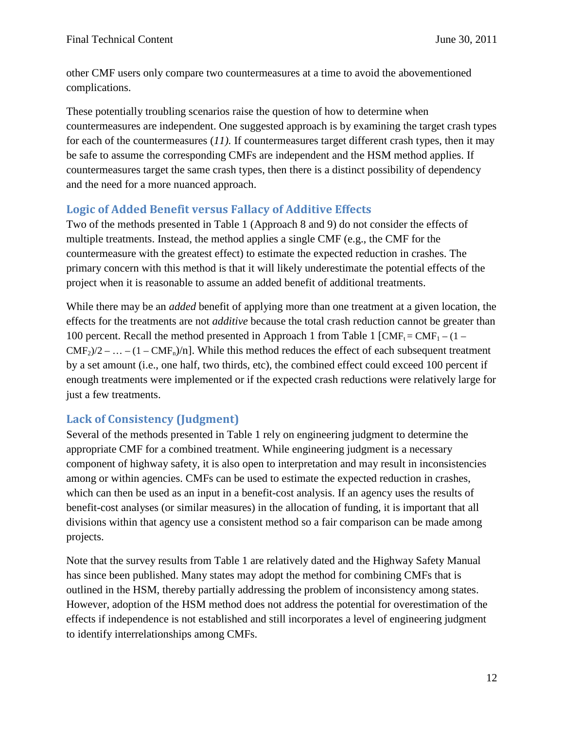other CMF users only compare two countermeasures at a time to avoid the abovementioned complications.

These potentially troubling scenarios raise the question of how to determine when countermeasures are independent. One suggested approach is by examining the target crash types for each of the countermeasures (*11).* If countermeasures target different crash types, then it may be safe to assume the corresponding CMFs are independent and the HSM method applies. If countermeasures target the same crash types, then there is a distinct possibility of dependency and the need for a more nuanced approach.

## Logic of Added Benefit versus Fallacy of Additive Effects

Two of the methods presented in Table 1 (Approach 8 and 9) do not consider the effects of multiple treatments. Instead, the method applies a single CMF (e.g., the CMF for the countermeasure with the greatest effect) to estimate the expected reduction in crashes. The primary concern with this method is that it will likely underestimate the potential effects of the project when it is reasonable to assume an added benefit of additional treatments.

While there may be an *added* benefit of applying more than one treatment at a given location, the effects for the treatments are not *additive* because the total crash reduction cannot be greater than 100 percent. Recall the method presented in Approach 1 from Table 1 [$CMF_t = CMF_1 - (1 - CMF_2)/2 - \ldots - (1 - CMF_n)/n$]. While this method reduces the effect of each subsequent treatment by a set amount (i.e., one half, two thirds, etc), the combined effect could exceed 100 percent if enough treatments were implemented or if the expected crash reductions were relatively large for just a few treatments.

## Lack of Consistency (Judgment)

Several of the methods presented in Table 1 rely on engineering judgment to determine the appropriate CMF for a combined treatment. While engineering judgment is a necessary component of highway safety, it is also open to interpretation and may result in inconsistencies among or within agencies. CMFs can be used to estimate the expected reduction in crashes, which can then be used as an input in a benefit-cost analysis. If an agency uses the results of benefit-cost analyses (or similar measures) in the allocation of funding, it is important that all divisions within that agency use a consistent method so a fair comparison can be made among projects.

Note that the survey results from Table 1 are relatively dated and the Highway Safety Manual has since been published. Many states may adopt the method for combining CMFs that is outlined in the HSM, thereby partially addressing the problem of inconsistency among states. However, adoption of the HSM method does not address the potential for overestimation of the effects if independence is not established and still incorporates a level of engineering judgment to identify interrelationships among CMFs.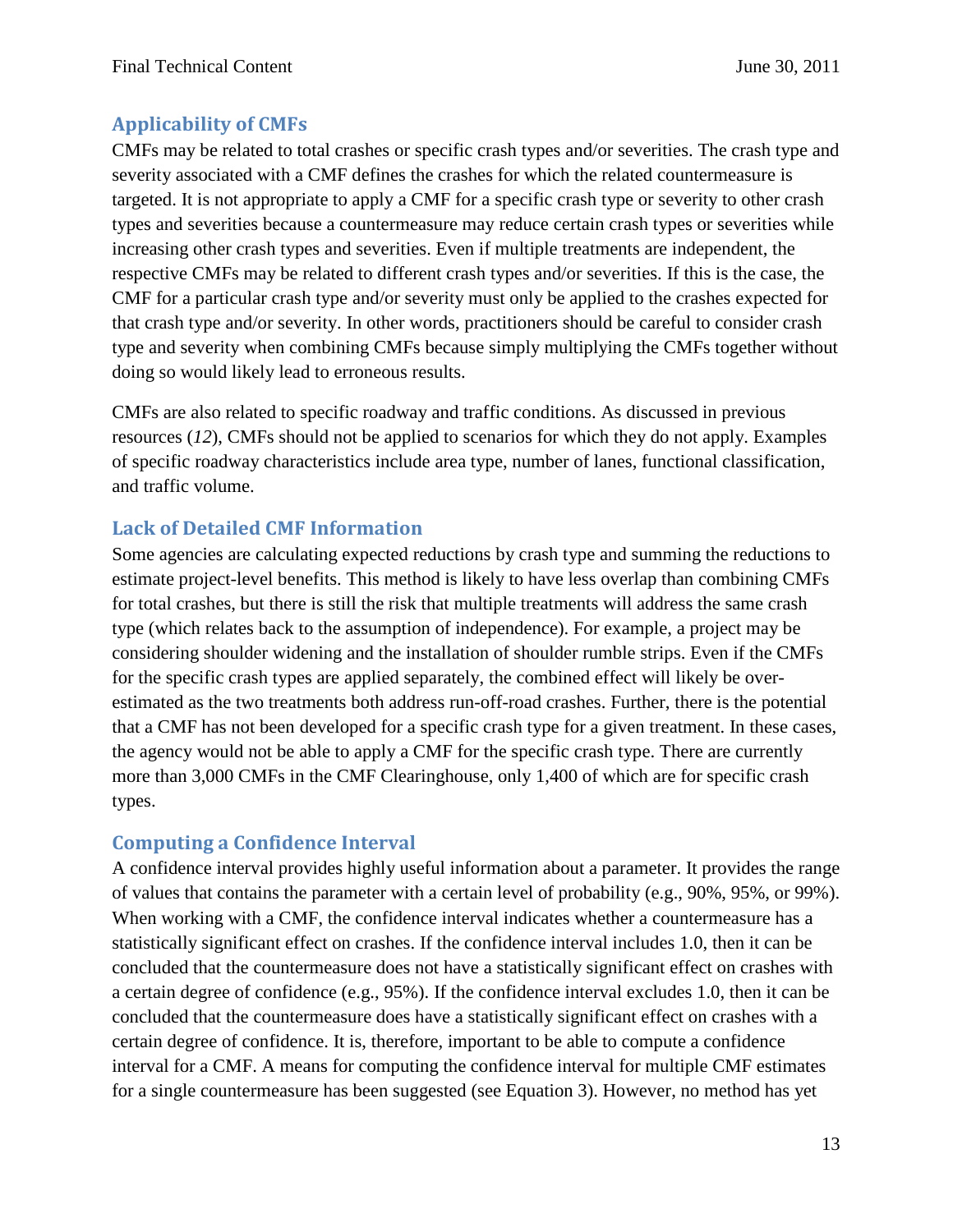## Applicability of CMFs

CMFs may be related to total crashes or specific crash types and/or severities. The crash type and severity associated with a CMF defines the crashes for which the related countermeasure is targeted. It is not appropriate to apply a CMF for a specific crash type or severity to other crash types and severities because a countermeasure may reduce certain crash types or severities while increasing other crash types and severities. Even if multiple treatments are independent, the respective CMFs may be related to different crash types and/or severities. If this is the case, the CMF for a particular crash type and/or severity must only be applied to the crashes expected for that crash type and/or severity. In other words, practitioners should be careful to consider crash type and severity when combining CMFs because simply multiplying the CMFs together without doing so would likely lead to erroneous results.

CMFs are also related to specific roadway and traffic conditions. As discussed in previous resources (*12*), CMFs should not be applied to scenarios for which they do not apply. Examples of specific roadway characteristics include area type, number of lanes, functional classification, and traffic volume.

## Lack of Detailed CMF Information

Some agencies are calculating expected reductions by crash type and summing the reductions to estimate project-level benefits. This method is likely to have less overlap than combining CMFs for total crashes, but there is still the risk that multiple treatments will address the same crash type (which relates back to the assumption of independence). For example, a project may be considering shoulder widening and the installation of shoulder rumble strips. Even if the CMFs for the specific crash types are applied separately, the combined effect will likely be over-estimated as the two treatments both address run-off-road crashes. Further, there is the potential that a CMF has not been developed for a specific crash type for a given treatment. In these cases, the agency would not be able to apply a CMF for the specific crash type. There are currently more than 3,000 CMFs in the CMF Clearinghouse, only 1,400 of which are for specific crash types.

## Computing a Confidence Interval

A confidence interval provides highly useful information about a parameter. It provides the range of values that contains the parameter with a certain level of probability (e.g., 90%, 95%, or 99%). When working with a CMF, the confidence interval indicates whether a countermeasure has a statistically significant effect on crashes. If the confidence interval includes 1.0, then it can be concluded that the countermeasure does not have a statistically significant effect on crashes with a certain degree of confidence (e.g., 95%). If the confidence interval excludes 1.0, then it can be concluded that the countermeasure does have a statistically significant effect on crashes with a certain degree of confidence. It is, therefore, important to be able to compute a confidence interval for a CMF. A means for computing the confidence interval for multiple CMF estimates for a single countermeasure has been suggested (see Equation 3). However, no method has yet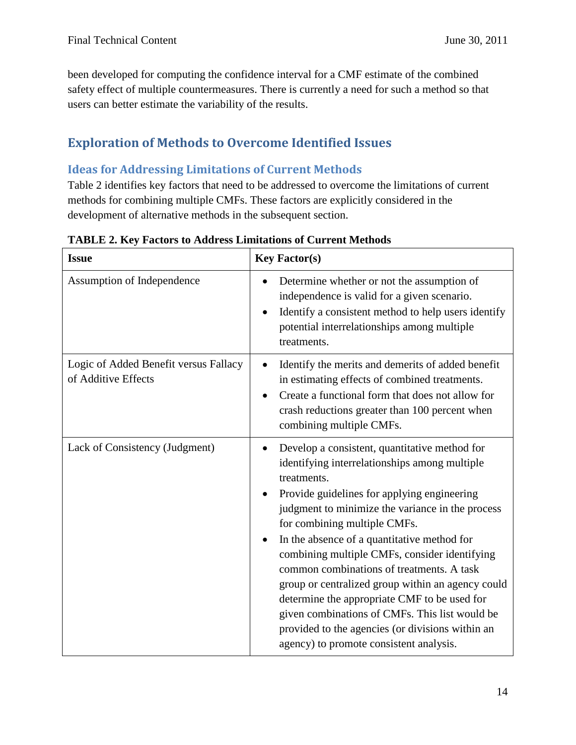been developed for computing the confidence interval for a CMF estimate of the combined safety effect of multiple countermeasures. There is currently a need for such a method so that users can better estimate the variability of the results.

## Exploration of Methods to Overcome Identified Issues

### Ideas for Addressing Limitations of Current Methods

Table 2 identifies key factors that need to be addressed to overcome the limitations of current methods for combining multiple CMFs. These factors are explicitly considered in the development of alternative methods in the subsequent section.

**TABLE 2. Key Factors to Address Limitations of Current Methods**

| Issue | Key Factor(s) |
|---|---|
| Assumption of Independence | • Determine whether or not the assumption of independence is valid for a given scenario.<br>• Identify a consistent method to help users identify potential interrelationships among multiple treatments. |
| Logic of Added Benefit versus Fallacy of Additive Effects | • Identify the merits and demerits of added benefit in estimating effects of combined treatments.<br>• Create a functional form that does not allow for crash reductions greater than 100 percent when combining multiple CMFs. |
| Lack of Consistency (Judgment) | • Develop a consistent, quantitative method for identifying interrelationships among multiple treatments.<br>• Provide guidelines for applying engineering judgment to minimize the variance in the process for combining multiple CMFs.<br>• In the absence of a quantitative method for combining multiple CMFs, consider identifying common combinations of treatments. A task group or centralized group within an agency could determine the appropriate CMF to be used for given combinations of CMFs. This list would be provided to the agencies (or divisions within an agency) to promote consistent analysis. |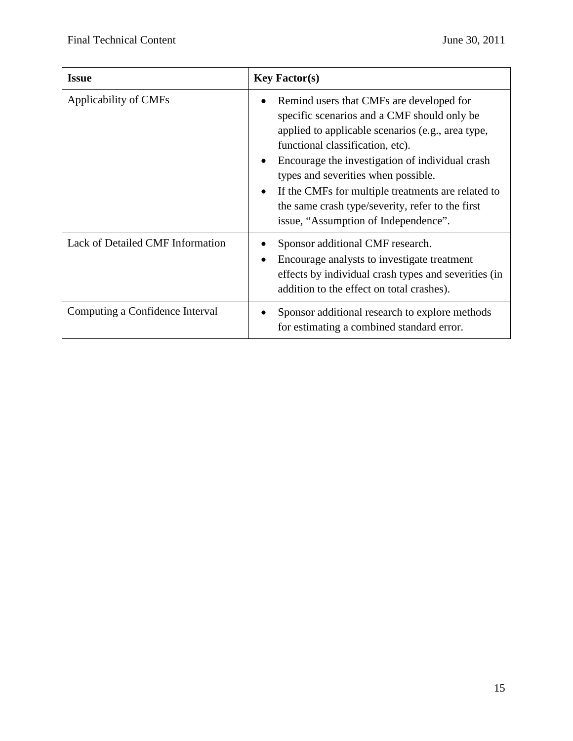| Issue | Key Factor(s) |
| --- | --- |
| Applicability of CMFs | • Remind users that CMFs are developed for specific scenarios and a CMF should only be applied to applicable scenarios (e.g., area type, functional classification, etc).<br>• Encourage the investigation of individual crash types and severities when possible.<br>• If the CMFs for multiple treatments are related to the same crash type/severity, refer to the first issue, "Assumption of Independence". |
| Lack of Detailed CMF Information | • Sponsor additional CMF research.<br>• Encourage analysts to investigate treatment effects by individual crash types and severities (in addition to the effect on total crashes). |
| Computing a Confidence Interval | • Sponsor additional research to explore methods for estimating a combined standard error. |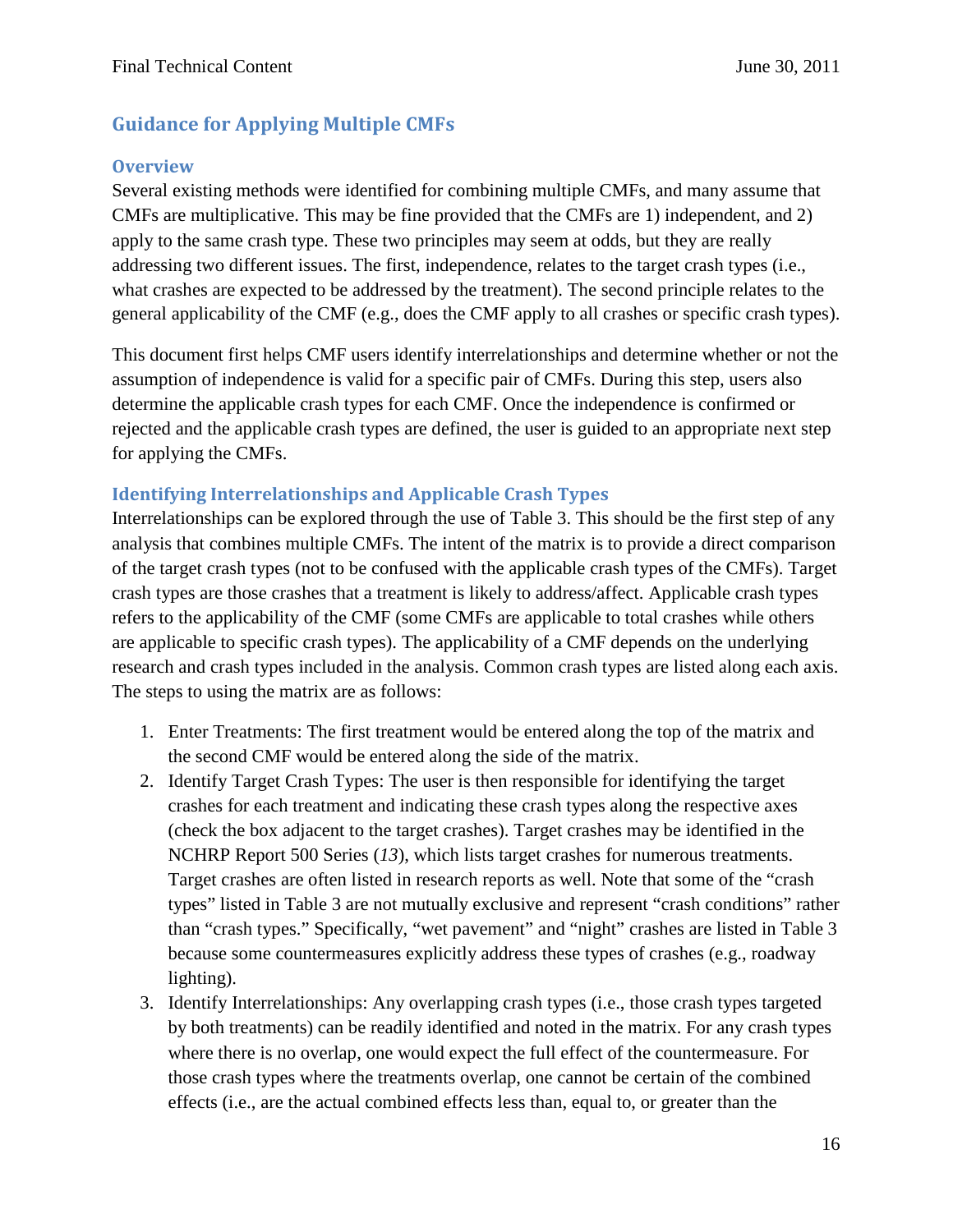## Guidance for Applying Multiple CMFs

### Overview

Several existing methods were identified for combining multiple CMFs, and many assume that CMFs are multiplicative. This may be fine provided that the CMFs are 1) independent, and 2) apply to the same crash type. These two principles may seem at odds, but they are really addressing two different issues. The first, independence, relates to the target crash types (i.e., what crashes are expected to be addressed by the treatment). The second principle relates to the general applicability of the CMF (e.g., does the CMF apply to all crashes or specific crash types).

This document first helps CMF users identify interrelationships and determine whether or not the assumption of independence is valid for a specific pair of CMFs. During this step, users also determine the applicable crash types for each CMF. Once the independence is confirmed or rejected and the applicable crash types are defined, the user is guided to an appropriate next step for applying the CMFs.

### Identifying Interrelationships and Applicable Crash Types

Interrelationships can be explored through the use of Table 3. This should be the first step of any analysis that combines multiple CMFs. The intent of the matrix is to provide a direct comparison of the target crash types (not to be confused with the applicable crash types of the CMFs). Target crash types are those crashes that a treatment is likely to address/affect. Applicable crash types refers to the applicability of the CMF (some CMFs are applicable to total crashes while others are applicable to specific crash types). The applicability of a CMF depends on the underlying research and crash types included in the analysis. Common crash types are listed along each axis. The steps to using the matrix are as follows:

1. Enter Treatments: The first treatment would be entered along the top of the matrix and the second CMF would be entered along the side of the matrix.
2. Identify Target Crash Types: The user is then responsible for identifying the target crashes for each treatment and indicating these crash types along the respective axes (check the box adjacent to the target crashes). Target crashes may be identified in the NCHRP Report 500 Series (*13*), which lists target crashes for numerous treatments. Target crashes are often listed in research reports as well. Note that some of the "crash types" listed in Table 3 are not mutually exclusive and represent "crash conditions" rather than "crash types." Specifically, "wet pavement" and "night" crashes are listed in Table 3 because some countermeasures explicitly address these types of crashes (e.g., roadway lighting).
3. Identify Interrelationships: Any overlapping crash types (i.e., those crash types targeted by both treatments) can be readily identified and noted in the matrix. For any crash types where there is no overlap, one would expect the full effect of the countermeasure. For those crash types where the treatments overlap, one cannot be certain of the combined effects (i.e., are the actual combined effects less than, equal to, or greater than the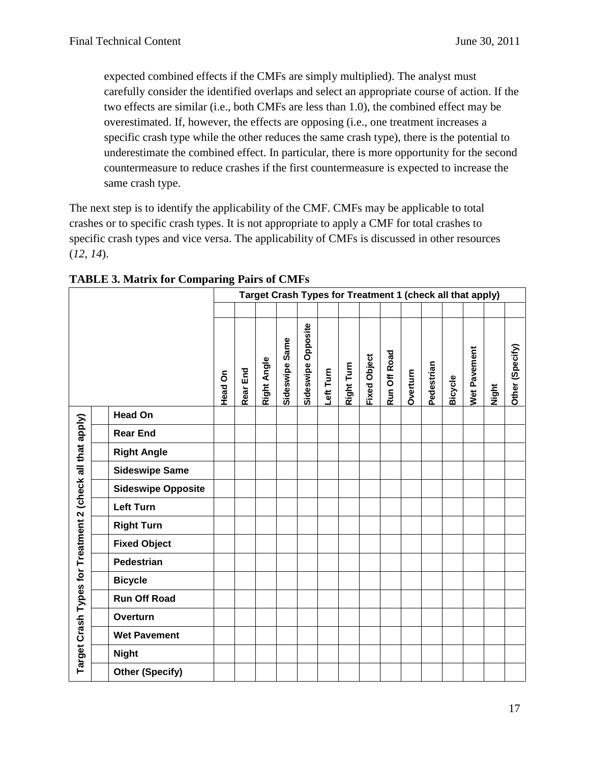expected combined effects if the CMFs are simply multiplied). The analyst must carefully consider the identified overlaps and select an appropriate course of action. If the two effects are similar (i.e., both CMFs are less than 1.0), the combined effect may be overestimated. If, however, the effects are opposing (i.e., one treatment increases a specific crash type while the other reduces the same crash type), there is the potential to underestimate the combined effect. In particular, there is more opportunity for the second countermeasure to reduce crashes if the first countermeasure is expected to increase the same crash type.

The next step is to identify the applicability of the CMF. CMFs may be applicable to total crashes or to specific crash types. It is not appropriate to apply a CMF for total crashes to specific crash types and vice versa. The applicability of CMFs is discussed in other resources (*12*, *14*).

**TABLE 3. Matrix for Comparing Pairs of CMFs**

| | | | Target Crash Types for Treatment 1 (check all that apply) | | | | | | | | | | | | | | |
|---|---|---|---|---|---|---|---|---|---|---|---|---|---|---|---|---|---|
| | | | | | | | | | | | | | | | | | |
| | | | Head On | Rear End | Right Angle | Sideswipe Same | Sideswipe Opposite | Left Turn | Right Turn | Fixed Object | Run Off Road | Overturn | Pedestrian | Bicycle | Wet Pavement | Night | Other (Specify) |
| Target Crash Types for Treatment 2 (check all that apply) | | **Head On** | | | | | | | | | | | | | | | |
| | | **Rear End** | | | | | | | | | | | | | | | |
| | | **Right Angle** | | | | | | | | | | | | | | | |
| | | **Sideswipe Same** | | | | | | | | | | | | | | | |
| | | **Sideswipe Opposite** | | | | | | | | | | | | | | | |
| | | **Left Turn** | | | | | | | | | | | | | | | |
| | | **Right Turn** | | | | | | | | | | | | | | | |
| | | **Fixed Object** | | | | | | | | | | | | | | | |
| | | **Pedestrian** | | | | | | | | | | | | | | | |
| | | **Bicycle** | | | | | | | | | | | | | | | |
| | | **Run Off Road** | | | | | | | | | | | | | | | |
| | | **Overturn** | | | | | | | | | | | | | | | |
| | | **Wet Pavement** | | | | | | | | | | | | | | | |
| | | **Night** | | | | | | | | | | | | | | | |
| | | **Other (Specify)** | | | | | | | | | | | | | | | |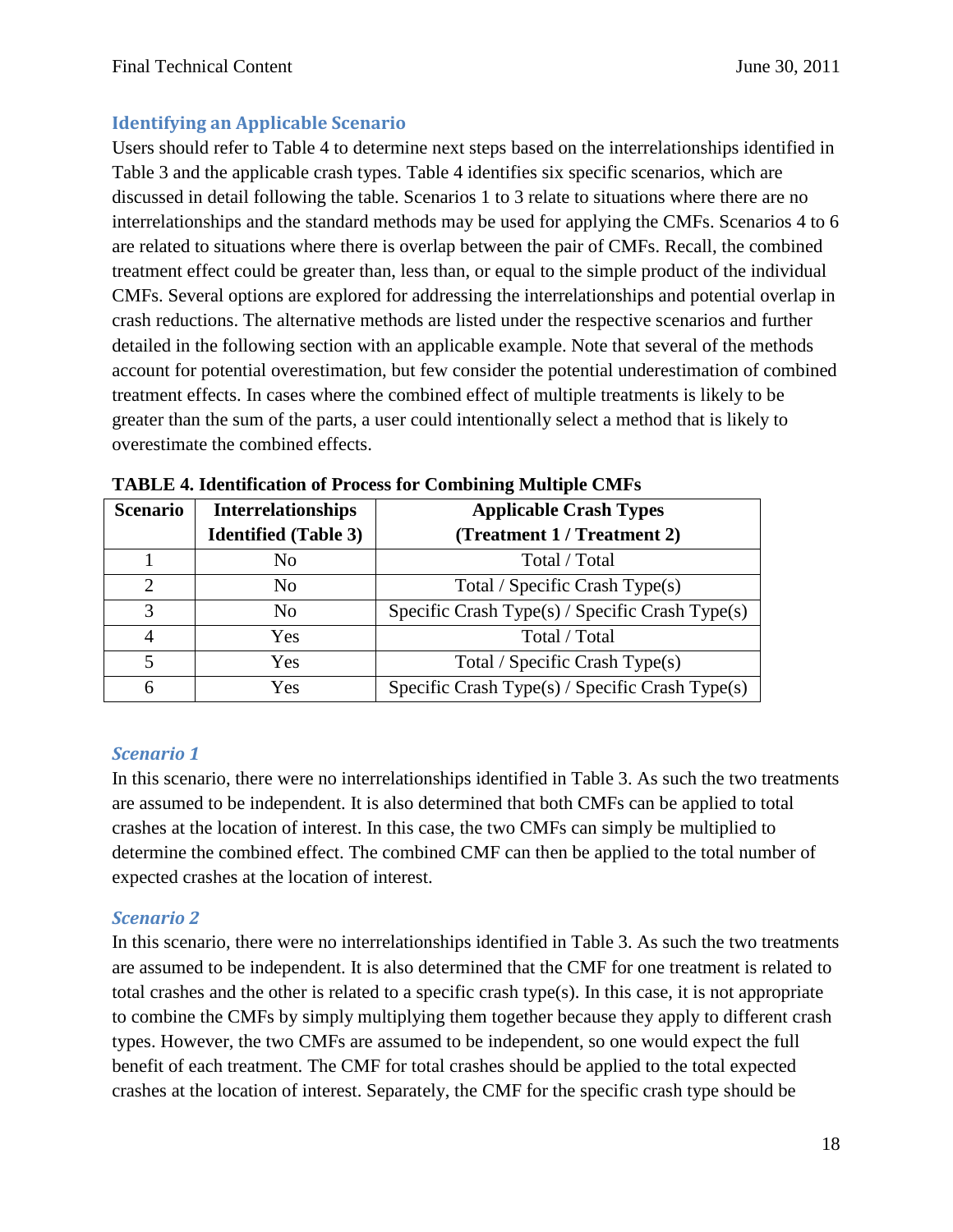### Identifying an Applicable Scenario

Users should refer to Table 4 to determine next steps based on the interrelationships identified in Table 3 and the applicable crash types. Table 4 identifies six specific scenarios, which are discussed in detail following the table. Scenarios 1 to 3 relate to situations where there are no interrelationships and the standard methods may be used for applying the CMFs. Scenarios 4 to 6 are related to situations where there is overlap between the pair of CMFs. Recall, the combined treatment effect could be greater than, less than, or equal to the simple product of the individual CMFs. Several options are explored for addressing the interrelationships and potential overlap in crash reductions. The alternative methods are listed under the respective scenarios and further detailed in the following section with an applicable example. Note that several of the methods account for potential overestimation, but few consider the potential underestimation of combined treatment effects. In cases where the combined effect of multiple treatments is likely to be greater than the sum of the parts, a user could intentionally select a method that is likely to overestimate the combined effects.

**TABLE 4. Identification of Process for Combining Multiple CMFs**

| Scenario | Interrelationships Identified (Table 3) | Applicable Crash Types (Treatment 1 / Treatment 2) |
|---|---|---|
| 1 | No | Total / Total |
| 2 | No | Total / Specific Crash Type(s) |
| 3 | No | Specific Crash Type(s) / Specific Crash Type(s) |
| 4 | Yes | Total / Total |
| 5 | Yes | Total / Specific Crash Type(s) |
| 6 | Yes | Specific Crash Type(s) / Specific Crash Type(s) |

#### *Scenario 1*

In this scenario, there were no interrelationships identified in Table 3. As such the two treatments are assumed to be independent. It is also determined that both CMFs can be applied to total crashes at the location of interest. In this case, the two CMFs can simply be multiplied to determine the combined effect. The combined CMF can then be applied to the total number of expected crashes at the location of interest.

#### *Scenario 2*

In this scenario, there were no interrelationships identified in Table 3. As such the two treatments are assumed to be independent. It is also determined that the CMF for one treatment is related to total crashes and the other is related to a specific crash type(s). In this case, it is not appropriate to combine the CMFs by simply multiplying them together because they apply to different crash types. However, the two CMFs are assumed to be independent, so one would expect the full benefit of each treatment. The CMF for total crashes should be applied to the total expected crashes at the location of interest. Separately, the CMF for the specific crash type should be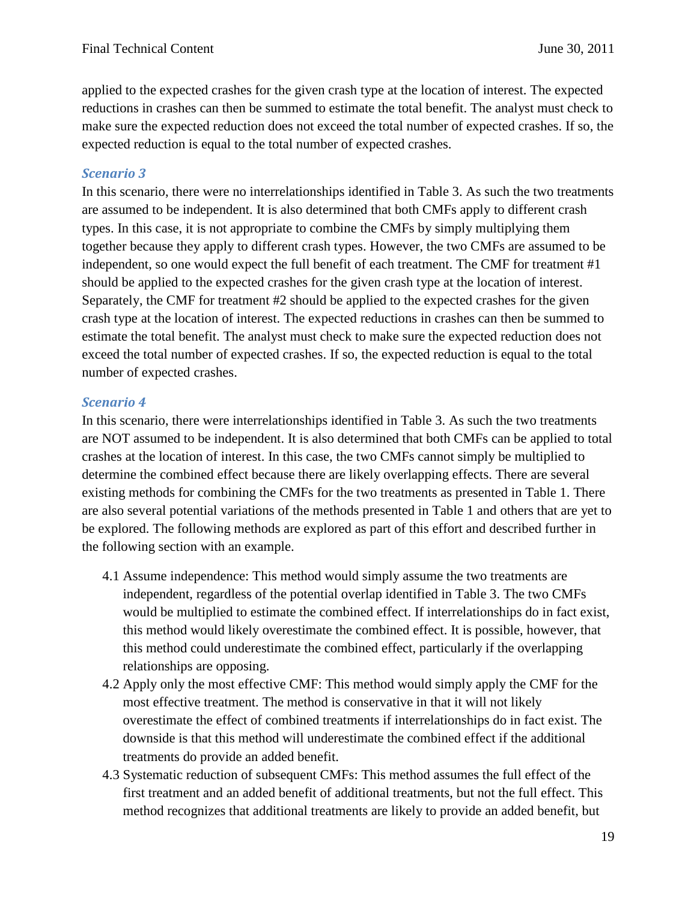applied to the expected crashes for the given crash type at the location of interest. The expected reductions in crashes can then be summed to estimate the total benefit. The analyst must check to make sure the expected reduction does not exceed the total number of expected crashes. If so, the expected reduction is equal to the total number of expected crashes.

### *Scenario 3*

In this scenario, there were no interrelationships identified in Table 3. As such the two treatments are assumed to be independent. It is also determined that both CMFs apply to different crash types. In this case, it is not appropriate to combine the CMFs by simply multiplying them together because they apply to different crash types. However, the two CMFs are assumed to be independent, so one would expect the full benefit of each treatment. The CMF for treatment #1 should be applied to the expected crashes for the given crash type at the location of interest. Separately, the CMF for treatment #2 should be applied to the expected crashes for the given crash type at the location of interest. The expected reductions in crashes can then be summed to estimate the total benefit. The analyst must check to make sure the expected reduction does not exceed the total number of expected crashes. If so, the expected reduction is equal to the total number of expected crashes.

### *Scenario 4*

In this scenario, there were interrelationships identified in Table 3. As such the two treatments are NOT assumed to be independent. It is also determined that both CMFs can be applied to total crashes at the location of interest. In this case, the two CMFs cannot simply be multiplied to determine the combined effect because there are likely overlapping effects. There are several existing methods for combining the CMFs for the two treatments as presented in Table 1. There are also several potential variations of the methods presented in Table 1 and others that are yet to be explored. The following methods are explored as part of this effort and described further in the following section with an example.

- 4.1 Assume independence: This method would simply assume the two treatments are independent, regardless of the potential overlap identified in Table 3. The two CMFs would be multiplied to estimate the combined effect. If interrelationships do in fact exist, this method would likely overestimate the combined effect. It is possible, however, that this method could underestimate the combined effect, particularly if the overlapping relationships are opposing.
- 4.2 Apply only the most effective CMF: This method would simply apply the CMF for the most effective treatment. The method is conservative in that it will not likely overestimate the effect of combined treatments if interrelationships do in fact exist. The downside is that this method will underestimate the combined effect if the additional treatments do provide an added benefit.
- 4.3 Systematic reduction of subsequent CMFs: This method assumes the full effect of the first treatment and an added benefit of additional treatments, but not the full effect. This method recognizes that additional treatments are likely to provide an added benefit, but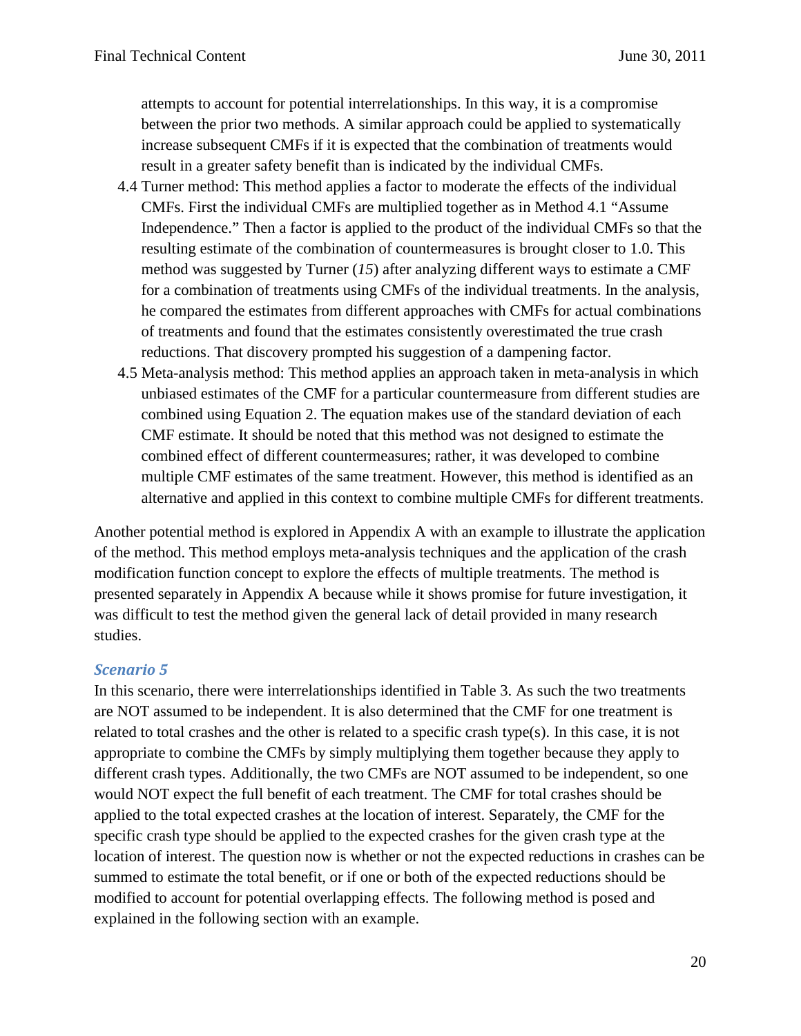attempts to account for potential interrelationships. In this way, it is a compromise between the prior two methods. A similar approach could be applied to systematically increase subsequent CMFs if it is expected that the combination of treatments would result in a greater safety benefit than is indicated by the individual CMFs.

4.4 Turner method: This method applies a factor to moderate the effects of the individual CMFs. First the individual CMFs are multiplied together as in Method 4.1 "Assume Independence." Then a factor is applied to the product of the individual CMFs so that the resulting estimate of the combination of countermeasures is brought closer to 1.0. This method was suggested by Turner (*15*) after analyzing different ways to estimate a CMF for a combination of treatments using CMFs of the individual treatments. In the analysis, he compared the estimates from different approaches with CMFs for actual combinations of treatments and found that the estimates consistently overestimated the true crash reductions. That discovery prompted his suggestion of a dampening factor.

4.5 Meta-analysis method: This method applies an approach taken in meta-analysis in which unbiased estimates of the CMF for a particular countermeasure from different studies are combined using Equation 2. The equation makes use of the standard deviation of each CMF estimate. It should be noted that this method was not designed to estimate the combined effect of different countermeasures; rather, it was developed to combine multiple CMF estimates of the same treatment. However, this method is identified as an alternative and applied in this context to combine multiple CMFs for different treatments.

Another potential method is explored in Appendix A with an example to illustrate the application of the method. This method employs meta-analysis techniques and the application of the crash modification function concept to explore the effects of multiple treatments. The method is presented separately in Appendix A because while it shows promise for future investigation, it was difficult to test the method given the general lack of detail provided in many research studies.

### *Scenario 5*

In this scenario, there were interrelationships identified in Table 3. As such the two treatments are NOT assumed to be independent. It is also determined that the CMF for one treatment is related to total crashes and the other is related to a specific crash type(s). In this case, it is not appropriate to combine the CMFs by simply multiplying them together because they apply to different crash types. Additionally, the two CMFs are NOT assumed to be independent, so one would NOT expect the full benefit of each treatment. The CMF for total crashes should be applied to the total expected crashes at the location of interest. Separately, the CMF for the specific crash type should be applied to the expected crashes for the given crash type at the location of interest. The question now is whether or not the expected reductions in crashes can be summed to estimate the total benefit, or if one or both of the expected reductions should be modified to account for potential overlapping effects. The following method is posed and explained in the following section with an example.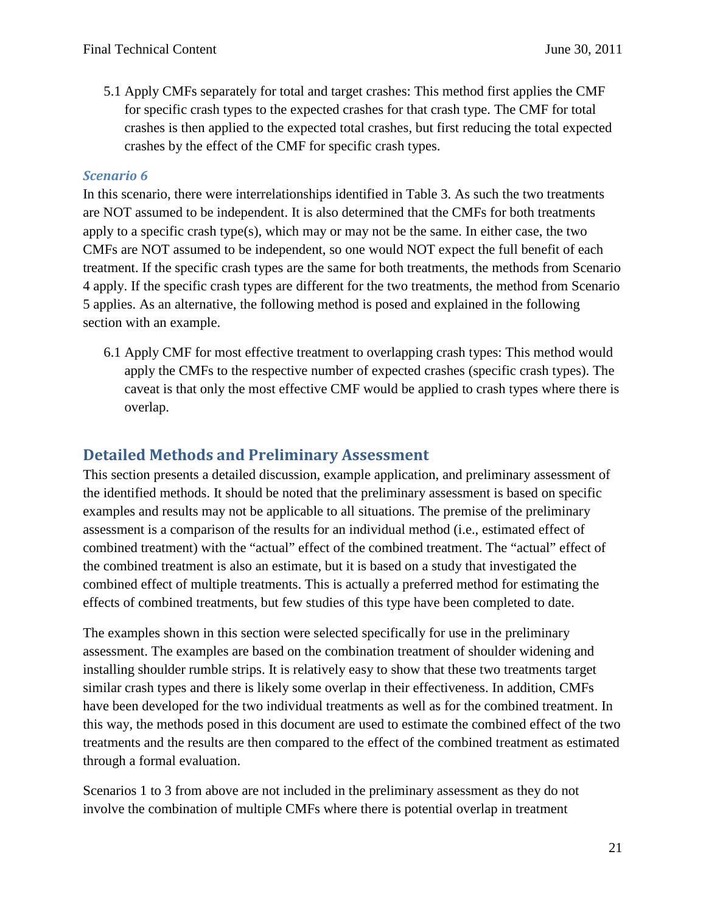5.1 Apply CMFs separately for total and target crashes: This method first applies the CMF for specific crash types to the expected crashes for that crash type. The CMF for total crashes is then applied to the expected total crashes, but first reducing the total expected crashes by the effect of the CMF for specific crash types.

### *Scenario 6*

In this scenario, there were interrelationships identified in Table 3. As such the two treatments are NOT assumed to be independent. It is also determined that the CMFs for both treatments apply to a specific crash type(s), which may or may not be the same. In either case, the two CMFs are NOT assumed to be independent, so one would NOT expect the full benefit of each treatment. If the specific crash types are the same for both treatments, the methods from Scenario 4 apply. If the specific crash types are different for the two treatments, the method from Scenario 5 applies. As an alternative, the following method is posed and explained in the following section with an example.

6.1 Apply CMF for most effective treatment to overlapping crash types: This method would apply the CMFs to the respective number of expected crashes (specific crash types). The caveat is that only the most effective CMF would be applied to crash types where there is overlap.

## Detailed Methods and Preliminary Assessment

This section presents a detailed discussion, example application, and preliminary assessment of the identified methods. It should be noted that the preliminary assessment is based on specific examples and results may not be applicable to all situations. The premise of the preliminary assessment is a comparison of the results for an individual method (i.e., estimated effect of combined treatment) with the "actual" effect of the combined treatment. The "actual" effect of the combined treatment is also an estimate, but it is based on a study that investigated the combined effect of multiple treatments. This is actually a preferred method for estimating the effects of combined treatments, but few studies of this type have been completed to date.

The examples shown in this section were selected specifically for use in the preliminary assessment. The examples are based on the combination treatment of shoulder widening and installing shoulder rumble strips. It is relatively easy to show that these two treatments target similar crash types and there is likely some overlap in their effectiveness. In addition, CMFs have been developed for the two individual treatments as well as for the combined treatment. In this way, the methods posed in this document are used to estimate the combined effect of the two treatments and the results are then compared to the effect of the combined treatment as estimated through a formal evaluation.

Scenarios 1 to 3 from above are not included in the preliminary assessment as they do not involve the combination of multiple CMFs where there is potential overlap in treatment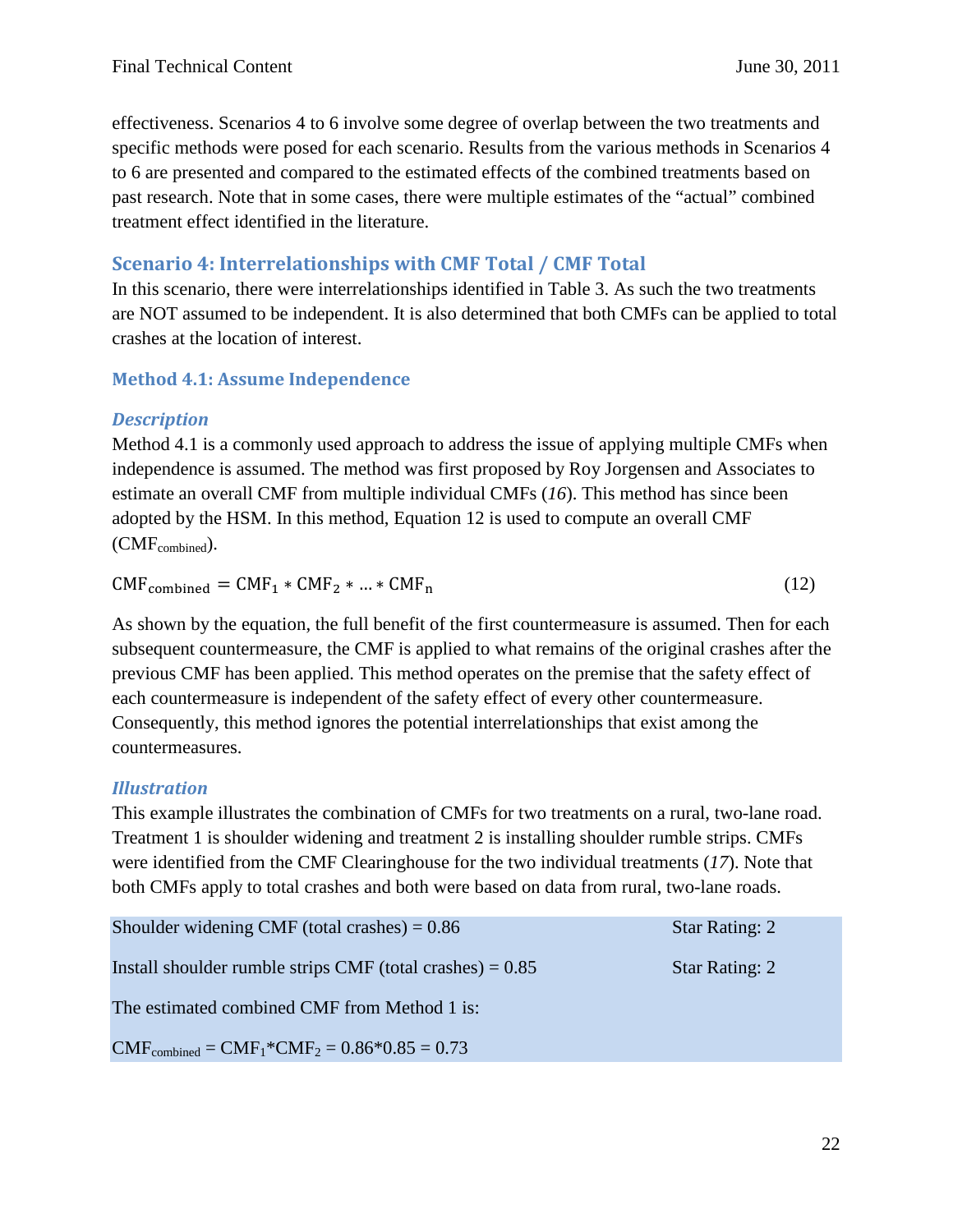effectiveness. Scenarios 4 to 6 involve some degree of overlap between the two treatments and specific methods were posed for each scenario. Results from the various methods in Scenarios 4 to 6 are presented and compared to the estimated effects of the combined treatments based on past research. Note that in some cases, there were multiple estimates of the "actual" combined treatment effect identified in the literature.

## Scenario 4: Interrelationships with CMF Total / CMF Total

In this scenario, there were interrelationships identified in Table 3. As such the two treatments are NOT assumed to be independent. It is also determined that both CMFs can be applied to total crashes at the location of interest.

### Method 4.1: Assume Independence

#### *Description*

Method 4.1 is a commonly used approach to address the issue of applying multiple CMFs when independence is assumed. The method was first proposed by Roy Jorgensen and Associates to estimate an overall CMF from multiple individual CMFs (*16*). This method has since been adopted by the HSM. In this method, Equation 12 is used to compute an overall CMF ($CMF_{combined}$).

$$\mathrm{CMF_{combined}} = \mathrm{CMF_1} * \mathrm{CMF_2} * \ldots * \mathrm{CMF_n} \tag{12}$$

As shown by the equation, the full benefit of the first countermeasure is assumed. Then for each subsequent countermeasure, the CMF is applied to what remains of the original crashes after the previous CMF has been applied. This method operates on the premise that the safety effect of each countermeasure is independent of the safety effect of every other countermeasure. Consequently, this method ignores the potential interrelationships that exist among the countermeasures.

#### *Illustration*

This example illustrates the combination of CMFs for two treatments on a rural, two-lane road. Treatment 1 is shoulder widening and treatment 2 is installing shoulder rumble strips. CMFs were identified from the CMF Clearinghouse for the two individual treatments (*17*). Note that both CMFs apply to total crashes and both were based on data from rural, two-lane roads.

| | |
|---|---|
| Shoulder widening CMF (total crashes) = 0.86 | Star Rating: 2 |
| Install shoulder rumble strips CMF (total crashes) = 0.85 | Star Rating: 2 |
| The estimated combined CMF from Method 1 is: | |
| $CMF_{combined} = CMF_1 * CMF_2 = 0.86*0.85 = 0.73$ | |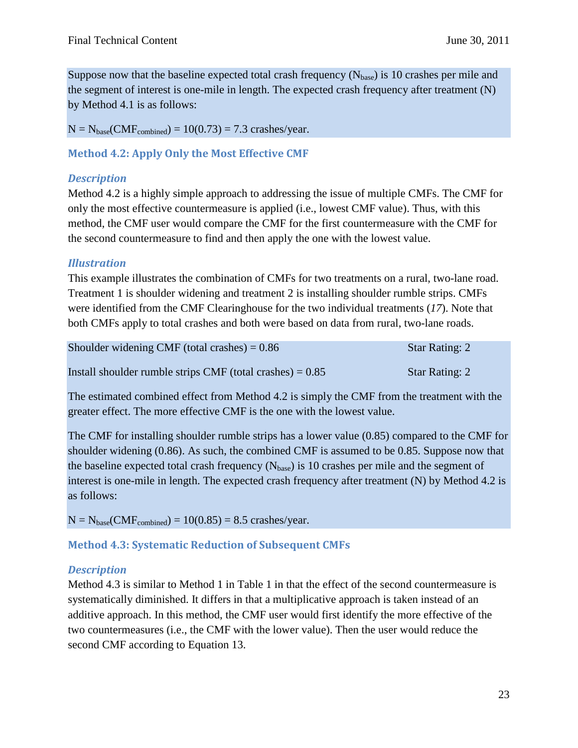Suppose now that the baseline expected total crash frequency ($N_{base}$) is 10 crashes per mile and the segment of interest is one-mile in length. The expected crash frequency after treatment (N) by Method 4.1 is as follows:

$N = N_{base}(CMF_{combined}) = 10(0.73) = 7.3$ crashes/year.

### Method 4.2: Apply Only the Most Effective CMF

#### *Description*

Method 4.2 is a highly simple approach to addressing the issue of multiple CMFs. The CMF for only the most effective countermeasure is applied (i.e., lowest CMF value). Thus, with this method, the CMF user would compare the CMF for the first countermeasure with the CMF for the second countermeasure to find and then apply the one with the lowest value.

#### *Illustration*

This example illustrates the combination of CMFs for two treatments on a rural, two-lane road. Treatment 1 is shoulder widening and treatment 2 is installing shoulder rumble strips. CMFs were identified from the CMF Clearinghouse for the two individual treatments (*17*). Note that both CMFs apply to total crashes and both were based on data from rural, two-lane roads.

Shoulder widening CMF (total crashes) = 0.86 Star Rating: 2

Install shoulder rumble strips CMF (total crashes) = 0.85 Star Rating: 2

The estimated combined effect from Method 4.2 is simply the CMF from the treatment with the greater effect. The more effective CMF is the one with the lowest value.

The CMF for installing shoulder rumble strips has a lower value (0.85) compared to the CMF for shoulder widening (0.86). As such, the combined CMF is assumed to be 0.85. Suppose now that the baseline expected total crash frequency ($N_{base}$) is 10 crashes per mile and the segment of interest is one-mile in length. The expected crash frequency after treatment (N) by Method 4.2 is as follows:

$N = N_{base}(CMF_{combined}) = 10(0.85) = 8.5$ crashes/year.

### Method 4.3: Systematic Reduction of Subsequent CMFs

#### *Description*

Method 4.3 is similar to Method 1 in Table 1 in that the effect of the second countermeasure is systematically diminished. It differs in that a multiplicative approach is taken instead of an additive approach. In this method, the CMF user would first identify the more effective of the two countermeasures (i.e., the CMF with the lower value). Then the user would reduce the second CMF according to Equation 13.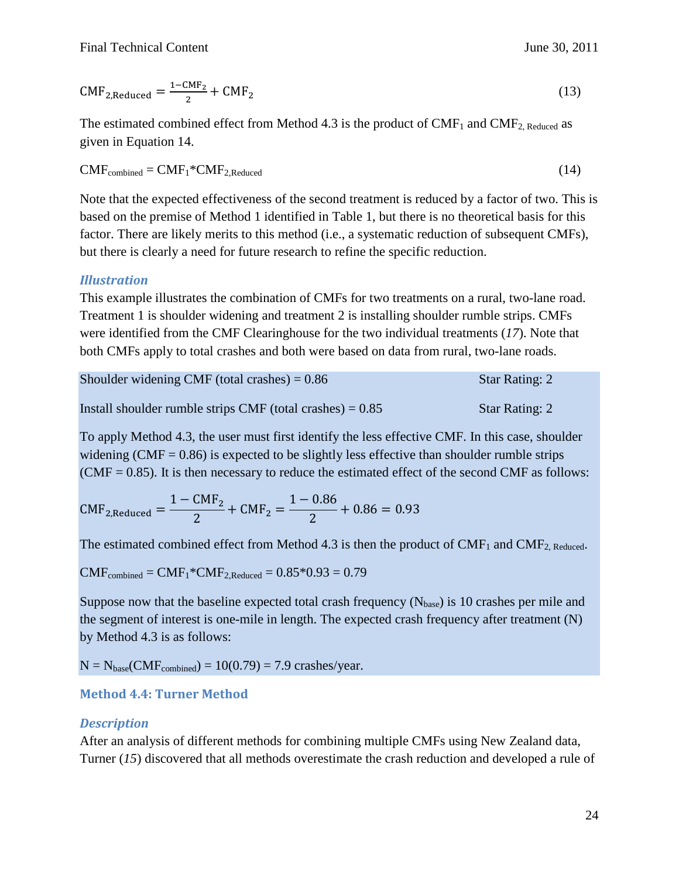$$\text{CMF}_{2,\text{Reduced}} = \frac{1-\text{CMF}_2}{2} + \text{CMF}_2 \tag{13}$$

The estimated combined effect from Method 4.3 is the product of $\text{CMF}_1$ and $\text{CMF}_{2,\text{ Reduced}}$ as given in Equation 14.

$$\text{CMF}_{\text{combined}} = \text{CMF}_1 * \text{CMF}_{2,\text{Reduced}} \tag{14}$$

Note that the expected effectiveness of the second treatment is reduced by a factor of two. This is based on the premise of Method 1 identified in Table 1, but there is no theoretical basis for this factor. There are likely merits to this method (i.e., a systematic reduction of subsequent CMFs), but there is clearly a need for future research to refine the specific reduction.

### *Illustration*

This example illustrates the combination of CMFs for two treatments on a rural, two-lane road. Treatment 1 is shoulder widening and treatment 2 is installing shoulder rumble strips. CMFs were identified from the CMF Clearinghouse for the two individual treatments (*17*). Note that both CMFs apply to total crashes and both were based on data from rural, two-lane roads.

Shoulder widening CMF (total crashes) = 0.86 — Star Rating: 2

Install shoulder rumble strips CMF (total crashes) = 0.85 — Star Rating: 2

To apply Method 4.3, the user must first identify the less effective CMF. In this case, shoulder widening (CMF = 0.86) is expected to be slightly less effective than shoulder rumble strips (CMF = 0.85). It is then necessary to reduce the estimated effect of the second CMF as follows:

$$\text{CMF}_{2,\text{Reduced}} = \frac{1-\text{CMF}_2}{2} + \text{CMF}_2 = \frac{1-0.86}{2} + 0.86 = 0.93$$

The estimated combined effect from Method 4.3 is then the product of $\text{CMF}_1$ and $\text{CMF}_{2,\text{ Reduced}}$.

$\text{CMF}_{\text{combined}} = \text{CMF}_1 * \text{CMF}_{2,\text{Reduced}} = 0.85 * 0.93 = 0.79$

Suppose now that the baseline expected total crash frequency ($N_{\text{base}}$) is 10 crashes per mile and the segment of interest is one-mile in length. The expected crash frequency after treatment (N) by Method 4.3 is as follows:

$N = N_{\text{base}}(\text{CMF}_{\text{combined}}) = 10(0.79) = 7.9$ crashes/year.

## Method 4.4: Turner Method

### *Description*

After an analysis of different methods for combining multiple CMFs using New Zealand data, Turner (*15*) discovered that all methods overestimate the crash reduction and developed a rule of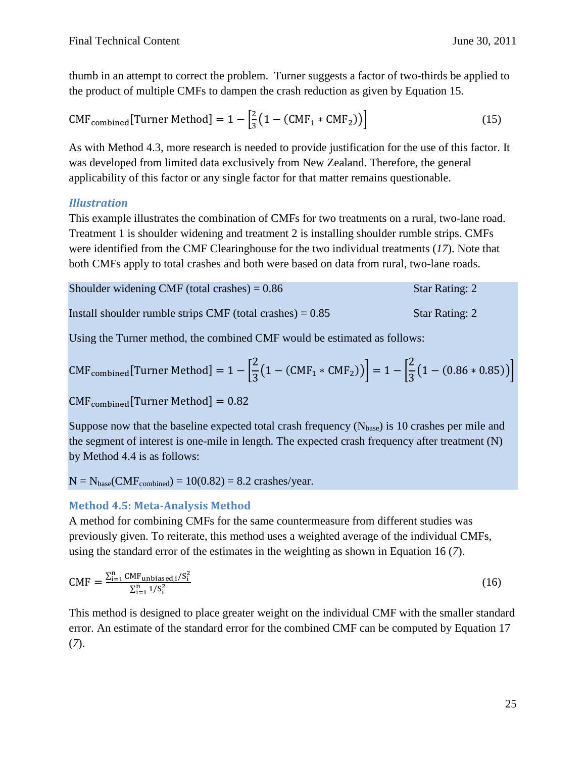thumb in an attempt to correct the problem. Turner suggests a factor of two-thirds be applied to the product of multiple CMFs to dampen the crash reduction as given by Equation 15.

$$\text{CMF}_{\text{combined}}[\text{Turner Method}] = 1 - \left[\frac{2}{3}\left(1 - (\text{CMF}_1 * \text{CMF}_2)\right)\right] \tag{15}$$

As with Method 4.3, more research is needed to provide justification for the use of this factor. It was developed from limited data exclusively from New Zealand. Therefore, the general applicability of this factor or any single factor for that matter remains questionable.

### *Illustration*

This example illustrates the combination of CMFs for two treatments on a rural, two-lane road. Treatment 1 is shoulder widening and treatment 2 is installing shoulder rumble strips. CMFs were identified from the CMF Clearinghouse for the two individual treatments (*17*). Note that both CMFs apply to total crashes and both were based on data from rural, two-lane roads.

Shoulder widening CMF (total crashes) = 0.86 — Star Rating: 2

Install shoulder rumble strips CMF (total crashes) = 0.85 — Star Rating: 2

Using the Turner method, the combined CMF would be estimated as follows:

$$\text{CMF}_{\text{combined}}[\text{Turner Method}] = 1 - \left[\frac{2}{3}\left(1 - (\text{CMF}_1 * \text{CMF}_2)\right)\right] = 1 - \left[\frac{2}{3}\left(1 - (0.86 * 0.85)\right)\right]$$

$$\text{CMF}_{\text{combined}}[\text{Turner Method}] = 0.82$$

Suppose now that the baseline expected total crash frequency ($N_{base}$) is 10 crashes per mile and the segment of interest is one-mile in length. The expected crash frequency after treatment (N) by Method 4.4 is as follows:

$N = N_{base}(CMF_{combined}) = 10(0.82) = 8.2$ crashes/year.

### Method 4.5: Meta-Analysis Method

A method for combining CMFs for the same countermeasure from different studies was previously given. To reiterate, this method uses a weighted average of the individual CMFs, using the standard error of the estimates in the weighting as shown in Equation 16 (*7*).

$$\text{CMF} = \frac{\sum_{i=1}^{n} \text{CMF}_{\text{unbiased},i}/S_i^2}{\sum_{i=1}^{n} 1/S_i^2} \tag{16}$$

This method is designed to place greater weight on the individual CMF with the smaller standard error. An estimate of the standard error for the combined CMF can be computed by Equation 17 (*7*).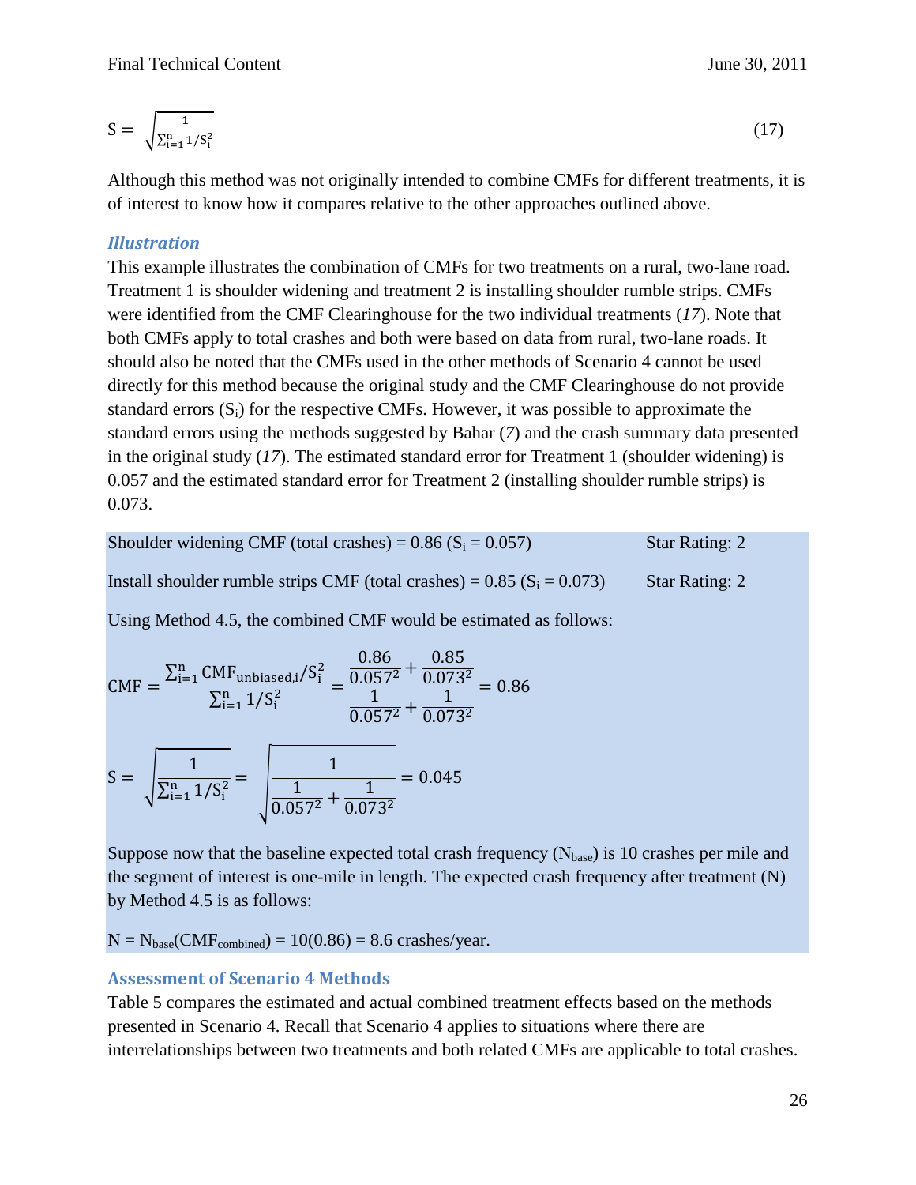$$S = \sqrt{\frac{1}{\sum_{i=1}^{n} 1/S_i^2}} \tag{17}$$

Although this method was not originally intended to combine CMFs for different treatments, it is of interest to know how it compares relative to the other approaches outlined above.

### *Illustration*

This example illustrates the combination of CMFs for two treatments on a rural, two-lane road. Treatment 1 is shoulder widening and treatment 2 is installing shoulder rumble strips. CMFs were identified from the CMF Clearinghouse for the two individual treatments (*17*). Note that both CMFs apply to total crashes and both were based on data from rural, two-lane roads. It should also be noted that the CMFs used in the other methods of Scenario 4 cannot be used directly for this method because the original study and the CMF Clearinghouse do not provide standard errors ($S_i$) for the respective CMFs. However, it was possible to approximate the standard errors using the methods suggested by Bahar (*7*) and the crash summary data presented in the original study (*17*). The estimated standard error for Treatment 1 (shoulder widening) is 0.057 and the estimated standard error for Treatment 2 (installing shoulder rumble strips) is 0.073.

Shoulder widening CMF (total crashes) = 0.86 ($S_i$ = 0.057) Star Rating: 2

Install shoulder rumble strips CMF (total crashes) = 0.85 ($S_i$ = 0.073) Star Rating: 2

Using Method 4.5, the combined CMF would be estimated as follows:

$$CMF = \frac{\sum_{i=1}^{n} CMF_{unbiased,i}/S_i^2}{\sum_{i=1}^{n} 1/S_i^2} = \frac{\frac{0.86}{0.057^2} + \frac{0.85}{0.073^2}}{\frac{1}{0.057^2} + \frac{1}{0.073^2}} = 0.86$$

$$S = \sqrt{\frac{1}{\sum_{i=1}^{n} 1/S_i^2}} = \sqrt{\frac{1}{\frac{1}{0.057^2} + \frac{1}{0.073^2}}} = 0.045$$

Suppose now that the baseline expected total crash frequency ($N_{base}$) is 10 crashes per mile and the segment of interest is one-mile in length. The expected crash frequency after treatment (N) by Method 4.5 is as follows:

$N = N_{base}(CMF_{combined}) = 10(0.86) = 8.6$ crashes/year.

### Assessment of Scenario 4 Methods

Table 5 compares the estimated and actual combined treatment effects based on the methods presented in Scenario 4. Recall that Scenario 4 applies to situations where there are interrelationships between two treatments and both related CMFs are applicable to total crashes.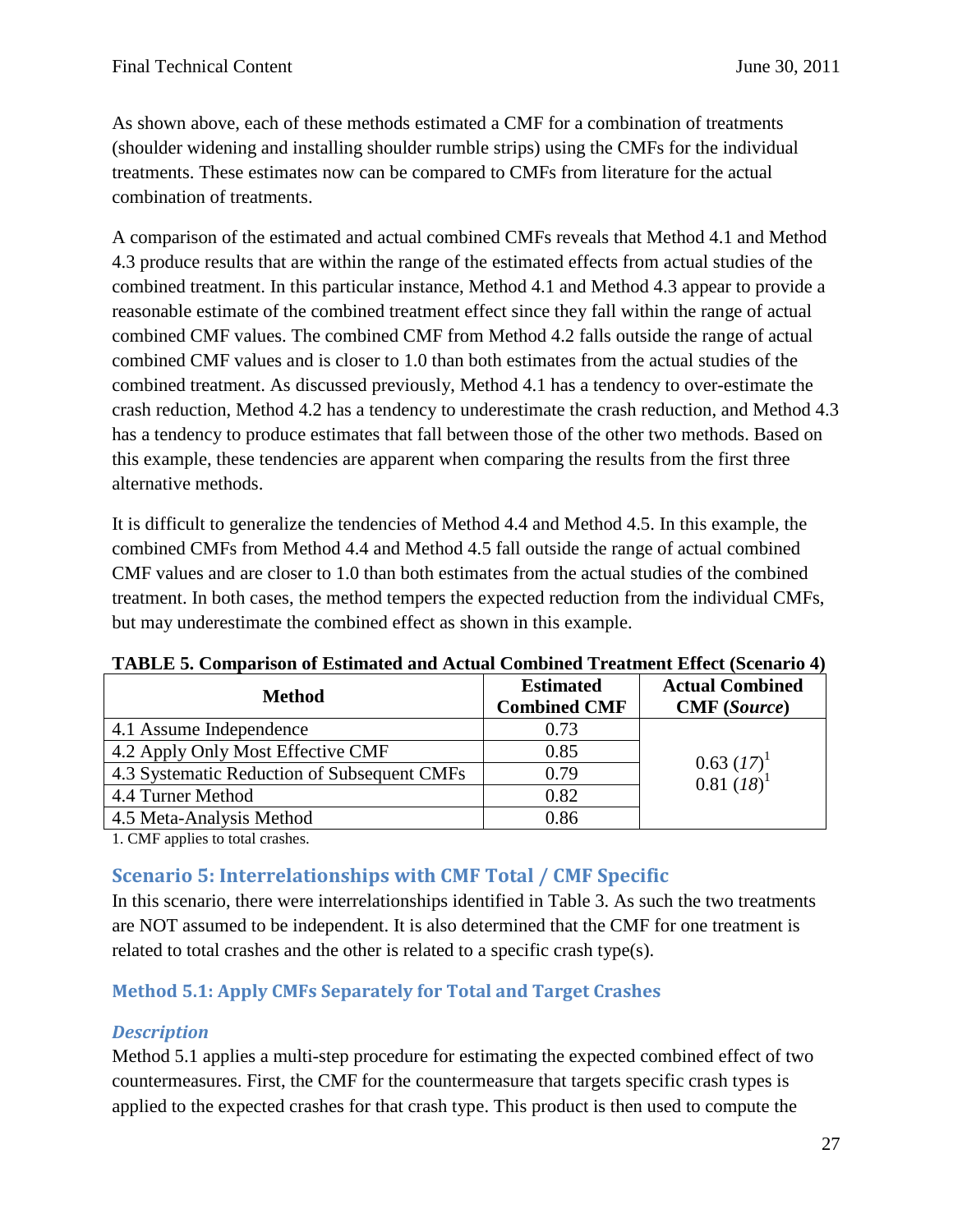As shown above, each of these methods estimated a CMF for a combination of treatments (shoulder widening and installing shoulder rumble strips) using the CMFs for the individual treatments. These estimates now can be compared to CMFs from literature for the actual combination of treatments.

A comparison of the estimated and actual combined CMFs reveals that Method 4.1 and Method 4.3 produce results that are within the range of the estimated effects from actual studies of the combined treatment. In this particular instance, Method 4.1 and Method 4.3 appear to provide a reasonable estimate of the combined treatment effect since they fall within the range of actual combined CMF values. The combined CMF from Method 4.2 falls outside the range of actual combined CMF values and is closer to 1.0 than both estimates from the actual studies of the combined treatment. As discussed previously, Method 4.1 has a tendency to over-estimate the crash reduction, Method 4.2 has a tendency to underestimate the crash reduction, and Method 4.3 has a tendency to produce estimates that fall between those of the other two methods. Based on this example, these tendencies are apparent when comparing the results from the first three alternative methods.

It is difficult to generalize the tendencies of Method 4.4 and Method 4.5. In this example, the combined CMFs from Method 4.4 and Method 4.5 fall outside the range of actual combined CMF values and are closer to 1.0 than both estimates from the actual studies of the combined treatment. In both cases, the method tempers the expected reduction from the individual CMFs, but may underestimate the combined effect as shown in this example.

**TABLE 5. Comparison of Estimated and Actual Combined Treatment Effect (Scenario 4)**

| Method | Estimated Combined CMF | Actual Combined CMF (*Source*) |
|---|---|---|
| 4.1 Assume Independence | 0.73 | 0.63 (*17*)[1]<br>0.81 (*18*)[1] |
| 4.2 Apply Only Most Effective CMF | 0.85 | |
| 4.3 Systematic Reduction of Subsequent CMFs | 0.79 | |
| 4.4 Turner Method | 0.82 | |
| 4.5 Meta-Analysis Method | 0.86 | |

1. CMF applies to total crashes.

## Scenario 5: Interrelationships with CMF Total / CMF Specific

In this scenario, there were interrelationships identified in Table 3. As such the two treatments are NOT assumed to be independent. It is also determined that the CMF for one treatment is related to total crashes and the other is related to a specific crash type(s).

### Method 5.1: Apply CMFs Separately for Total and Target Crashes

#### *Description*

Method 5.1 applies a multi-step procedure for estimating the expected combined effect of two countermeasures. First, the CMF for the countermeasure that targets specific crash types is applied to the expected crashes for that crash type. This product is then used to compute the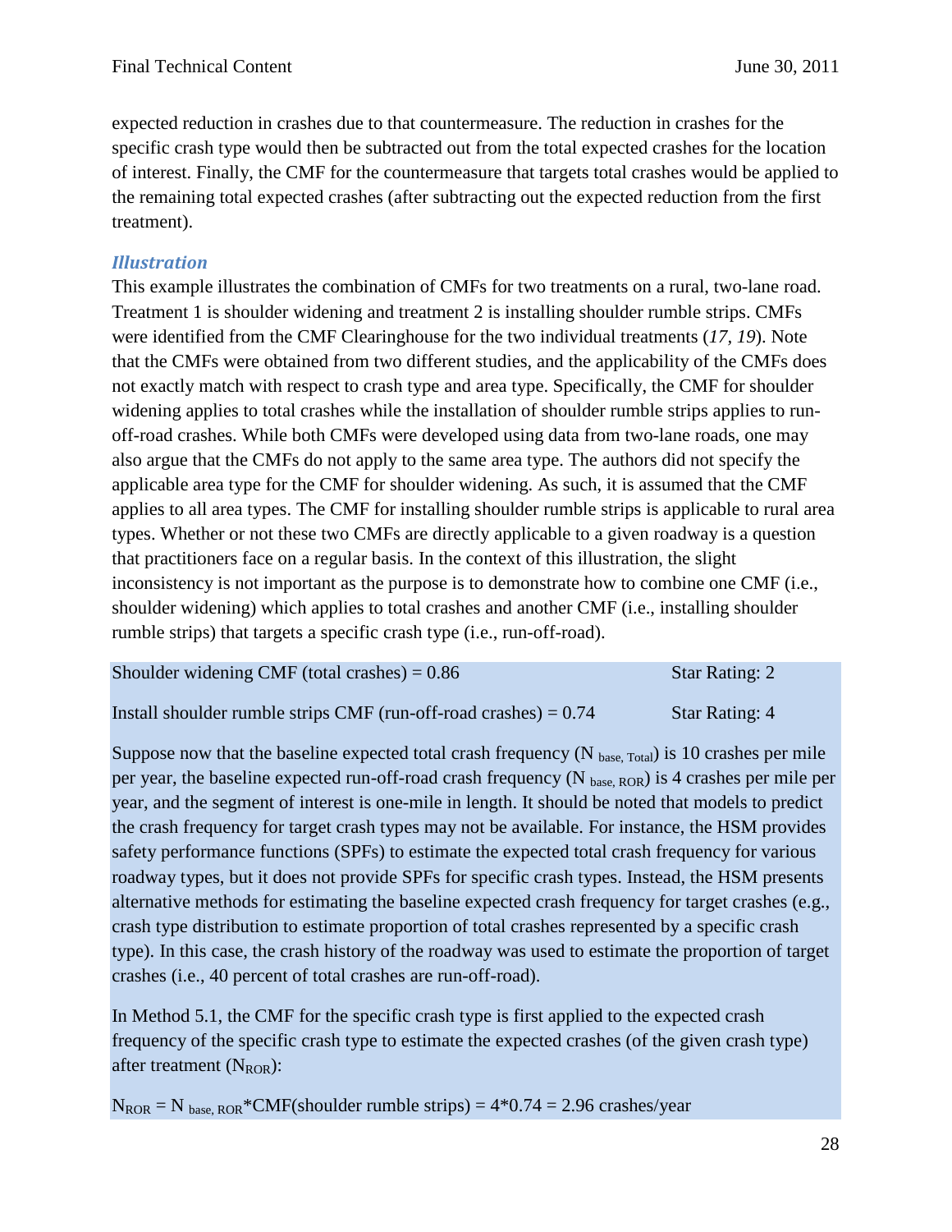expected reduction in crashes due to that countermeasure. The reduction in crashes for the specific crash type would then be subtracted out from the total expected crashes for the location of interest. Finally, the CMF for the countermeasure that targets total crashes would be applied to the remaining total expected crashes (after subtracting out the expected reduction from the first treatment).

### *Illustration*

This example illustrates the combination of CMFs for two treatments on a rural, two-lane road. Treatment 1 is shoulder widening and treatment 2 is installing shoulder rumble strips. CMFs were identified from the CMF Clearinghouse for the two individual treatments (*17, 19*). Note that the CMFs were obtained from two different studies, and the applicability of the CMFs does not exactly match with respect to crash type and area type. Specifically, the CMF for shoulder widening applies to total crashes while the installation of shoulder rumble strips applies to run-off-road crashes. While both CMFs were developed using data from two-lane roads, one may also argue that the CMFs do not apply to the same area type. The authors did not specify the applicable area type for the CMF for shoulder widening. As such, it is assumed that the CMF applies to all area types. The CMF for installing shoulder rumble strips is applicable to rural area types. Whether or not these two CMFs are directly applicable to a given roadway is a question that practitioners face on a regular basis. In the context of this illustration, the slight inconsistency is not important as the purpose is to demonstrate how to combine one CMF (i.e., shoulder widening) which applies to total crashes and another CMF (i.e., installing shoulder rumble strips) that targets a specific crash type (i.e., run-off-road).

Shoulder widening CMF (total crashes) = 0.86 Star Rating: 2

Install shoulder rumble strips CMF (run-off-road crashes) = 0.74 Star Rating: 4

Suppose now that the baseline expected total crash frequency ($N_{base,\ Total}$) is 10 crashes per mile per year, the baseline expected run-off-road crash frequency ($N_{base,\ ROR}$) is 4 crashes per mile per year, and the segment of interest is one-mile in length. It should be noted that models to predict the crash frequency for target crash types may not be available. For instance, the HSM provides safety performance functions (SPFs) to estimate the expected total crash frequency for various roadway types, but it does not provide SPFs for specific crash types. Instead, the HSM presents alternative methods for estimating the baseline expected crash frequency for target crashes (e.g., crash type distribution to estimate proportion of total crashes represented by a specific crash type). In this case, the crash history of the roadway was used to estimate the proportion of target crashes (i.e., 40 percent of total crashes are run-off-road).

In Method 5.1, the CMF for the specific crash type is first applied to the expected crash frequency of the specific crash type to estimate the expected crashes (of the given crash type) after treatment ($N_{ROR}$):

$N_{ROR} = N_{base,\ ROR}$*CMF(shoulder rumble strips) = 4*0.74 = 2.96 crashes/year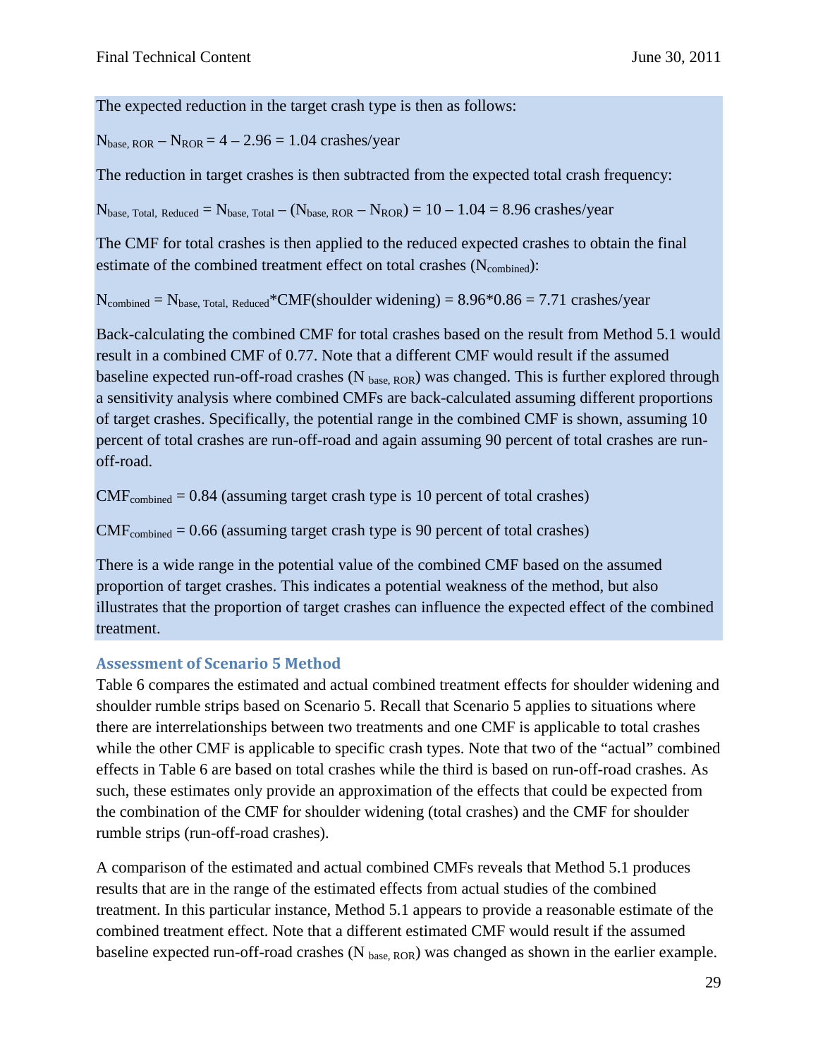The expected reduction in the target crash type is then as follows:

$N_{base, ROR} - N_{ROR} = 4 - 2.96 = 1.04$ crashes/year

The reduction in target crashes is then subtracted from the expected total crash frequency:

$N_{base, Total, Reduced} = N_{base, Total} - (N_{base, ROR} - N_{ROR}) = 10 - 1.04 = 8.96$ crashes/year

The CMF for total crashes is then applied to the reduced expected crashes to obtain the final estimate of the combined treatment effect on total crashes ($N_{combined}$):

$N_{combined} = N_{base, Total, Reduced}$*CMF(shoulder widening) = 8.96*0.86 = 7.71 crashes/year

Back-calculating the combined CMF for total crashes based on the result from Method 5.1 would result in a combined CMF of 0.77. Note that a different CMF would result if the assumed baseline expected run-off-road crashes ($N_{base, ROR}$) was changed. This is further explored through a sensitivity analysis where combined CMFs are back-calculated assuming different proportions of target crashes. Specifically, the potential range in the combined CMF is shown, assuming 10 percent of total crashes are run-off-road and again assuming 90 percent of total crashes are run-off-road.

$CMF_{combined} = 0.84$ (assuming target crash type is 10 percent of total crashes)

$CMF_{combined} = 0.66$ (assuming target crash type is 90 percent of total crashes)

There is a wide range in the potential value of the combined CMF based on the assumed proportion of target crashes. This indicates a potential weakness of the method, but also illustrates that the proportion of target crashes can influence the expected effect of the combined treatment.

### Assessment of Scenario 5 Method

Table 6 compares the estimated and actual combined treatment effects for shoulder widening and shoulder rumble strips based on Scenario 5. Recall that Scenario 5 applies to situations where there are interrelationships between two treatments and one CMF is applicable to total crashes while the other CMF is applicable to specific crash types. Note that two of the "actual" combined effects in Table 6 are based on total crashes while the third is based on run-off-road crashes. As such, these estimates only provide an approximation of the effects that could be expected from the combination of the CMF for shoulder widening (total crashes) and the CMF for shoulder rumble strips (run-off-road crashes).

A comparison of the estimated and actual combined CMFs reveals that Method 5.1 produces results that are in the range of the estimated effects from actual studies of the combined treatment. In this particular instance, Method 5.1 appears to provide a reasonable estimate of the combined treatment effect. Note that a different estimated CMF would result if the assumed baseline expected run-off-road crashes ($N_{base, ROR}$) was changed as shown in the earlier example.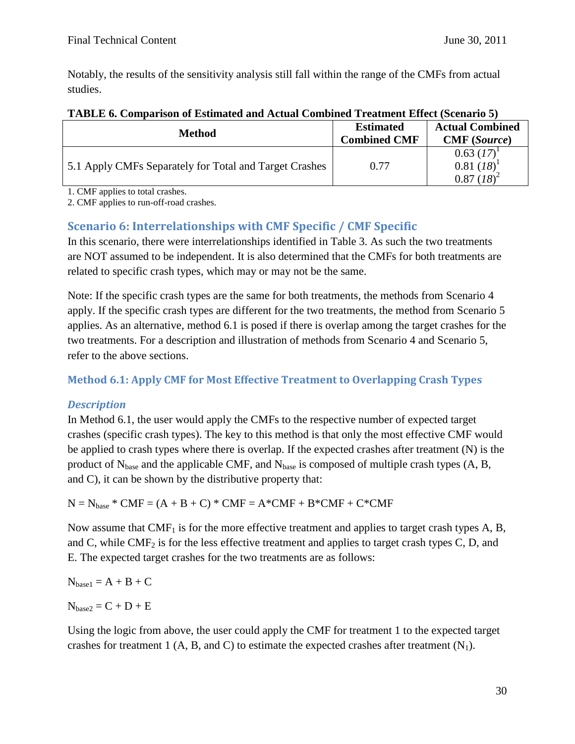Notably, the results of the sensitivity analysis still fall within the range of the CMFs from actual studies.

**TABLE 6. Comparison of Estimated and Actual Combined Treatment Effect (Scenario 5)**

| Method | Estimated Combined CMF | Actual Combined CMF (*Source*) |
|---|---|---|
| 5.1 Apply CMFs Separately for Total and Target Crashes | 0.77 | 0.63 (*17*)[1]<br>0.81 (*18*)[1]<br>0.87 (*18*)[2] |

1. CMF applies to total crashes.
2. CMF applies to run-off-road crashes.

## Scenario 6: Interrelationships with CMF Specific / CMF Specific

In this scenario, there were interrelationships identified in Table 3. As such the two treatments are NOT assumed to be independent. It is also determined that the CMFs for both treatments are related to specific crash types, which may or may not be the same.

Note: If the specific crash types are the same for both treatments, the methods from Scenario 4 apply. If the specific crash types are different for the two treatments, the method from Scenario 5 applies. As an alternative, method 6.1 is posed if there is overlap among the target crashes for the two treatments. For a description and illustration of methods from Scenario 4 and Scenario 5, refer to the above sections.

### Method 6.1: Apply CMF for Most Effective Treatment to Overlapping Crash Types

#### *Description*

In Method 6.1, the user would apply the CMFs to the respective number of expected target crashes (specific crash types). The key to this method is that only the most effective CMF would be applied to crash types where there is overlap. If the expected crashes after treatment (N) is the product of $N_{base}$ and the applicable CMF, and $N_{base}$ is composed of multiple crash types (A, B, and C), it can be shown by the distributive property that:

$$N = N_{base} * CMF = (A + B + C) * CMF = A*CMF + B*CMF + C*CMF$$

Now assume that $CMF_1$ is for the more effective treatment and applies to target crash types A, B, and C, while $CMF_2$ is for the less effective treatment and applies to target crash types C, D, and E. The expected target crashes for the two treatments are as follows:

$$N_{base1} = A + B + C$$

$$N_{base2} = C + D + E$$

Using the logic from above, the user could apply the CMF for treatment 1 to the expected target crashes for treatment 1 (A, B, and C) to estimate the expected crashes after treatment ($N_1$).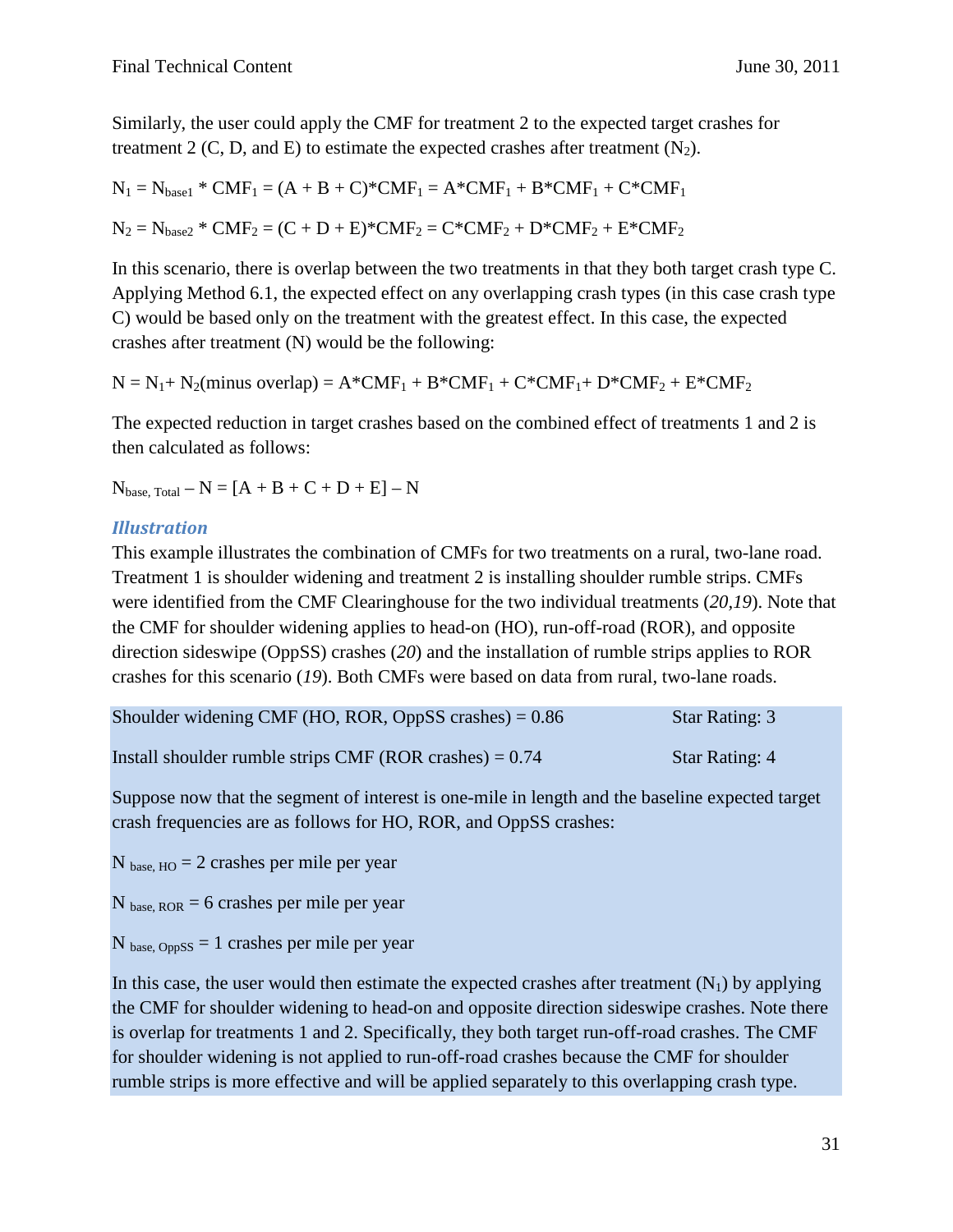Similarly, the user could apply the CMF for treatment 2 to the expected target crashes for treatment 2 (C, D, and E) to estimate the expected crashes after treatment ($N_2$).

$$N_1 = N_{base1} * CMF_1 = (A + B + C)*CMF_1 = A*CMF_1 + B*CMF_1 + C*CMF_1$$

$$N_2 = N_{base2} * CMF_2 = (C + D + E)*CMF_2 = C*CMF_2 + D*CMF_2 + E*CMF_2$$

In this scenario, there is overlap between the two treatments in that they both target crash type C. Applying Method 6.1, the expected effect on any overlapping crash types (in this case crash type C) would be based only on the treatment with the greatest effect. In this case, the expected crashes after treatment (N) would be the following:

$$N = N_1 + N_2(\text{minus overlap}) = A*CMF_1 + B*CMF_1 + C*CMF_1 + D*CMF_2 + E*CMF_2$$

The expected reduction in target crashes based on the combined effect of treatments 1 and 2 is then calculated as follows:

$$N_{base,\ Total} - N = [A + B + C + D + E] - N$$

### *Illustration*

This example illustrates the combination of CMFs for two treatments on a rural, two-lane road. Treatment 1 is shoulder widening and treatment 2 is installing shoulder rumble strips. CMFs were identified from the CMF Clearinghouse for the two individual treatments (*20,19*). Note that the CMF for shoulder widening applies to head-on (HO), run-off-road (ROR), and opposite direction sideswipe (OppSS) crashes (*20*) and the installation of rumble strips applies to ROR crashes for this scenario (*19*). Both CMFs were based on data from rural, two-lane roads.

| | |
|---|---|
| Shoulder widening CMF (HO, ROR, OppSS crashes) = 0.86 | Star Rating: 3 |
| Install shoulder rumble strips CMF (ROR crashes) = 0.74 | Star Rating: 4 |

Suppose now that the segment of interest is one-mile in length and the baseline expected target crash frequencies are as follows for HO, ROR, and OppSS crashes:

$N_{base,\ HO}$ = 2 crashes per mile per year

$N_{base,\ ROR}$ = 6 crashes per mile per year

$N_{base,\ OppSS}$ = 1 crashes per mile per year

In this case, the user would then estimate the expected crashes after treatment ($N_1$) by applying the CMF for shoulder widening to head-on and opposite direction sideswipe crashes. Note there is overlap for treatments 1 and 2. Specifically, they both target run-off-road crashes. The CMF for shoulder widening is not applied to run-off-road crashes because the CMF for shoulder rumble strips is more effective and will be applied separately to this overlapping crash type.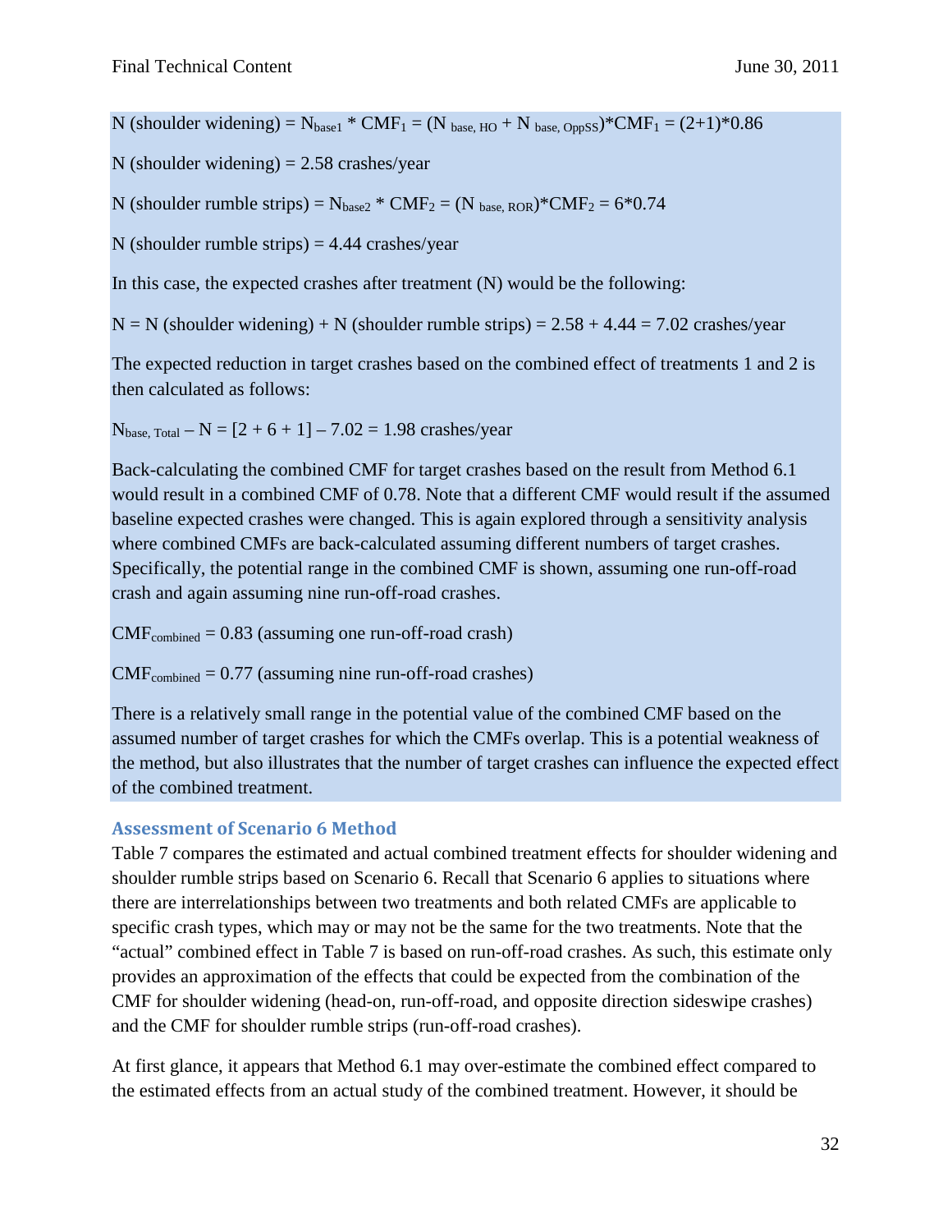$N \text{ (shoulder widening)} = N_{base1} * CMF_1 = (N_{base, HO} + N_{base, OppSS}) * CMF_1 = (2+1)*0.86$

$N \text{ (shoulder widening)} = 2.58$ crashes/year

$N \text{ (shoulder rumble strips)} = N_{base2} * CMF_2 = (N_{base, ROR}) * CMF_2 = 6*0.74$

$N \text{ (shoulder rumble strips)} = 4.44$ crashes/year

In this case, the expected crashes after treatment (N) would be the following:

$N = N \text{ (shoulder widening)} + N \text{ (shoulder rumble strips)} = 2.58 + 4.44 = 7.02$ crashes/year

The expected reduction in target crashes based on the combined effect of treatments 1 and 2 is then calculated as follows:

$N_{base, Total} - N = [2 + 6 + 1] - 7.02 = 1.98$ crashes/year

Back-calculating the combined CMF for target crashes based on the result from Method 6.1 would result in a combined CMF of 0.78. Note that a different CMF would result if the assumed baseline expected crashes were changed. This is again explored through a sensitivity analysis where combined CMFs are back-calculated assuming different numbers of target crashes. Specifically, the potential range in the combined CMF is shown, assuming one run-off-road crash and again assuming nine run-off-road crashes.

$CMF_{combined} = 0.83$ (assuming one run-off-road crash)

$CMF_{combined} = 0.77$ (assuming nine run-off-road crashes)

There is a relatively small range in the potential value of the combined CMF based on the assumed number of target crashes for which the CMFs overlap. This is a potential weakness of the method, but also illustrates that the number of target crashes can influence the expected effect of the combined treatment.

### Assessment of Scenario 6 Method

Table 7 compares the estimated and actual combined treatment effects for shoulder widening and shoulder rumble strips based on Scenario 6. Recall that Scenario 6 applies to situations where there are interrelationships between two treatments and both related CMFs are applicable to specific crash types, which may or may not be the same for the two treatments. Note that the "actual" combined effect in Table 7 is based on run-off-road crashes. As such, this estimate only provides an approximation of the effects that could be expected from the combination of the CMF for shoulder widening (head-on, run-off-road, and opposite direction sideswipe crashes) and the CMF for shoulder rumble strips (run-off-road crashes).

At first glance, it appears that Method 6.1 may over-estimate the combined effect compared to the estimated effects from an actual study of the combined treatment. However, it should be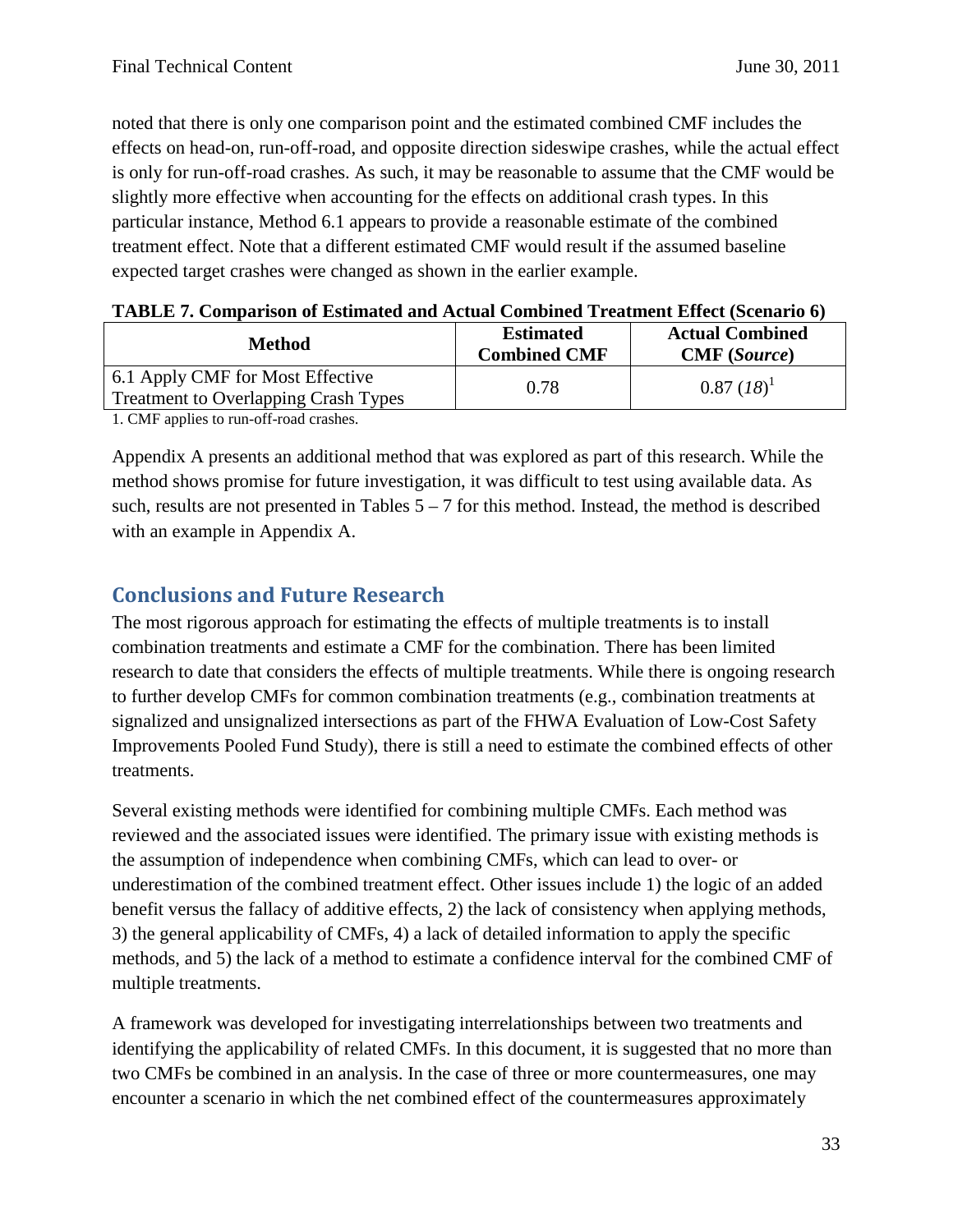noted that there is only one comparison point and the estimated combined CMF includes the effects on head-on, run-off-road, and opposite direction sideswipe crashes, while the actual effect is only for run-off-road crashes. As such, it may be reasonable to assume that the CMF would be slightly more effective when accounting for the effects on additional crash types. In this particular instance, Method 6.1 appears to provide a reasonable estimate of the combined treatment effect. Note that a different estimated CMF would result if the assumed baseline expected target crashes were changed as shown in the earlier example.

**TABLE 7. Comparison of Estimated and Actual Combined Treatment Effect (Scenario 6)**

| Method | Estimated Combined CMF | Actual Combined CMF (*Source*) |
|---|---|---|
| 6.1 Apply CMF for Most Effective Treatment to Overlapping Crash Types | 0.78 | 0.87 (*18*)[1] |

1. CMF applies to run-off-road crashes.

Appendix A presents an additional method that was explored as part of this research. While the method shows promise for future investigation, it was difficult to test using available data. As such, results are not presented in Tables 5 – 7 for this method. Instead, the method is described with an example in Appendix A.

## Conclusions and Future Research

The most rigorous approach for estimating the effects of multiple treatments is to install combination treatments and estimate a CMF for the combination. There has been limited research to date that considers the effects of multiple treatments. While there is ongoing research to further develop CMFs for common combination treatments (e.g., combination treatments at signalized and unsignalized intersections as part of the FHWA Evaluation of Low-Cost Safety Improvements Pooled Fund Study), there is still a need to estimate the combined effects of other treatments.

Several existing methods were identified for combining multiple CMFs. Each method was reviewed and the associated issues were identified. The primary issue with existing methods is the assumption of independence when combining CMFs, which can lead to over- or underestimation of the combined treatment effect. Other issues include 1) the logic of an added benefit versus the fallacy of additive effects, 2) the lack of consistency when applying methods, 3) the general applicability of CMFs, 4) a lack of detailed information to apply the specific methods, and 5) the lack of a method to estimate a confidence interval for the combined CMF of multiple treatments.

A framework was developed for investigating interrelationships between two treatments and identifying the applicability of related CMFs. In this document, it is suggested that no more than two CMFs be combined in an analysis. In the case of three or more countermeasures, one may encounter a scenario in which the net combined effect of the countermeasures approximately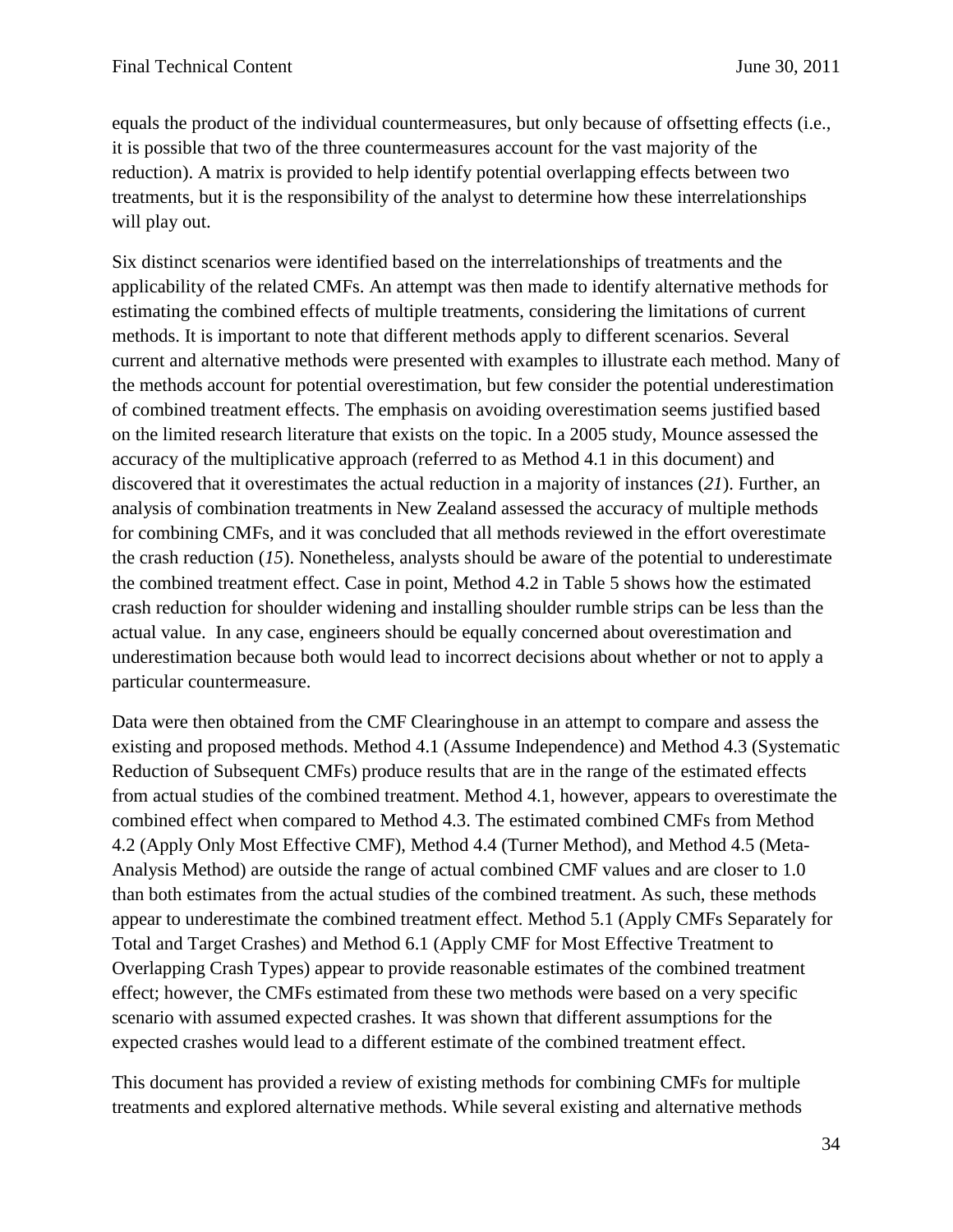equals the product of the individual countermeasures, but only because of offsetting effects (i.e., it is possible that two of the three countermeasures account for the vast majority of the reduction). A matrix is provided to help identify potential overlapping effects between two treatments, but it is the responsibility of the analyst to determine how these interrelationships will play out.

Six distinct scenarios were identified based on the interrelationships of treatments and the applicability of the related CMFs. An attempt was then made to identify alternative methods for estimating the combined effects of multiple treatments, considering the limitations of current methods. It is important to note that different methods apply to different scenarios. Several current and alternative methods were presented with examples to illustrate each method. Many of the methods account for potential overestimation, but few consider the potential underestimation of combined treatment effects. The emphasis on avoiding overestimation seems justified based on the limited research literature that exists on the topic. In a 2005 study, Mounce assessed the accuracy of the multiplicative approach (referred to as Method 4.1 in this document) and discovered that it overestimates the actual reduction in a majority of instances (*21*). Further, an analysis of combination treatments in New Zealand assessed the accuracy of multiple methods for combining CMFs, and it was concluded that all methods reviewed in the effort overestimate the crash reduction (*15*). Nonetheless, analysts should be aware of the potential to underestimate the combined treatment effect. Case in point, Method 4.2 in Table 5 shows how the estimated crash reduction for shoulder widening and installing shoulder rumble strips can be less than the actual value. In any case, engineers should be equally concerned about overestimation and underestimation because both would lead to incorrect decisions about whether or not to apply a particular countermeasure.

Data were then obtained from the CMF Clearinghouse in an attempt to compare and assess the existing and proposed methods. Method 4.1 (Assume Independence) and Method 4.3 (Systematic Reduction of Subsequent CMFs) produce results that are in the range of the estimated effects from actual studies of the combined treatment. Method 4.1, however, appears to overestimate the combined effect when compared to Method 4.3. The estimated combined CMFs from Method 4.2 (Apply Only Most Effective CMF), Method 4.4 (Turner Method), and Method 4.5 (Meta-Analysis Method) are outside the range of actual combined CMF values and are closer to 1.0 than both estimates from the actual studies of the combined treatment. As such, these methods appear to underestimate the combined treatment effect. Method 5.1 (Apply CMFs Separately for Total and Target Crashes) and Method 6.1 (Apply CMF for Most Effective Treatment to Overlapping Crash Types) appear to provide reasonable estimates of the combined treatment effect; however, the CMFs estimated from these two methods were based on a very specific scenario with assumed expected crashes. It was shown that different assumptions for the expected crashes would lead to a different estimate of the combined treatment effect.

This document has provided a review of existing methods for combining CMFs for multiple treatments and explored alternative methods. While several existing and alternative methods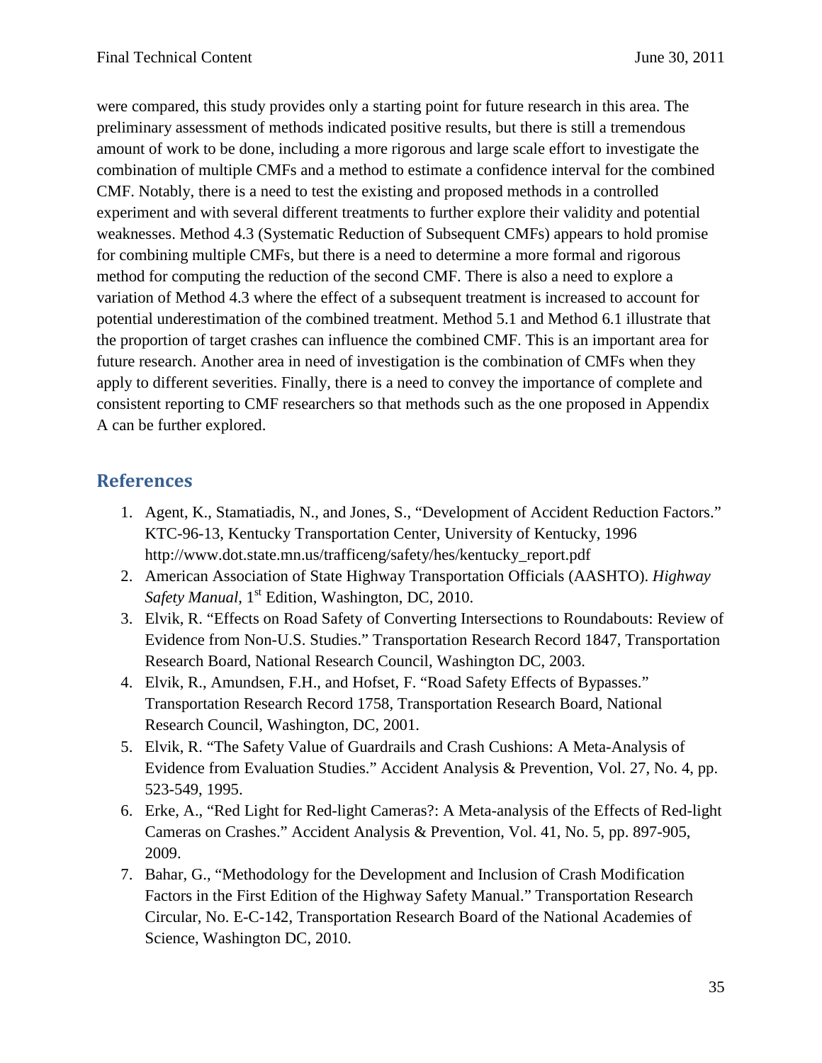were compared, this study provides only a starting point for future research in this area. The preliminary assessment of methods indicated positive results, but there is still a tremendous amount of work to be done, including a more rigorous and large scale effort to investigate the combination of multiple CMFs and a method to estimate a confidence interval for the combined CMF. Notably, there is a need to test the existing and proposed methods in a controlled experiment and with several different treatments to further explore their validity and potential weaknesses. Method 4.3 (Systematic Reduction of Subsequent CMFs) appears to hold promise for combining multiple CMFs, but there is a need to determine a more formal and rigorous method for computing the reduction of the second CMF. There is also a need to explore a variation of Method 4.3 where the effect of a subsequent treatment is increased to account for potential underestimation of the combined treatment. Method 5.1 and Method 6.1 illustrate that the proportion of target crashes can influence the combined CMF. This is an important area for future research. Another area in need of investigation is the combination of CMFs when they apply to different severities. Finally, there is a need to convey the importance of complete and consistent reporting to CMF researchers so that methods such as the one proposed in Appendix A can be further explored.

## References

1. Agent, K., Stamatiadis, N., and Jones, S., "Development of Accident Reduction Factors." KTC-96-13, Kentucky Transportation Center, University of Kentucky, 1996 http://www.dot.state.mn.us/trafficeng/safety/hes/kentucky_report.pdf
2. American Association of State Highway Transportation Officials (AASHTO). *Highway Safety Manual*, 1st Edition, Washington, DC, 2010.
3. Elvik, R. "Effects on Road Safety of Converting Intersections to Roundabouts: Review of Evidence from Non-U.S. Studies." Transportation Research Record 1847, Transportation Research Board, National Research Council, Washington DC, 2003.
4. Elvik, R., Amundsen, F.H., and Hofset, F. "Road Safety Effects of Bypasses." Transportation Research Record 1758, Transportation Research Board, National Research Council, Washington, DC, 2001.
5. Elvik, R. "The Safety Value of Guardrails and Crash Cushions: A Meta-Analysis of Evidence from Evaluation Studies." Accident Analysis & Prevention, Vol. 27, No. 4, pp. 523-549, 1995.
6. Erke, A., "Red Light for Red-light Cameras?: A Meta-analysis of the Effects of Red-light Cameras on Crashes." Accident Analysis & Prevention, Vol. 41, No. 5, pp. 897-905, 2009.
7. Bahar, G., "Methodology for the Development and Inclusion of Crash Modification Factors in the First Edition of the Highway Safety Manual." Transportation Research Circular, No. E-C-142, Transportation Research Board of the National Academies of Science, Washington DC, 2010.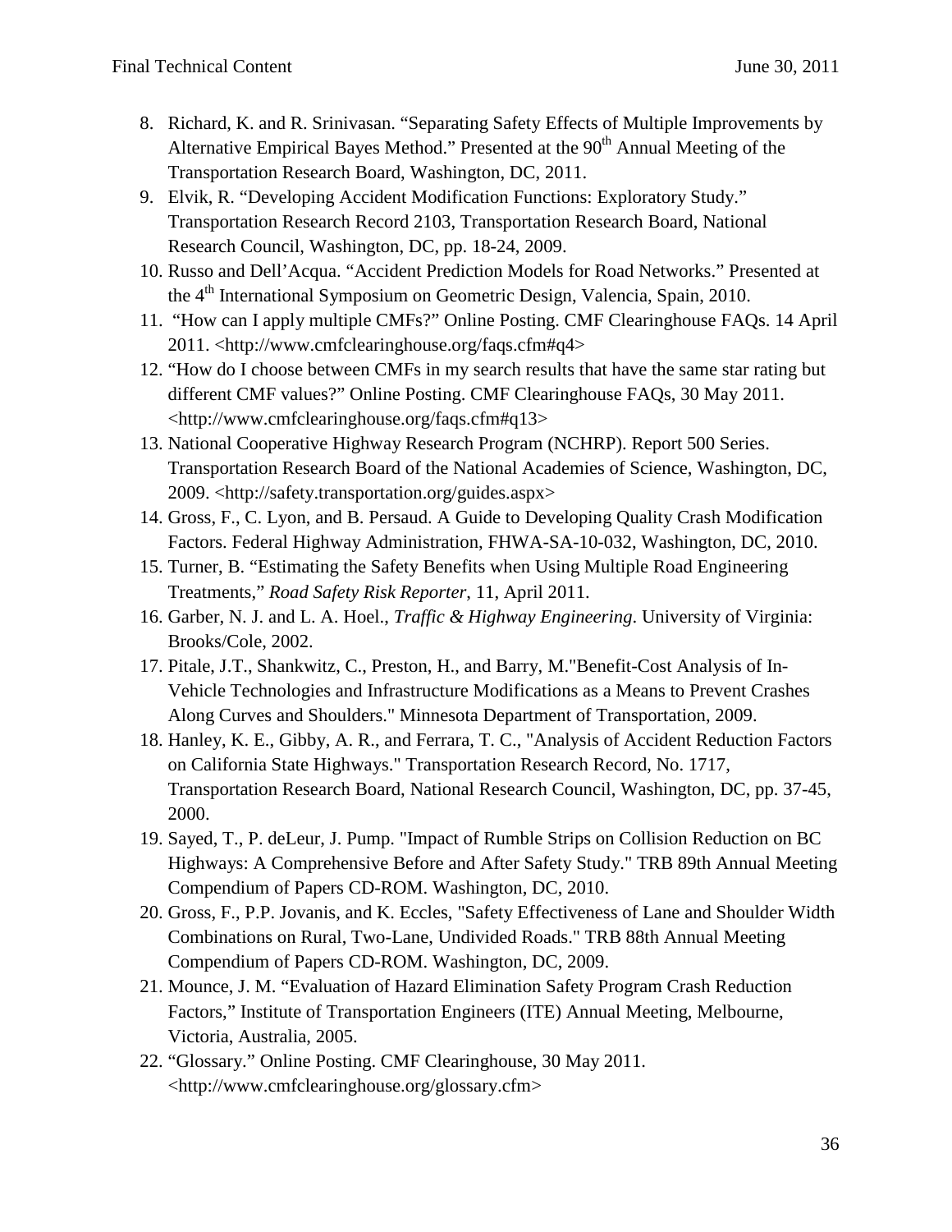8. Richard, K. and R. Srinivasan. "Separating Safety Effects of Multiple Improvements by Alternative Empirical Bayes Method." Presented at the 90th Annual Meeting of the Transportation Research Board, Washington, DC, 2011.
9. Elvik, R. "Developing Accident Modification Functions: Exploratory Study." Transportation Research Record 2103, Transportation Research Board, National Research Council, Washington, DC, pp. 18-24, 2009.
10. Russo and Dell'Acqua. "Accident Prediction Models for Road Networks." Presented at the 4th International Symposium on Geometric Design, Valencia, Spain, 2010.
11. "How can I apply multiple CMFs?" Online Posting. CMF Clearinghouse FAQs. 14 April 2011. <http://www.cmfclearinghouse.org/faqs.cfm#q4>
12. "How do I choose between CMFs in my search results that have the same star rating but different CMF values?" Online Posting. CMF Clearinghouse FAQs, 30 May 2011. <http://www.cmfclearinghouse.org/faqs.cfm#q13>
13. National Cooperative Highway Research Program (NCHRP). Report 500 Series. Transportation Research Board of the National Academies of Science, Washington, DC, 2009. <http://safety.transportation.org/guides.aspx>
14. Gross, F., C. Lyon, and B. Persaud. A Guide to Developing Quality Crash Modification Factors. Federal Highway Administration, FHWA-SA-10-032, Washington, DC, 2010.
15. Turner, B. "Estimating the Safety Benefits when Using Multiple Road Engineering Treatments," *Road Safety Risk Reporter*, 11, April 2011.
16. Garber, N. J. and L. A. Hoel., *Traffic & Highway Engineering*. University of Virginia: Brooks/Cole, 2002.
17. Pitale, J.T., Shankwitz, C., Preston, H., and Barry, M."Benefit-Cost Analysis of In-Vehicle Technologies and Infrastructure Modifications as a Means to Prevent Crashes Along Curves and Shoulders." Minnesota Department of Transportation, 2009.
18. Hanley, K. E., Gibby, A. R., and Ferrara, T. C., "Analysis of Accident Reduction Factors on California State Highways." Transportation Research Record, No. 1717, Transportation Research Board, National Research Council, Washington, DC, pp. 37-45, 2000.
19. Sayed, T., P. deLeur, J. Pump. "Impact of Rumble Strips on Collision Reduction on BC Highways: A Comprehensive Before and After Safety Study." TRB 89th Annual Meeting Compendium of Papers CD-ROM. Washington, DC, 2010.
20. Gross, F., P.P. Jovanis, and K. Eccles, "Safety Effectiveness of Lane and Shoulder Width Combinations on Rural, Two-Lane, Undivided Roads." TRB 88th Annual Meeting Compendium of Papers CD-ROM. Washington, DC, 2009.
21. Mounce, J. M. "Evaluation of Hazard Elimination Safety Program Crash Reduction Factors," Institute of Transportation Engineers (ITE) Annual Meeting, Melbourne, Victoria, Australia, 2005.
22. "Glossary." Online Posting. CMF Clearinghouse, 30 May 2011. <http://www.cmfclearinghouse.org/glossary.cfm>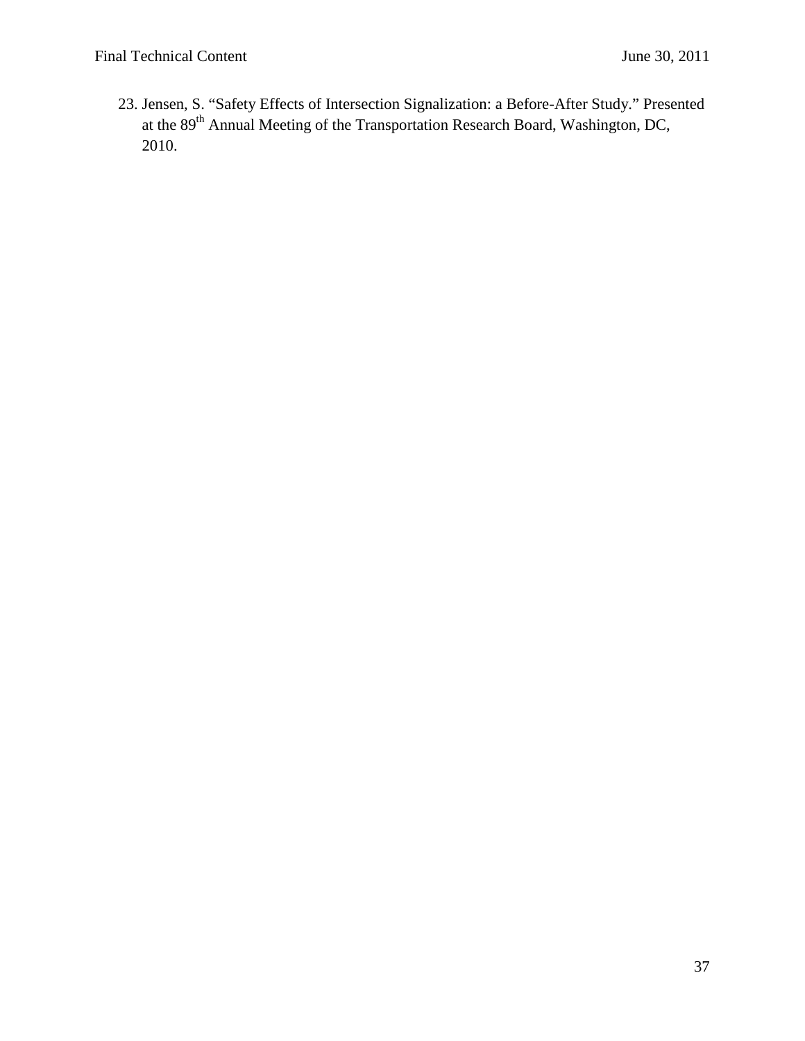23. Jensen, S. “Safety Effects of Intersection Signalization: a Before-After Study.” Presented at the 89th Annual Meeting of the Transportation Research Board, Washington, DC, 2010.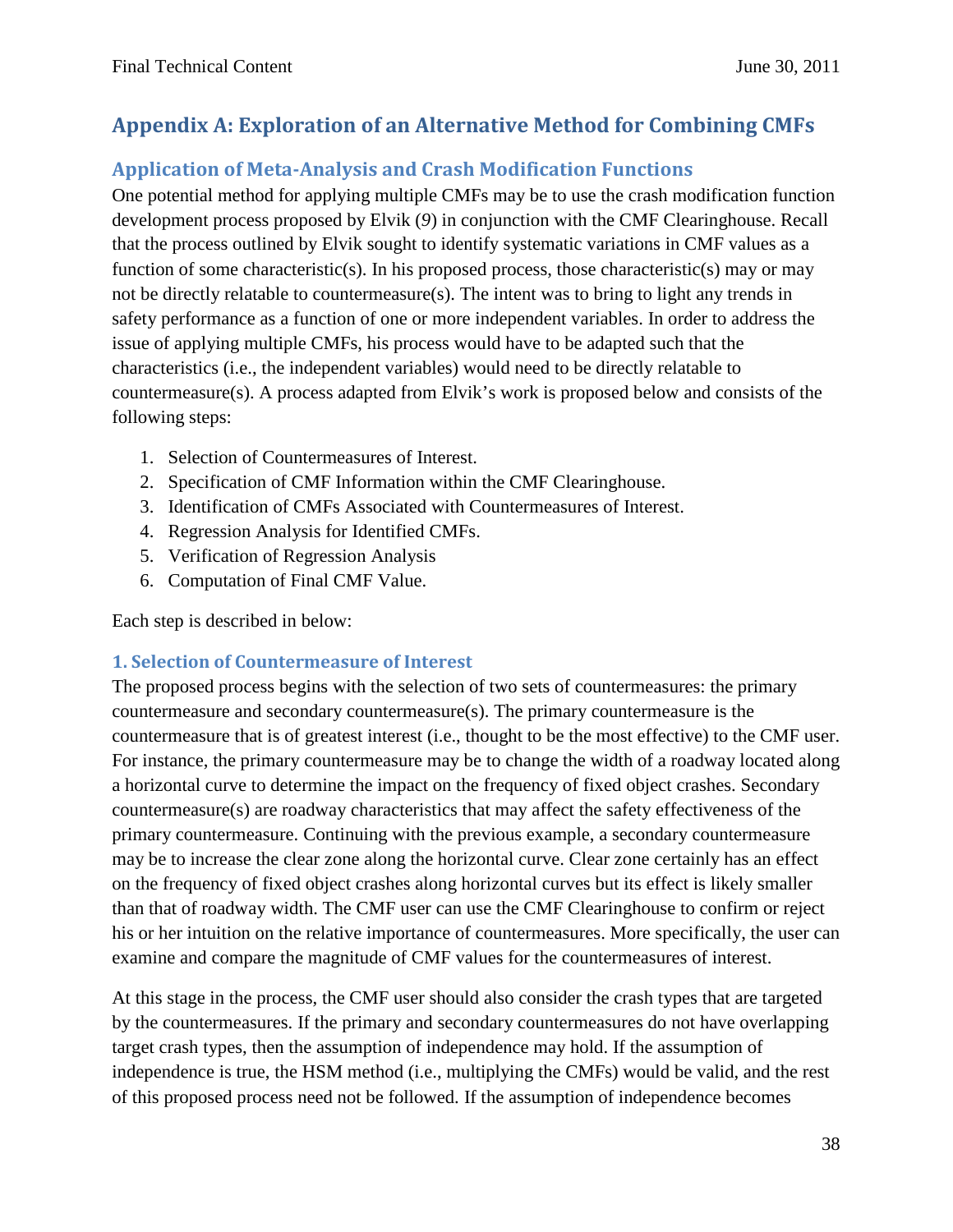## Appendix A: Exploration of an Alternative Method for Combining CMFs

### Application of Meta-Analysis and Crash Modification Functions

One potential method for applying multiple CMFs may be to use the crash modification function development process proposed by Elvik (*9*) in conjunction with the CMF Clearinghouse. Recall that the process outlined by Elvik sought to identify systematic variations in CMF values as a function of some characteristic(s). In his proposed process, those characteristic(s) may or may not be directly relatable to countermeasure(s). The intent was to bring to light any trends in safety performance as a function of one or more independent variables. In order to address the issue of applying multiple CMFs, his process would have to be adapted such that the characteristics (i.e., the independent variables) would need to be directly relatable to countermeasure(s). A process adapted from Elvik's work is proposed below and consists of the following steps:

1. Selection of Countermeasures of Interest.
2. Specification of CMF Information within the CMF Clearinghouse.
3. Identification of CMFs Associated with Countermeasures of Interest.
4. Regression Analysis for Identified CMFs.
5. Verification of Regression Analysis
6. Computation of Final CMF Value.

Each step is described in below:

#### 1. Selection of Countermeasure of Interest

The proposed process begins with the selection of two sets of countermeasures: the primary countermeasure and secondary countermeasure(s). The primary countermeasure is the countermeasure that is of greatest interest (i.e., thought to be the most effective) to the CMF user. For instance, the primary countermeasure may be to change the width of a roadway located along a horizontal curve to determine the impact on the frequency of fixed object crashes. Secondary countermeasure(s) are roadway characteristics that may affect the safety effectiveness of the primary countermeasure. Continuing with the previous example, a secondary countermeasure may be to increase the clear zone along the horizontal curve. Clear zone certainly has an effect on the frequency of fixed object crashes along horizontal curves but its effect is likely smaller than that of roadway width. The CMF user can use the CMF Clearinghouse to confirm or reject his or her intuition on the relative importance of countermeasures. More specifically, the user can examine and compare the magnitude of CMF values for the countermeasures of interest.

At this stage in the process, the CMF user should also consider the crash types that are targeted by the countermeasures. If the primary and secondary countermeasures do not have overlapping target crash types, then the assumption of independence may hold. If the assumption of independence is true, the HSM method (i.e., multiplying the CMFs) would be valid, and the rest of this proposed process need not be followed. If the assumption of independence becomes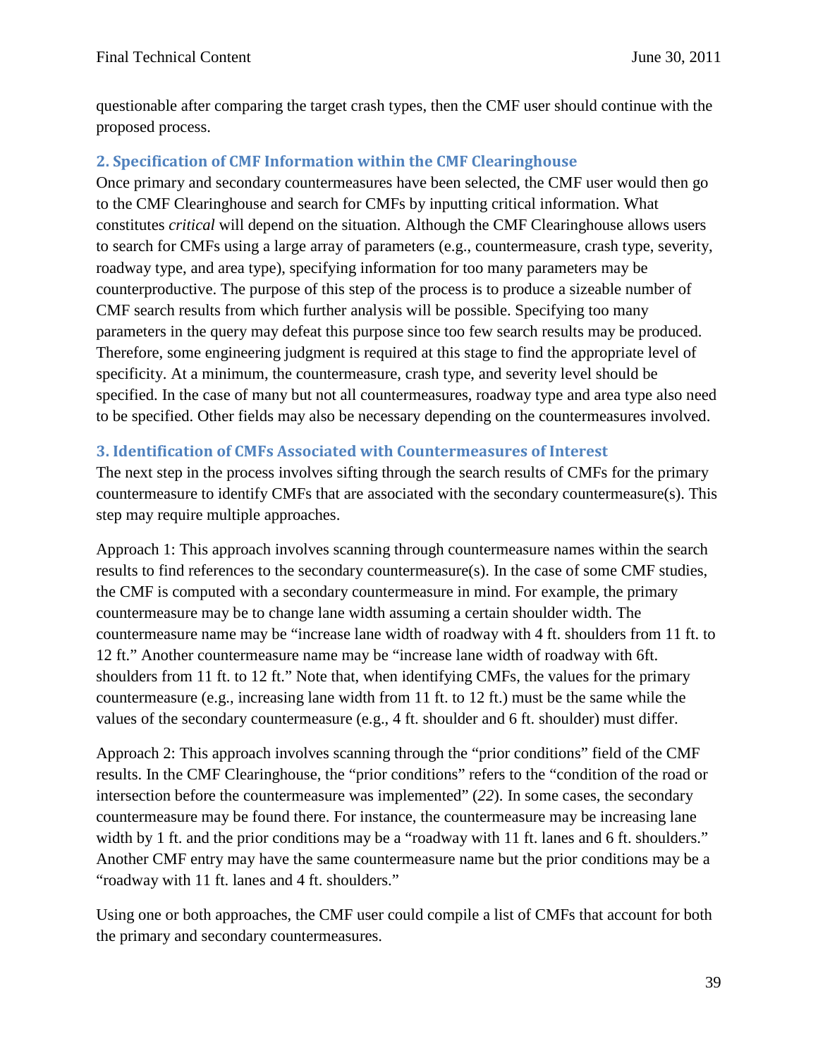questionable after comparing the target crash types, then the CMF user should continue with the proposed process.

## 2. Specification of CMF Information within the CMF Clearinghouse

Once primary and secondary countermeasures have been selected, the CMF user would then go to the CMF Clearinghouse and search for CMFs by inputting critical information. What constitutes *critical* will depend on the situation. Although the CMF Clearinghouse allows users to search for CMFs using a large array of parameters (e.g., countermeasure, crash type, severity, roadway type, and area type), specifying information for too many parameters may be counterproductive. The purpose of this step of the process is to produce a sizeable number of CMF search results from which further analysis will be possible. Specifying too many parameters in the query may defeat this purpose since too few search results may be produced. Therefore, some engineering judgment is required at this stage to find the appropriate level of specificity. At a minimum, the countermeasure, crash type, and severity level should be specified. In the case of many but not all countermeasures, roadway type and area type also need to be specified. Other fields may also be necessary depending on the countermeasures involved.

## 3. Identification of CMFs Associated with Countermeasures of Interest

The next step in the process involves sifting through the search results of CMFs for the primary countermeasure to identify CMFs that are associated with the secondary countermeasure(s). This step may require multiple approaches.

Approach 1: This approach involves scanning through countermeasure names within the search results to find references to the secondary countermeasure(s). In the case of some CMF studies, the CMF is computed with a secondary countermeasure in mind. For example, the primary countermeasure may be to change lane width assuming a certain shoulder width. The countermeasure name may be "increase lane width of roadway with 4 ft. shoulders from 11 ft. to 12 ft." Another countermeasure name may be "increase lane width of roadway with 6ft. shoulders from 11 ft. to 12 ft." Note that, when identifying CMFs, the values for the primary countermeasure (e.g., increasing lane width from 11 ft. to 12 ft.) must be the same while the values of the secondary countermeasure (e.g., 4 ft. shoulder and 6 ft. shoulder) must differ.

Approach 2: This approach involves scanning through the "prior conditions" field of the CMF results. In the CMF Clearinghouse, the "prior conditions" refers to the "condition of the road or intersection before the countermeasure was implemented" (*22*). In some cases, the secondary countermeasure may be found there. For instance, the countermeasure may be increasing lane width by 1 ft. and the prior conditions may be a "roadway with 11 ft. lanes and 6 ft. shoulders." Another CMF entry may have the same countermeasure name but the prior conditions may be a "roadway with 11 ft. lanes and 4 ft. shoulders."

Using one or both approaches, the CMF user could compile a list of CMFs that account for both the primary and secondary countermeasures.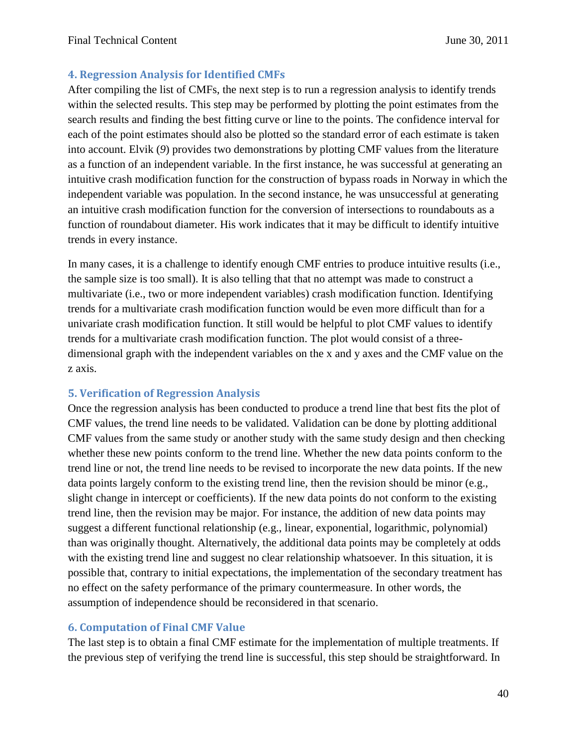### 4. Regression Analysis for Identified CMFs

After compiling the list of CMFs, the next step is to run a regression analysis to identify trends within the selected results. This step may be performed by plotting the point estimates from the search results and finding the best fitting curve or line to the points. The confidence interval for each of the point estimates should also be plotted so the standard error of each estimate is taken into account. Elvik (*9*) provides two demonstrations by plotting CMF values from the literature as a function of an independent variable. In the first instance, he was successful at generating an intuitive crash modification function for the construction of bypass roads in Norway in which the independent variable was population. In the second instance, he was unsuccessful at generating an intuitive crash modification function for the conversion of intersections to roundabouts as a function of roundabout diameter. His work indicates that it may be difficult to identify intuitive trends in every instance.

In many cases, it is a challenge to identify enough CMF entries to produce intuitive results (i.e., the sample size is too small). It is also telling that that no attempt was made to construct a multivariate (i.e., two or more independent variables) crash modification function. Identifying trends for a multivariate crash modification function would be even more difficult than for a univariate crash modification function. It still would be helpful to plot CMF values to identify trends for a multivariate crash modification function. The plot would consist of a three-dimensional graph with the independent variables on the x and y axes and the CMF value on the z axis.

### 5. Verification of Regression Analysis

Once the regression analysis has been conducted to produce a trend line that best fits the plot of CMF values, the trend line needs to be validated. Validation can be done by plotting additional CMF values from the same study or another study with the same study design and then checking whether these new points conform to the trend line. Whether the new data points conform to the trend line or not, the trend line needs to be revised to incorporate the new data points. If the new data points largely conform to the existing trend line, then the revision should be minor (e.g., slight change in intercept or coefficients). If the new data points do not conform to the existing trend line, then the revision may be major. For instance, the addition of new data points may suggest a different functional relationship (e.g., linear, exponential, logarithmic, polynomial) than was originally thought. Alternatively, the additional data points may be completely at odds with the existing trend line and suggest no clear relationship whatsoever. In this situation, it is possible that, contrary to initial expectations, the implementation of the secondary treatment has no effect on the safety performance of the primary countermeasure. In other words, the assumption of independence should be reconsidered in that scenario.

### 6. Computation of Final CMF Value

The last step is to obtain a final CMF estimate for the implementation of multiple treatments. If the previous step of verifying the trend line is successful, this step should be straightforward. In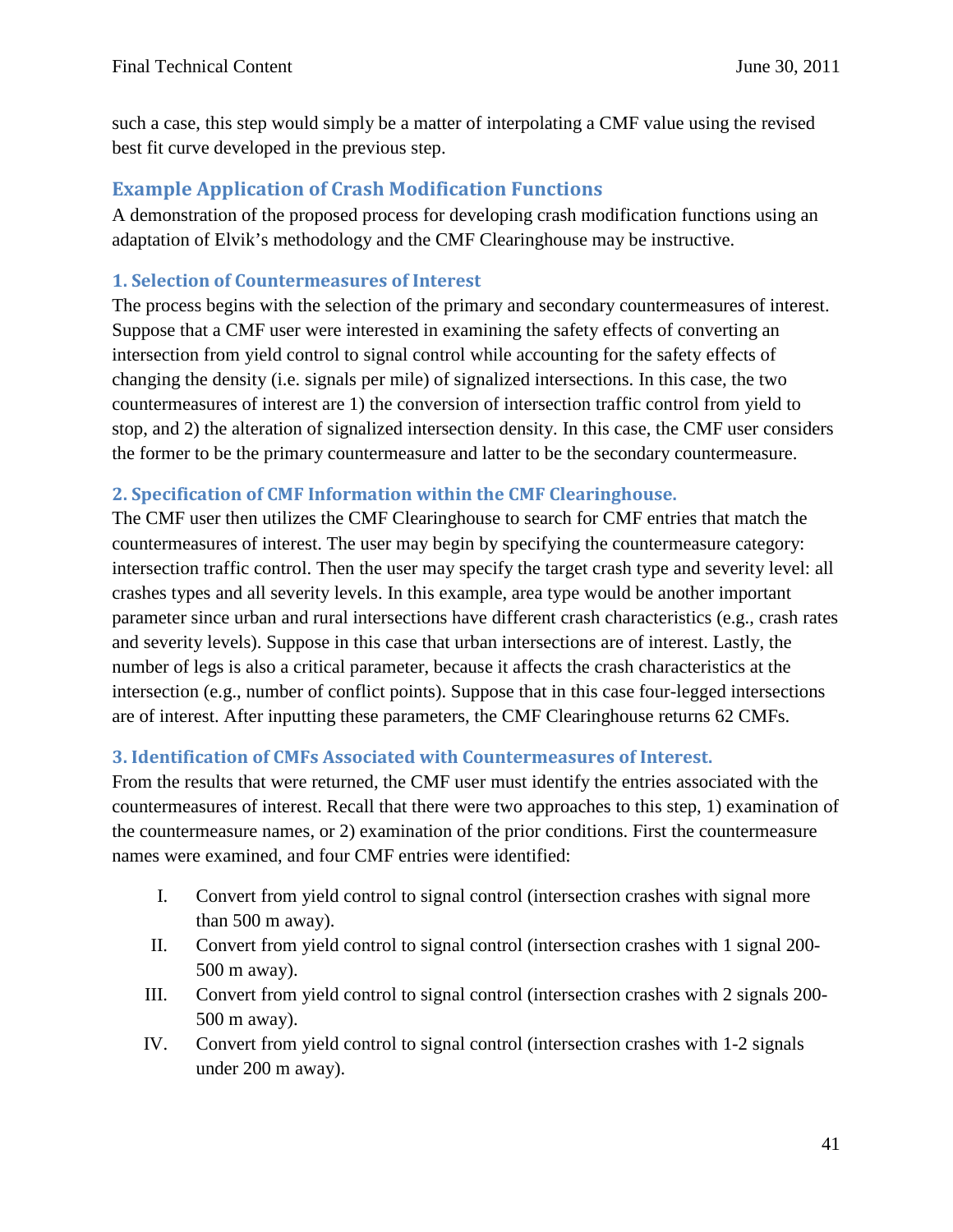such a case, this step would simply be a matter of interpolating a CMF value using the revised best fit curve developed in the previous step.

## Example Application of Crash Modification Functions

A demonstration of the proposed process for developing crash modification functions using an adaptation of Elvik's methodology and the CMF Clearinghouse may be instructive.

### 1. Selection of Countermeasures of Interest

The process begins with the selection of the primary and secondary countermeasures of interest. Suppose that a CMF user were interested in examining the safety effects of converting an intersection from yield control to signal control while accounting for the safety effects of changing the density (i.e. signals per mile) of signalized intersections. In this case, the two countermeasures of interest are 1) the conversion of intersection traffic control from yield to stop, and 2) the alteration of signalized intersection density. In this case, the CMF user considers the former to be the primary countermeasure and latter to be the secondary countermeasure.

### 2. Specification of CMF Information within the CMF Clearinghouse.

The CMF user then utilizes the CMF Clearinghouse to search for CMF entries that match the countermeasures of interest. The user may begin by specifying the countermeasure category: intersection traffic control. Then the user may specify the target crash type and severity level: all crashes types and all severity levels. In this example, area type would be another important parameter since urban and rural intersections have different crash characteristics (e.g., crash rates and severity levels). Suppose in this case that urban intersections are of interest. Lastly, the number of legs is also a critical parameter, because it affects the crash characteristics at the intersection (e.g., number of conflict points). Suppose that in this case four-legged intersections are of interest. After inputting these parameters, the CMF Clearinghouse returns 62 CMFs.

### 3. Identification of CMFs Associated with Countermeasures of Interest.

From the results that were returned, the CMF user must identify the entries associated with the countermeasures of interest. Recall that there were two approaches to this step, 1) examination of the countermeasure names, or 2) examination of the prior conditions. First the countermeasure names were examined, and four CMF entries were identified:

I. Convert from yield control to signal control (intersection crashes with signal more than 500 m away).

II. Convert from yield control to signal control (intersection crashes with 1 signal 200-500 m away).

III. Convert from yield control to signal control (intersection crashes with 2 signals 200-500 m away).

IV. Convert from yield control to signal control (intersection crashes with 1-2 signals under 200 m away).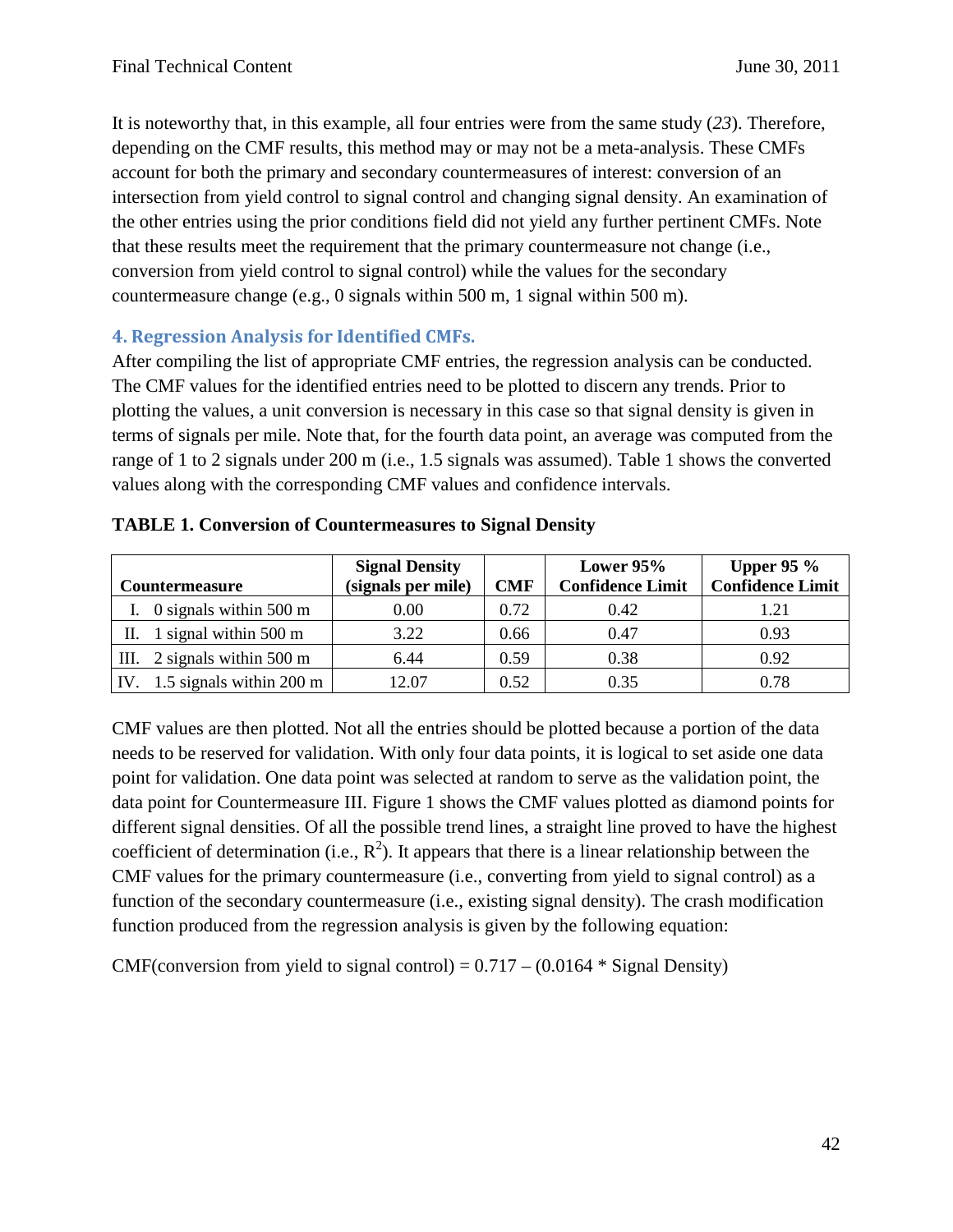It is noteworthy that, in this example, all four entries were from the same study (*23*). Therefore, depending on the CMF results, this method may or may not be a meta-analysis. These CMFs account for both the primary and secondary countermeasures of interest: conversion of an intersection from yield control to signal control and changing signal density. An examination of the other entries using the prior conditions field did not yield any further pertinent CMFs. Note that these results meet the requirement that the primary countermeasure not change (i.e., conversion from yield control to signal control) while the values for the secondary countermeasure change (e.g., 0 signals within 500 m, 1 signal within 500 m).

### 4. Regression Analysis for Identified CMFs.

After compiling the list of appropriate CMF entries, the regression analysis can be conducted. The CMF values for the identified entries need to be plotted to discern any trends. Prior to plotting the values, a unit conversion is necessary in this case so that signal density is given in terms of signals per mile. Note that, for the fourth data point, an average was computed from the range of 1 to 2 signals under 200 m (i.e., 1.5 signals was assumed). Table 1 shows the converted values along with the corresponding CMF values and confidence intervals.

**TABLE 1. Conversion of Countermeasures to Signal Density**

| Countermeasure | Signal Density (signals per mile) | CMF | Lower 95% Confidence Limit | Upper 95 % Confidence Limit |
|---|---|---|---|---|
| I. 0 signals within 500 m | 0.00 | 0.72 | 0.42 | 1.21 |
| II. 1 signal within 500 m | 3.22 | 0.66 | 0.47 | 0.93 |
| III. 2 signals within 500 m | 6.44 | 0.59 | 0.38 | 0.92 |
| IV. 1.5 signals within 200 m | 12.07 | 0.52 | 0.35 | 0.78 |

CMF values are then plotted. Not all the entries should be plotted because a portion of the data needs to be reserved for validation. With only four data points, it is logical to set aside one data point for validation. One data point was selected at random to serve as the validation point, the data point for Countermeasure III. Figure 1 shows the CMF values plotted as diamond points for different signal densities. Of all the possible trend lines, a straight line proved to have the highest coefficient of determination (i.e., $R^2$). It appears that there is a linear relationship between the CMF values for the primary countermeasure (i.e., converting from yield to signal control) as a function of the secondary countermeasure (i.e., existing signal density). The crash modification function produced from the regression analysis is given by the following equation:

CMF(conversion from yield to signal control) = 0.717 – (0.0164 * Signal Density)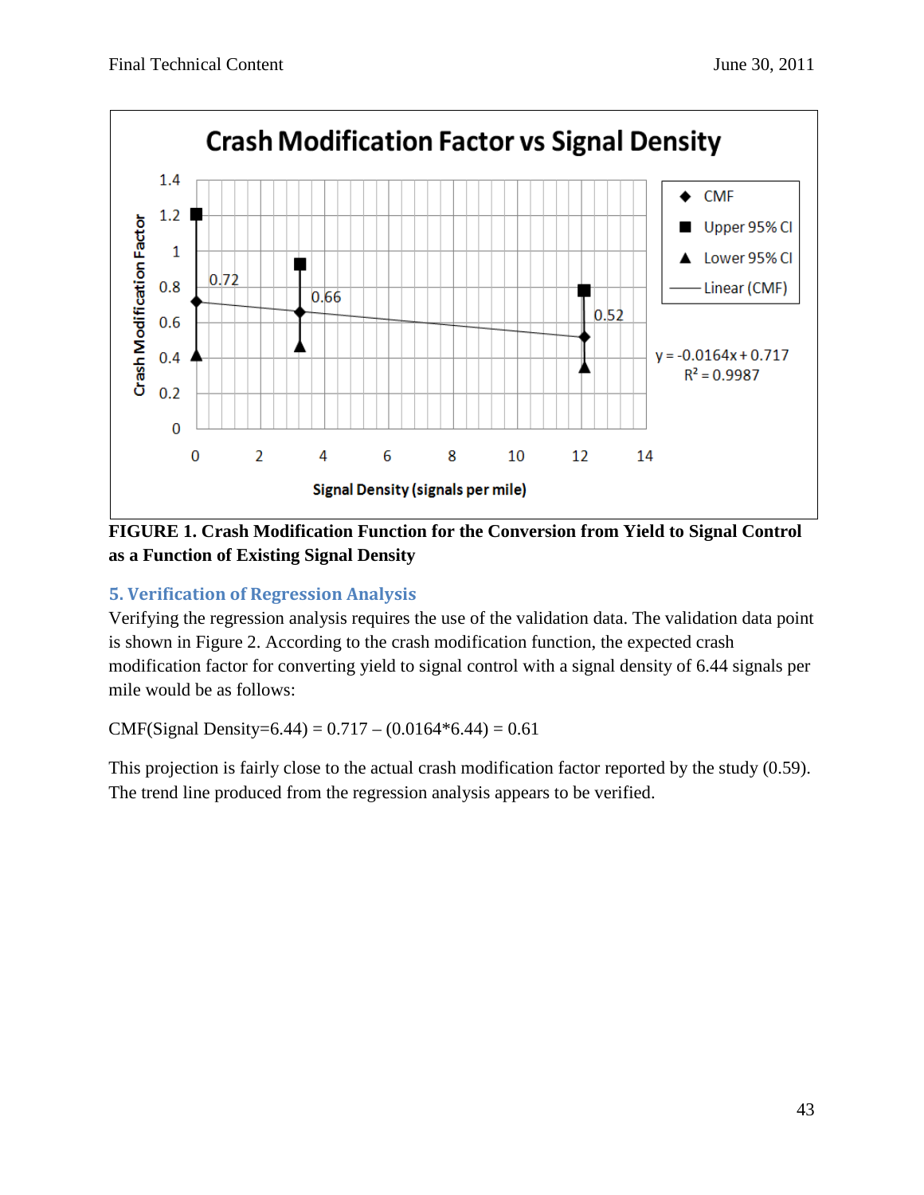**FIGURE 1. Crash Modification Function for the Conversion from Yield to Signal Control as a Function of Existing Signal Density**

## 5. Verification of Regression Analysis

Verifying the regression analysis requires the use of the validation data. The validation data point is shown in Figure 2. According to the crash modification function, the expected crash modification factor for converting yield to signal control with a signal density of 6.44 signals per mile would be as follows:

CMF(Signal Density=6.44) = 0.717 – (0.0164*6.44) = 0.61

This projection is fairly close to the actual crash modification factor reported by the study (0.59). The trend line produced from the regression analysis appears to be verified.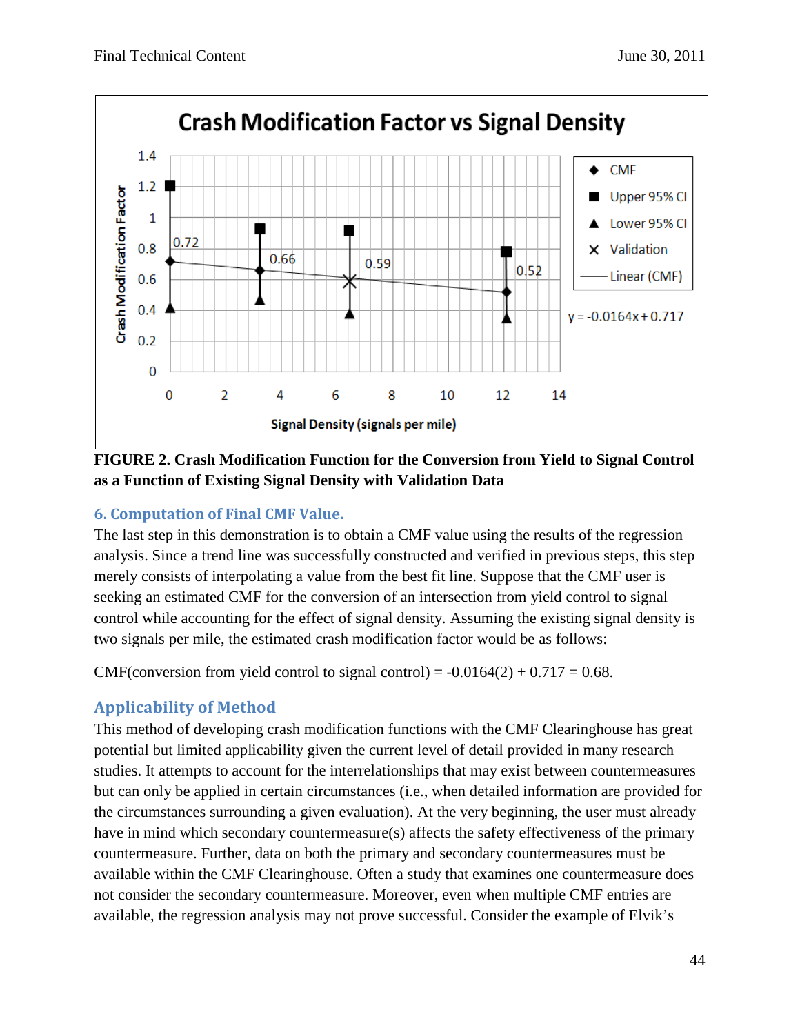**FIGURE 2. Crash Modification Function for the Conversion from Yield to Signal Control as a Function of Existing Signal Density with Validation Data**

### 6. Computation of Final CMF Value.

The last step in this demonstration is to obtain a CMF value using the results of the regression analysis. Since a trend line was successfully constructed and verified in previous steps, this step merely consists of interpolating a value from the best fit line. Suppose that the CMF user is seeking an estimated CMF for the conversion of an intersection from yield control to signal control while accounting for the effect of signal density. Assuming the existing signal density is two signals per mile, the estimated crash modification factor would be as follows:

CMF(conversion from yield control to signal control) = $-0.0164(2) + 0.717 = 0.68$.

## Applicability of Method

This method of developing crash modification functions with the CMF Clearinghouse has great potential but limited applicability given the current level of detail provided in many research studies. It attempts to account for the interrelationships that may exist between countermeasures but can only be applied in certain circumstances (i.e., when detailed information are provided for the circumstances surrounding a given evaluation). At the very beginning, the user must already have in mind which secondary countermeasure(s) affects the safety effectiveness of the primary countermeasure. Further, data on both the primary and secondary countermeasures must be available within the CMF Clearinghouse. Often a study that examines one countermeasure does not consider the secondary countermeasure. Moreover, even when multiple CMF entries are available, the regression analysis may not prove successful. Consider the example of Elvik's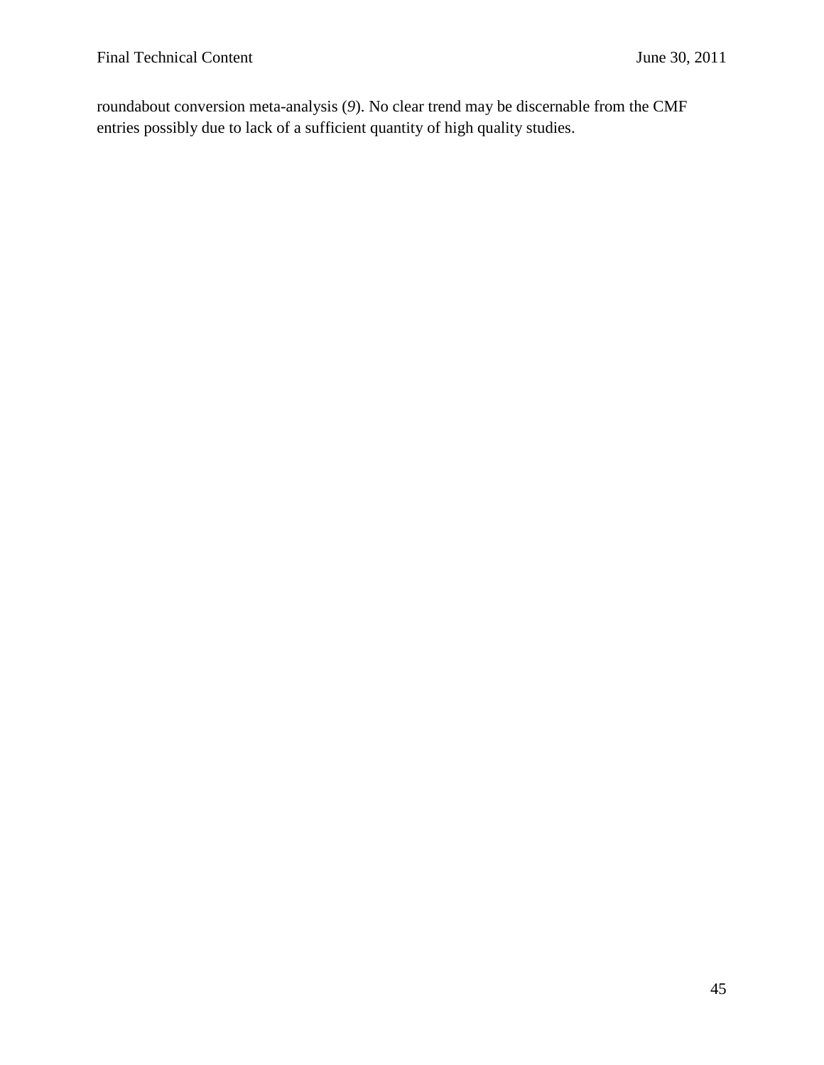roundabout conversion meta-analysis (*9*). No clear trend may be discernable from the CMF entries possibly due to lack of a sufficient quantity of high quality studies.